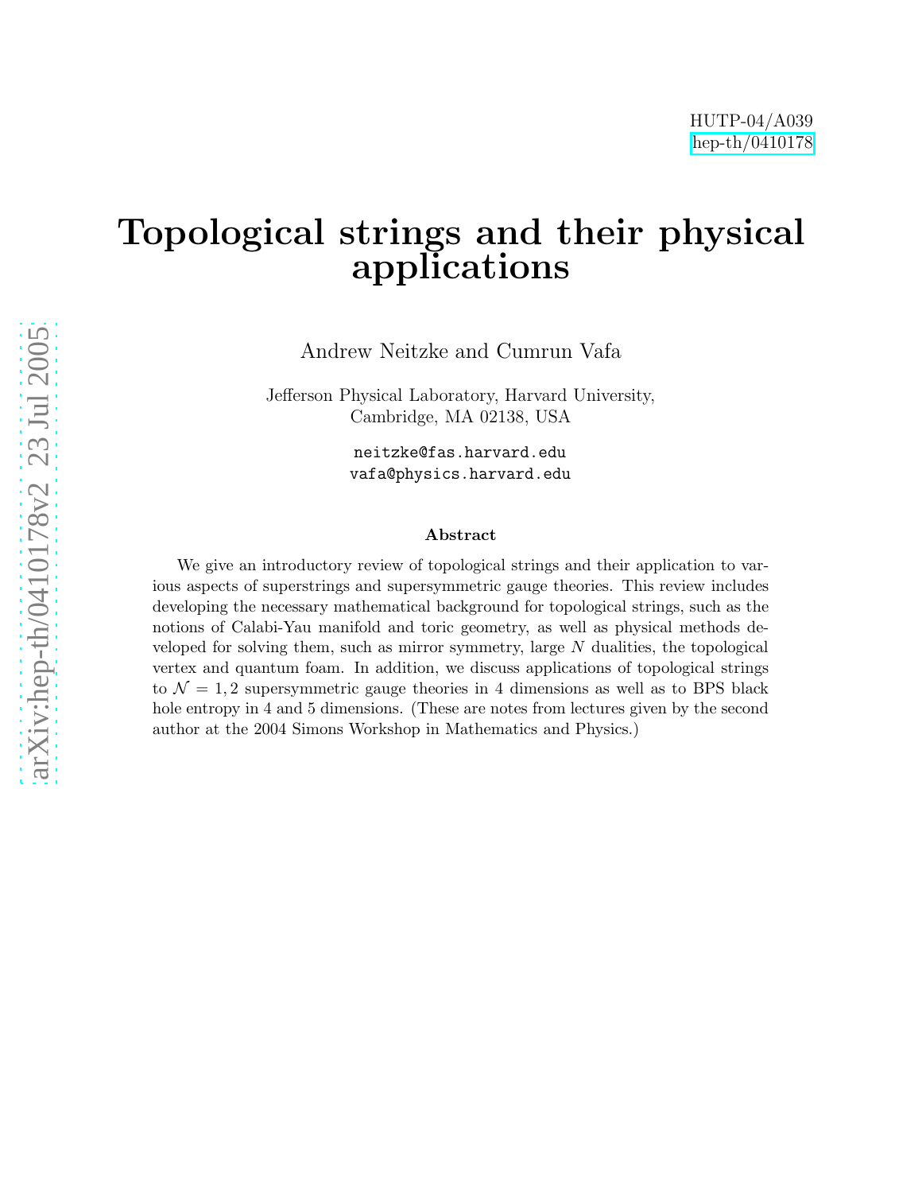HUTP-04/A039
hep-th/0410178

# Topological strings and their physical applications

Andrew Neitzke and Cumrun Vafa

Jefferson Physical Laboratory, Harvard University,
Cambridge, MA 02138, USA

neitzke@fas.harvard.edu
vafa@physics.harvard.edu

### Abstract

We give an introductory review of topological strings and their application to various aspects of superstrings and supersymmetric gauge theories. This review includes developing the necessary mathematical background for topological strings, such as the notions of Calabi-Yau manifold and toric geometry, as well as physical methods developed for solving them, such as mirror symmetry, large $N$ dualities, the topological vertex and quantum foam. In addition, we discuss applications of topological strings to $\mathcal{N} = 1, 2$ supersymmetric gauge theories in 4 dimensions as well as to BPS black hole entropy in 4 and 5 dimensions. (These are notes from lectures given by the second author at the 2004 Simons Workshop in Mathematics and Physics.)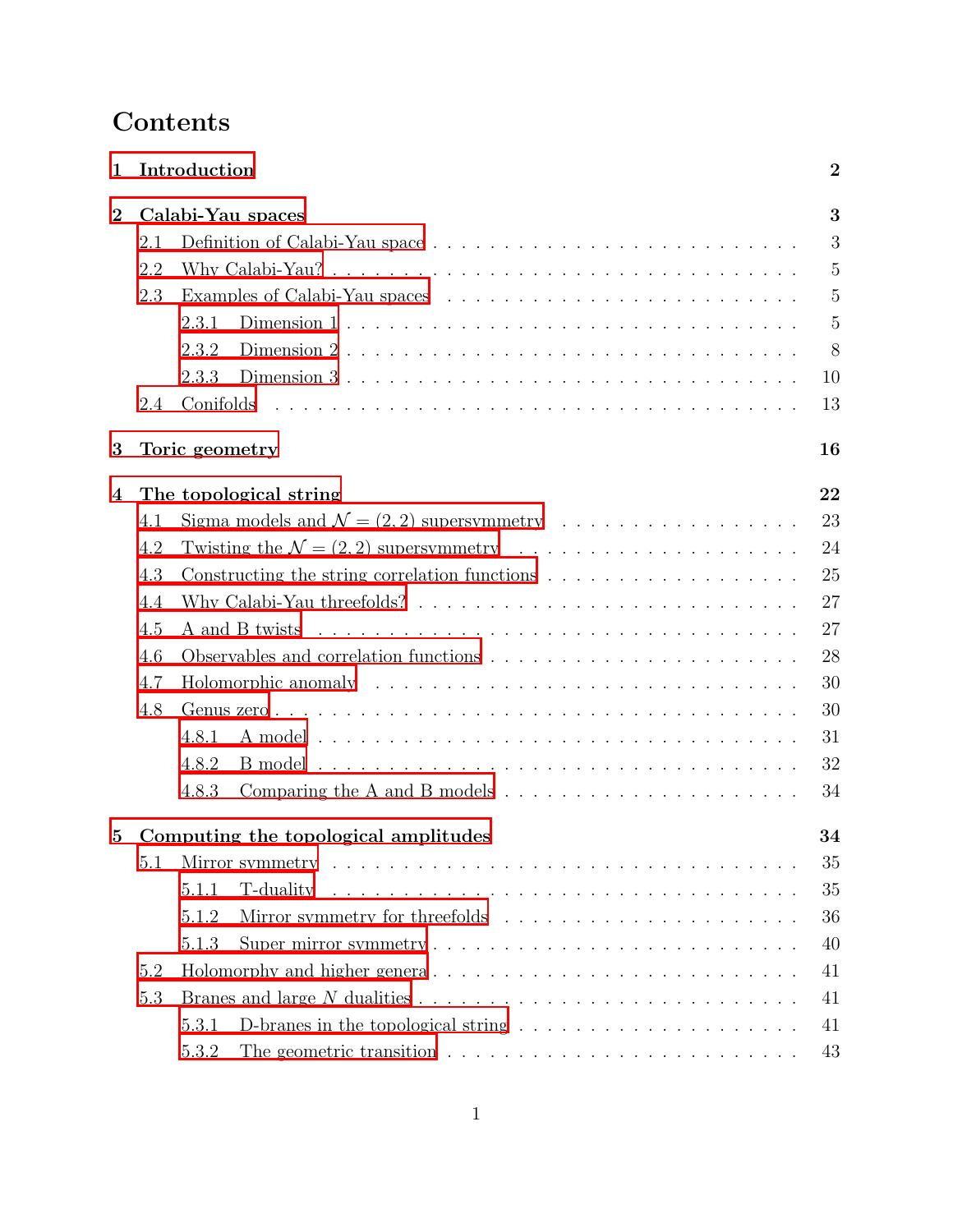# Contents

**1 Introduction** **2**

**2 Calabi-Yau spaces** **3**

- 2.1 Definition of Calabi-Yau space . . . . . . . . . . 3
- 2.2 Why Calabi-Yau? . . . . . . . . . . 5
- 2.3 Examples of Calabi-Yau spaces . . . . . . . . . . 5
  - 2.3.1 Dimension 1 . . . . . . . . . . 5
  - 2.3.2 Dimension 2 . . . . . . . . . . 8
  - 2.3.3 Dimension 3 . . . . . . . . . . 10
- 2.4 Conifolds . . . . . . . . . . 13

**3 Toric geometry** **16**

**4 The topological string** **22**

- 4.1 Sigma models and $\mathcal{N} = (2,2)$ supersymmetry . . . . . . . . . . 23
- 4.2 Twisting the $\mathcal{N} = (2,2)$ supersymmetry . . . . . . . . . . 24
- 4.3 Constructing the string correlation functions . . . . . . . . . . 25
- 4.4 Why Calabi-Yau threefolds? . . . . . . . . . . 27
- 4.5 A and B twists . . . . . . . . . . 27
- 4.6 Observables and correlation functions . . . . . . . . . . 28
- 4.7 Holomorphic anomaly . . . . . . . . . . 30
- 4.8 Genus zero . . . . . . . . . . 30
  - 4.8.1 A model . . . . . . . . . . 31
  - 4.8.2 B model . . . . . . . . . . 32
  - 4.8.3 Comparing the A and B models . . . . . . . . . . 34

**5 Computing the topological amplitudes** **34**

- 5.1 Mirror symmetry . . . . . . . . . . 35
  - 5.1.1 T-duality . . . . . . . . . . 35
  - 5.1.2 Mirror symmetry for threefolds . . . . . . . . . . 36
  - 5.1.3 Super mirror symmetry . . . . . . . . . . 40
- 5.2 Holomorphy and higher genera . . . . . . . . . . 41
- 5.3 Branes and large $N$ dualities . . . . . . . . . . 41
  - 5.3.1 D-branes in the topological string . . . . . . . . . . 41
  - 5.3.2 The geometric transition . . . . . . . . . . 43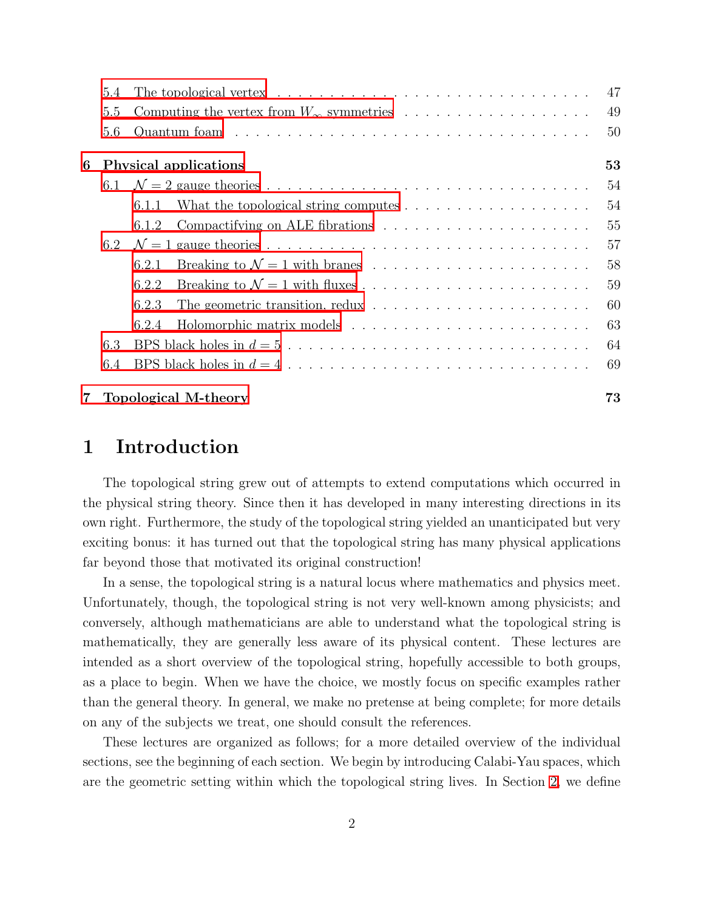5.4 The topological vertex . . . . . . . . . . . . . . . . . . . . . . . . . . . . . . . 47
5.5 Computing the vertex from $W_\infty$ symmetries . . . . . . . . . . . . . . . . . . 49
5.6 Quantum foam . . . . . . . . . . . . . . . . . . . . . . . . . . . . . . . . . . . 50

**6 Physical applications** **53**
6.1 $\mathcal{N} = 2$ gauge theories . . . . . . . . . . . . . . . . . . . . . . . . . . . . 54
6.1.1 What the topological string computes . . . . . . . . . . . . . . . . . . . 54
6.1.2 Compactifying on ALE fibrations . . . . . . . . . . . . . . . . . . . . . 55
6.2 $\mathcal{N} = 1$ gauge theories . . . . . . . . . . . . . . . . . . . . . . . . . . . . 57
6.2.1 Breaking to $\mathcal{N} = 1$ with branes . . . . . . . . . . . . . . . . . . . . . . 58
6.2.2 Breaking to $\mathcal{N} = 1$ with fluxes . . . . . . . . . . . . . . . . . . . . . . 59
6.2.3 The geometric transition, redux . . . . . . . . . . . . . . . . . . . . . . 60
6.2.4 Holomorphic matrix models . . . . . . . . . . . . . . . . . . . . . . . . 63
6.3 BPS black holes in $d = 5$ . . . . . . . . . . . . . . . . . . . . . . . . . . . . . 64
6.4 BPS black holes in $d = 4$ . . . . . . . . . . . . . . . . . . . . . . . . . . . . . 69

**7 Topological M-theory** **73**

# 1 Introduction

The topological string grew out of attempts to extend computations which occurred in the physical string theory. Since then it has developed in many interesting directions in its own right. Furthermore, the study of the topological string yielded an unanticipated but very exciting bonus: it has turned out that the topological string has many physical applications far beyond those that motivated its original construction!

In a sense, the topological string is a natural locus where mathematics and physics meet. Unfortunately, though, the topological string is not very well-known among physicists; and conversely, although mathematicians are able to understand what the topological string is mathematically, they are generally less aware of its physical content. These lectures are intended as a short overview of the topological string, hopefully accessible to both groups, as a place to begin. When we have the choice, we mostly focus on specific examples rather than the general theory. In general, we make no pretense at being complete; for more details on any of the subjects we treat, one should consult the references.

These lectures are organized as follows; for a more detailed overview of the individual sections, see the beginning of each section. We begin by introducing Calabi-Yau spaces, which are the geometric setting within which the topological string lives. In Section 2, we define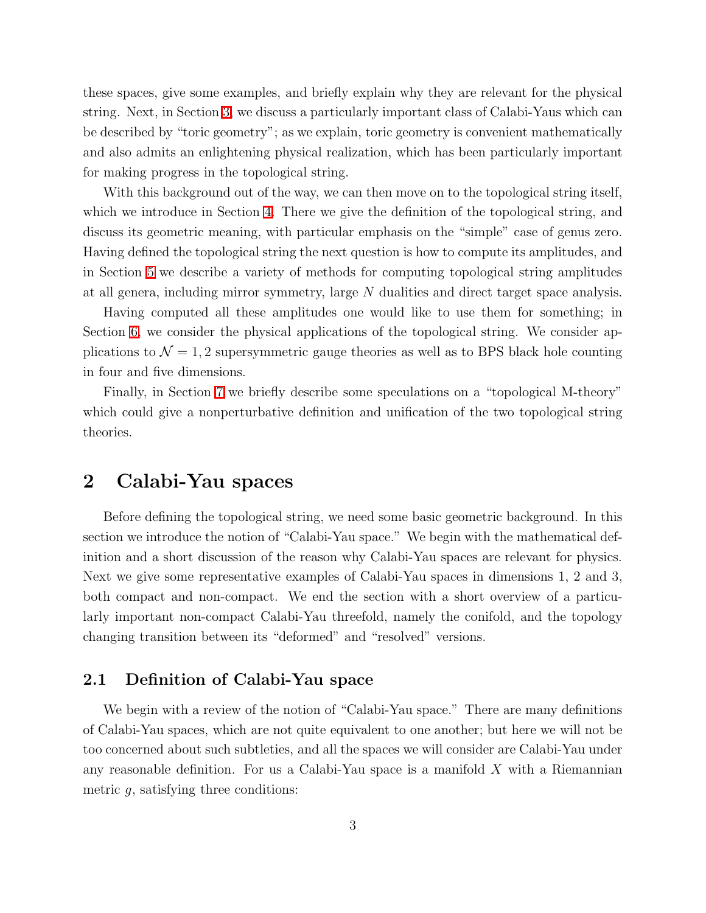these spaces, give some examples, and briefly explain why they are relevant for the physical string. Next, in Section 3, we discuss a particularly important class of Calabi-Yaus which can be described by "toric geometry"; as we explain, toric geometry is convenient mathematically and also admits an enlightening physical realization, which has been particularly important for making progress in the topological string.

With this background out of the way, we can then move on to the topological string itself, which we introduce in Section 4. There we give the definition of the topological string, and discuss its geometric meaning, with particular emphasis on the "simple" case of genus zero. Having defined the topological string the next question is how to compute its amplitudes, and in Section 5 we describe a variety of methods for computing topological string amplitudes at all genera, including mirror symmetry, large $N$ dualities and direct target space analysis.

Having computed all these amplitudes one would like to use them for something; in Section 6, we consider the physical applications of the topological string. We consider applications to $\mathcal{N} = 1, 2$ supersymmetric gauge theories as well as to BPS black hole counting in four and five dimensions.

Finally, in Section 7 we briefly describe some speculations on a "topological M-theory" which could give a nonperturbative definition and unification of the two topological string theories.

## 2 Calabi-Yau spaces

Before defining the topological string, we need some basic geometric background. In this section we introduce the notion of "Calabi-Yau space." We begin with the mathematical definition and a short discussion of the reason why Calabi-Yau spaces are relevant for physics. Next we give some representative examples of Calabi-Yau spaces in dimensions 1, 2 and 3, both compact and non-compact. We end the section with a short overview of a particularly important non-compact Calabi-Yau threefold, namely the conifold, and the topology changing transition between its "deformed" and "resolved" versions.

### 2.1 Definition of Calabi-Yau space

We begin with a review of the notion of "Calabi-Yau space." There are many definitions of Calabi-Yau spaces, which are not quite equivalent to one another; but here we will not be too concerned about such subtleties, and all the spaces we will consider are Calabi-Yau under any reasonable definition. For us a Calabi-Yau space is a manifold $X$ with a Riemannian metric $g$, satisfying three conditions: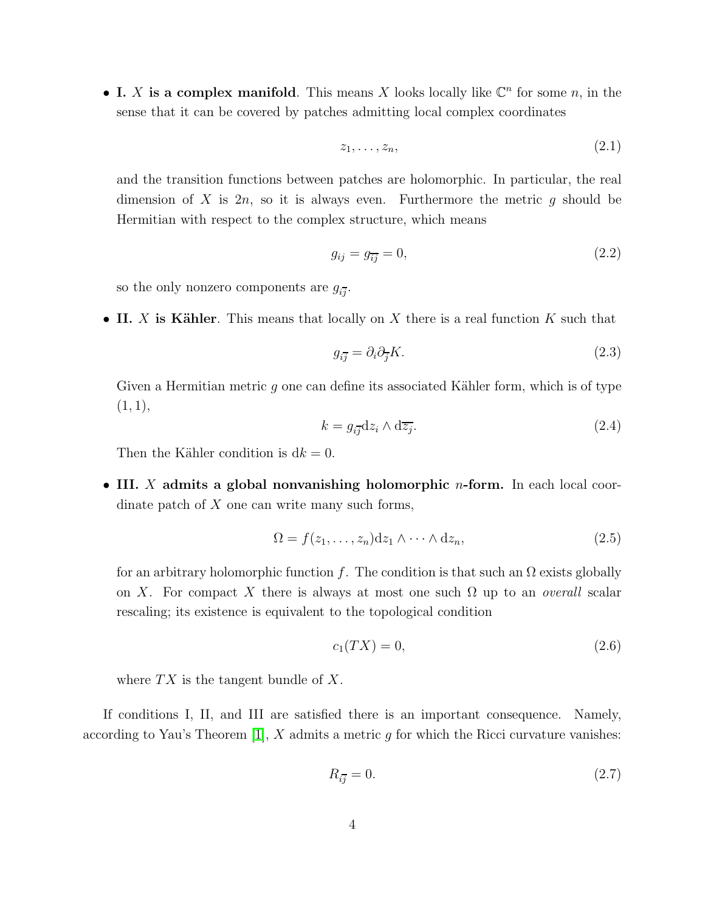- **I. $X$ is a complex manifold**. This means $X$ looks locally like $\mathbb{C}^n$ for some $n$, in the sense that it can be covered by patches admitting local complex coordinates

$$z_1, \ldots, z_n, \tag{2.1}$$

and the transition functions between patches are holomorphic. In particular, the real dimension of $X$ is $2n$, so it is always even. Furthermore the metric $g$ should be Hermitian with respect to the complex structure, which means

$$g_{ij} = g_{\overline{ij}} = 0, \tag{2.2}$$

so the only nonzero components are $g_{i\overline{j}}$.

- **II. $X$ is Kähler**. This means that locally on $X$ there is a real function $K$ such that

$$g_{i\overline{j}} = \partial_i \partial_{\overline{j}} K. \tag{2.3}$$

Given a Hermitian metric $g$ one can define its associated Kähler form, which is of type $(1, 1)$,

$$k = g_{i\overline{j}} \mathrm{d}z_i \wedge \mathrm{d}\overline{z_j}. \tag{2.4}$$

Then the Kähler condition is $\mathrm{d}k = 0$.

- **III. $X$ admits a global nonvanishing holomorphic $n$-form.** In each local coordinate patch of $X$ one can write many such forms,

$$\Omega = f(z_1, \ldots, z_n) \mathrm{d}z_1 \wedge \cdots \wedge \mathrm{d}z_n, \tag{2.5}$$

for an arbitrary holomorphic function $f$. The condition is that such an $\Omega$ exists globally on $X$. For compact $X$ there is always at most one such $\Omega$ up to an *overall* scalar rescaling; its existence is equivalent to the topological condition

$$c_1(TX) = 0, \tag{2.6}$$

where $TX$ is the tangent bundle of $X$.

If conditions I, II, and III are satisfied there is an important consequence. Namely, according to Yau's Theorem [1], $X$ admits a metric $g$ for which the Ricci curvature vanishes:

$$R_{i\overline{j}} = 0. \tag{2.7}$$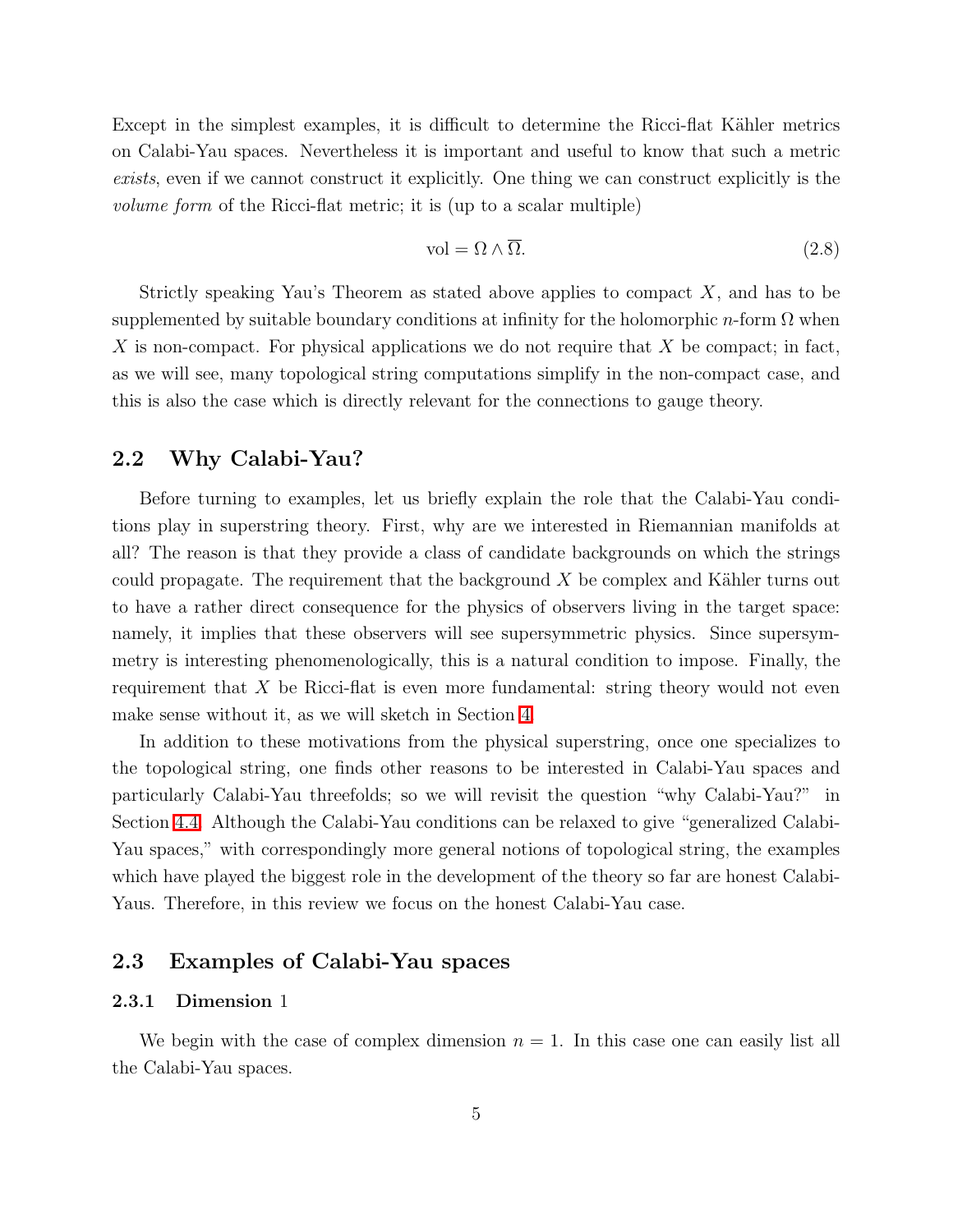Except in the simplest examples, it is difficult to determine the Ricci-flat Kähler metrics on Calabi-Yau spaces. Nevertheless it is important and useful to know that such a metric *exists*, even if we cannot construct it explicitly. One thing we can construct explicitly is the *volume form* of the Ricci-flat metric; it is (up to a scalar multiple)

$$\mathrm{vol} = \Omega \wedge \overline{\Omega}. \tag{2.8}$$

Strictly speaking Yau's Theorem as stated above applies to compact $X$, and has to be supplemented by suitable boundary conditions at infinity for the holomorphic $n$-form $\Omega$ when $X$ is non-compact. For physical applications we do not require that $X$ be compact; in fact, as we will see, many topological string computations simplify in the non-compact case, and this is also the case which is directly relevant for the connections to gauge theory.

## 2.2 Why Calabi-Yau?

Before turning to examples, let us briefly explain the role that the Calabi-Yau conditions play in superstring theory. First, why are we interested in Riemannian manifolds at all? The reason is that they provide a class of candidate backgrounds on which the strings could propagate. The requirement that the background $X$ be complex and Kähler turns out to have a rather direct consequence for the physics of observers living in the target space: namely, it implies that these observers will see supersymmetric physics. Since supersymmetry is interesting phenomenologically, this is a natural condition to impose. Finally, the requirement that $X$ be Ricci-flat is even more fundamental: string theory would not even make sense without it, as we will sketch in Section 4.

In addition to these motivations from the physical superstring, once one specializes to the topological string, one finds other reasons to be interested in Calabi-Yau spaces and particularly Calabi-Yau threefolds; so we will revisit the question "why Calabi-Yau?" in Section 4.4. Although the Calabi-Yau conditions can be relaxed to give "generalized Calabi-Yau spaces," with correspondingly more general notions of topological string, the examples which have played the biggest role in the development of the theory so far are honest Calabi-Yaus. Therefore, in this review we focus on the honest Calabi-Yau case.

## 2.3 Examples of Calabi-Yau spaces

### 2.3.1 Dimension 1

We begin with the case of complex dimension $n = 1$. In this case one can easily list all the Calabi-Yau spaces.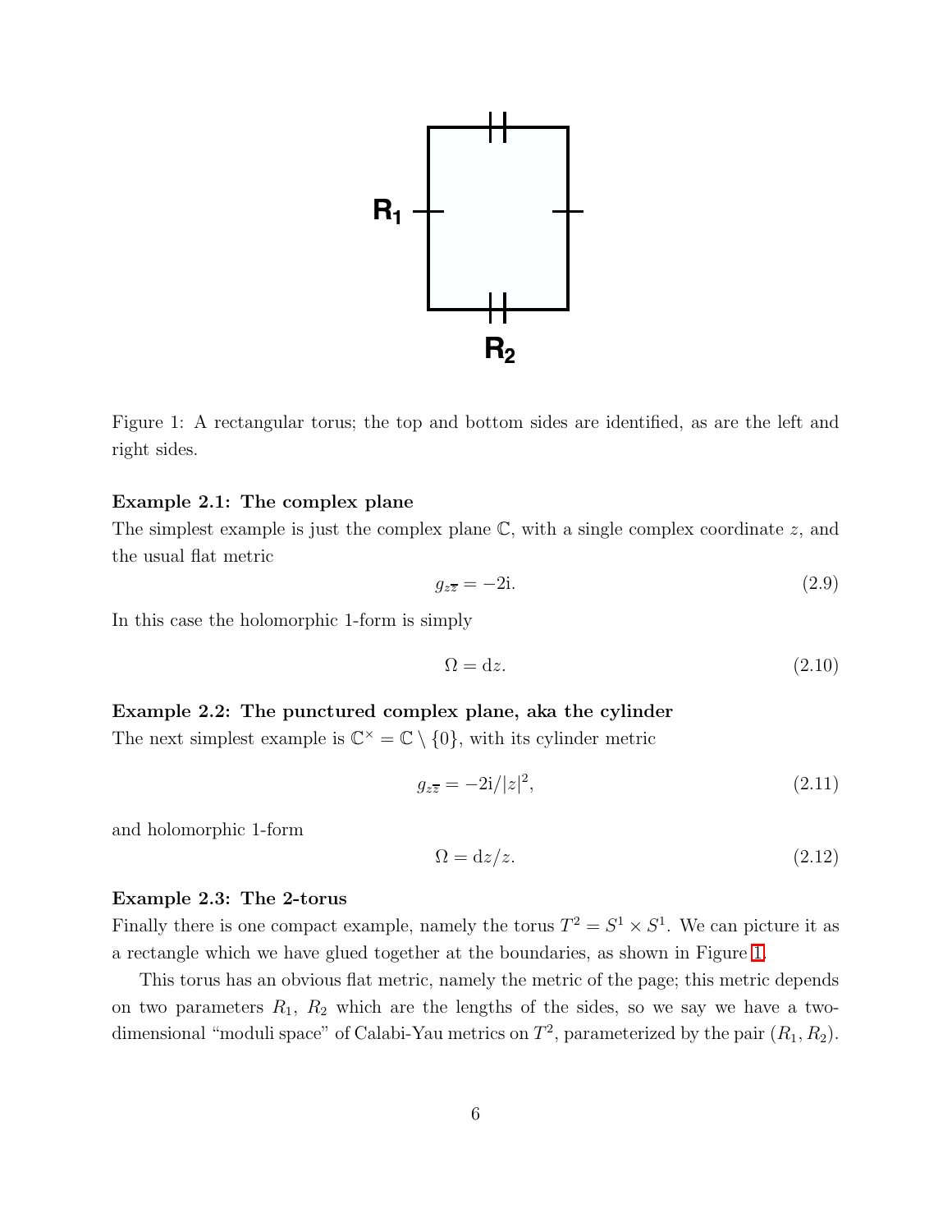Figure 1: A rectangular torus; the top and bottom sides are identified, as are the left and right sides.

**Example 2.1: The complex plane**

The simplest example is just the complex plane $\mathbb{C}$, with a single complex coordinate $z$, and the usual flat metric

$$g_{z\bar{z}} = -2\mathrm{i}. \tag{2.9}$$

In this case the holomorphic 1-form is simply

$$\Omega = \mathrm{d}z. \tag{2.10}$$

**Example 2.2: The punctured complex plane, aka the cylinder**

The next simplest example is $\mathbb{C}^\times = \mathbb{C} \setminus \{0\}$, with its cylinder metric

$$g_{z\bar{z}} = -2\mathrm{i}/|z|^2, \tag{2.11}$$

and holomorphic 1-form

$$\Omega = \mathrm{d}z/z. \tag{2.12}$$

**Example 2.3: The 2-torus**

Finally there is one compact example, namely the torus $T^2 = S^1 \times S^1$. We can picture it as a rectangle which we have glued together at the boundaries, as shown in Figure 1.

This torus has an obvious flat metric, namely the metric of the page; this metric depends on two parameters $R_1$, $R_2$ which are the lengths of the sides, so we say we have a two-dimensional "moduli space" of Calabi-Yau metrics on $T^2$, parameterized by the pair $(R_1, R_2)$.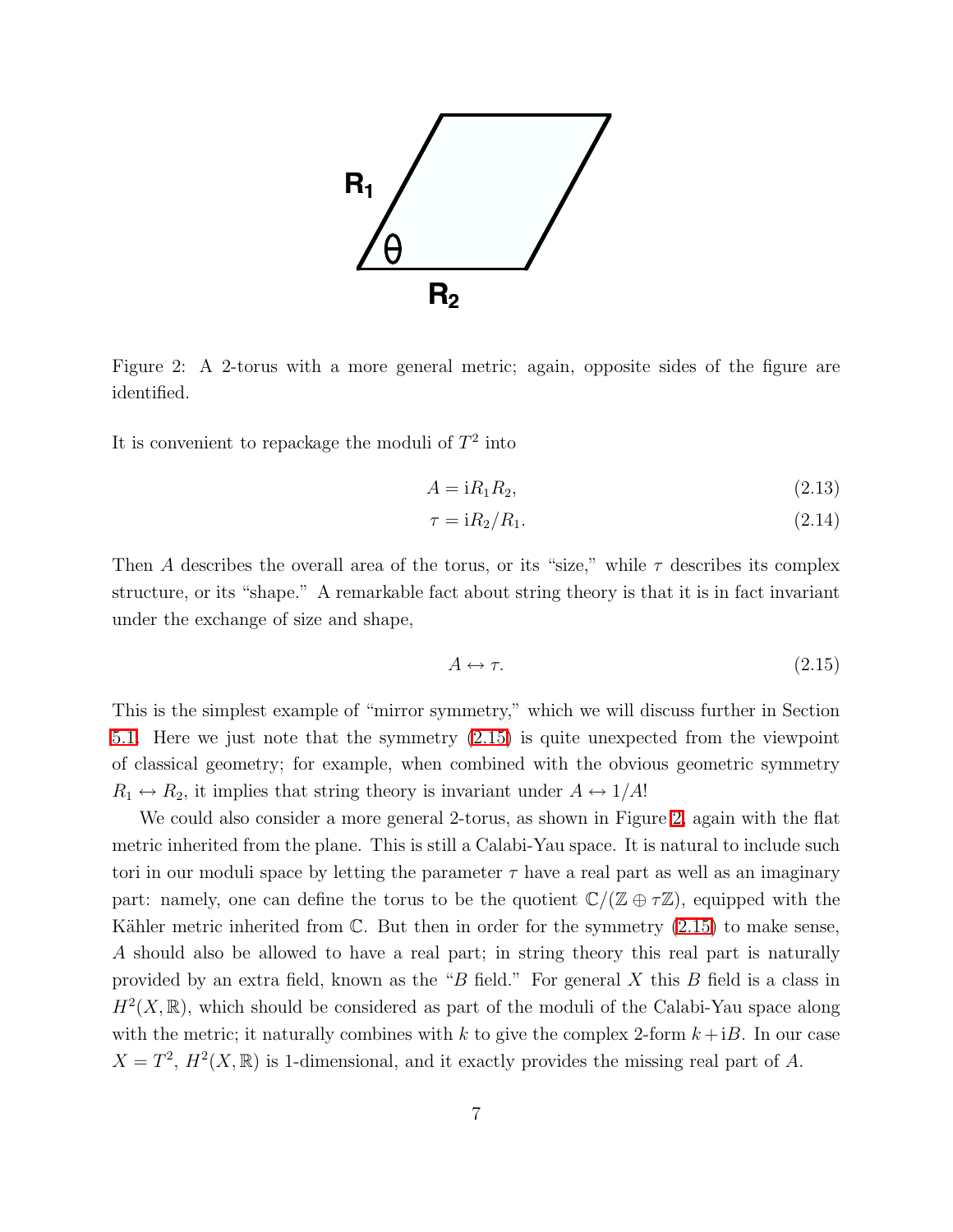Figure 2: A 2-torus with a more general metric; again, opposite sides of the figure are identified.

It is convenient to repackage the moduli of $T^2$ into

$$A = \mathrm{i}R_1R_2, \tag{2.13}$$

$$\tau = \mathrm{i}R_2/R_1. \tag{2.14}$$

Then $A$ describes the overall area of the torus, or its "size," while $\tau$ describes its complex structure, or its "shape." A remarkable fact about string theory is that it is in fact invariant under the exchange of size and shape,

$$A \leftrightarrow \tau. \tag{2.15}$$

This is the simplest example of "mirror symmetry," which we will discuss further in Section 5.1. Here we just note that the symmetry (2.15) is quite unexpected from the viewpoint of classical geometry; for example, when combined with the obvious geometric symmetry $R_1 \leftrightarrow R_2$, it implies that string theory is invariant under $A \leftrightarrow 1/A$!

We could also consider a more general 2-torus, as shown in Figure 2, again with the flat metric inherited from the plane. This is still a Calabi-Yau space. It is natural to include such tori in our moduli space by letting the parameter $\tau$ have a real part as well as an imaginary part: namely, one can define the torus to be the quotient $\mathbb{C}/(\mathbb{Z} \oplus \tau\mathbb{Z})$, equipped with the Kähler metric inherited from $\mathbb{C}$. But then in order for the symmetry (2.15) to make sense, $A$ should also be allowed to have a real part; in string theory this real part is naturally provided by an extra field, known as the "$B$ field." For general $X$ this $B$ field is a class in $H^2(X, \mathbb{R})$, which should be considered as part of the moduli of the Calabi-Yau space along with the metric; it naturally combines with $k$ to give the complex 2-form $k + \mathrm{i}B$. In our case $X = T^2$, $H^2(X, \mathbb{R})$ is 1-dimensional, and it exactly provides the missing real part of $A$.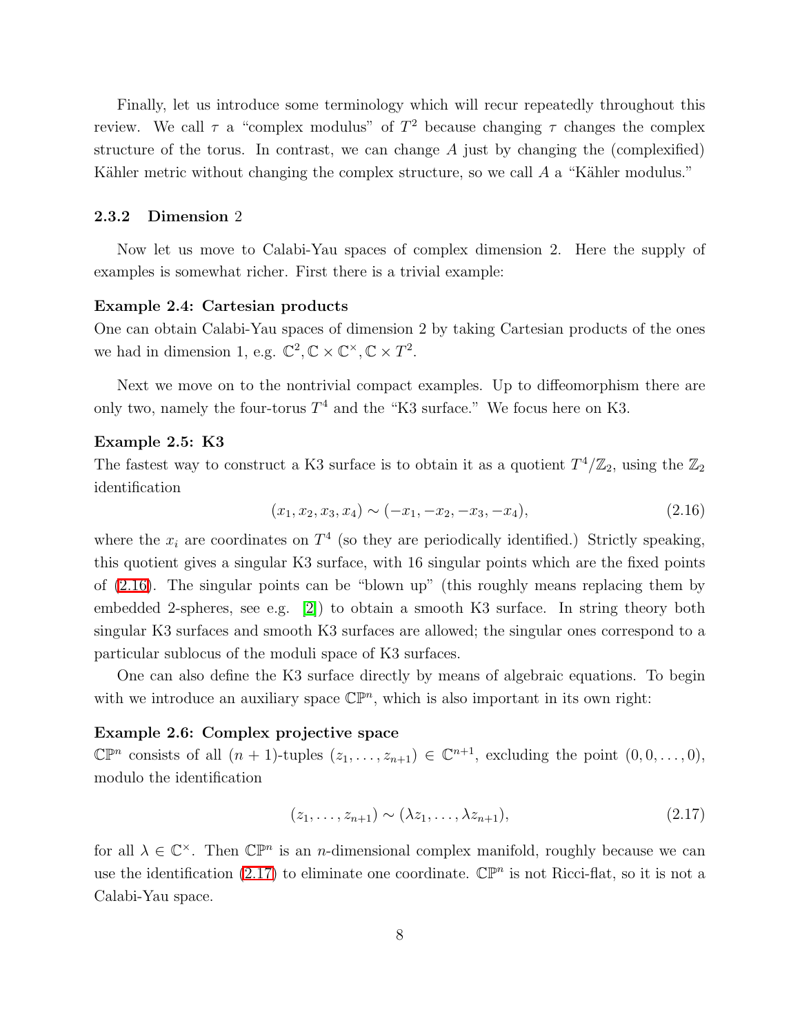Finally, let us introduce some terminology which will recur repeatedly throughout this review. We call $\tau$ a "complex modulus" of $T^2$ because changing $\tau$ changes the complex structure of the torus. In contrast, we can change $A$ just by changing the (complexified) Kähler metric without changing the complex structure, so we call $A$ a "Kähler modulus."

### 2.3.2 Dimension 2

Now let us move to Calabi-Yau spaces of complex dimension 2. Here the supply of examples is somewhat richer. First there is a trivial example:

**Example 2.4: Cartesian products**
One can obtain Calabi-Yau spaces of dimension 2 by taking Cartesian products of the ones we had in dimension 1, e.g. $\mathbb{C}^2, \mathbb{C} \times \mathbb{C}^\times, \mathbb{C} \times T^2$.

Next we move on to the nontrivial compact examples. Up to diffeomorphism there are only two, namely the four-torus $T^4$ and the "K3 surface." We focus here on K3.

**Example 2.5: K3**
The fastest way to construct a K3 surface is to obtain it as a quotient $T^4/\mathbb{Z}_2$, using the $\mathbb{Z}_2$ identification

$$(x_1, x_2, x_3, x_4) \sim (-x_1, -x_2, -x_3, -x_4), \tag{2.16}$$

where the $x_i$ are coordinates on $T^4$ (so they are periodically identified.) Strictly speaking, this quotient gives a singular K3 surface, with 16 singular points which are the fixed points of (2.16). The singular points can be "blown up" (this roughly means replacing them by embedded 2-spheres, see e.g. [2]) to obtain a smooth K3 surface. In string theory both singular K3 surfaces and smooth K3 surfaces are allowed; the singular ones correspond to a particular sublocus of the moduli space of K3 surfaces.

One can also define the K3 surface directly by means of algebraic equations. To begin with we introduce an auxiliary space $\mathbb{CP}^n$, which is also important in its own right:

**Example 2.6: Complex projective space**
$\mathbb{CP}^n$ consists of all $(n+1)$-tuples $(z_1, \ldots, z_{n+1}) \in \mathbb{C}^{n+1}$, excluding the point $(0, 0, \ldots, 0)$, modulo the identification

$$(z_1, \ldots, z_{n+1}) \sim (\lambda z_1, \ldots, \lambda z_{n+1}), \tag{2.17}$$

for all $\lambda \in \mathbb{C}^\times$. Then $\mathbb{CP}^n$ is an $n$-dimensional complex manifold, roughly because we can use the identification (2.17) to eliminate one coordinate. $\mathbb{CP}^n$ is not Ricci-flat, so it is not a Calabi-Yau space.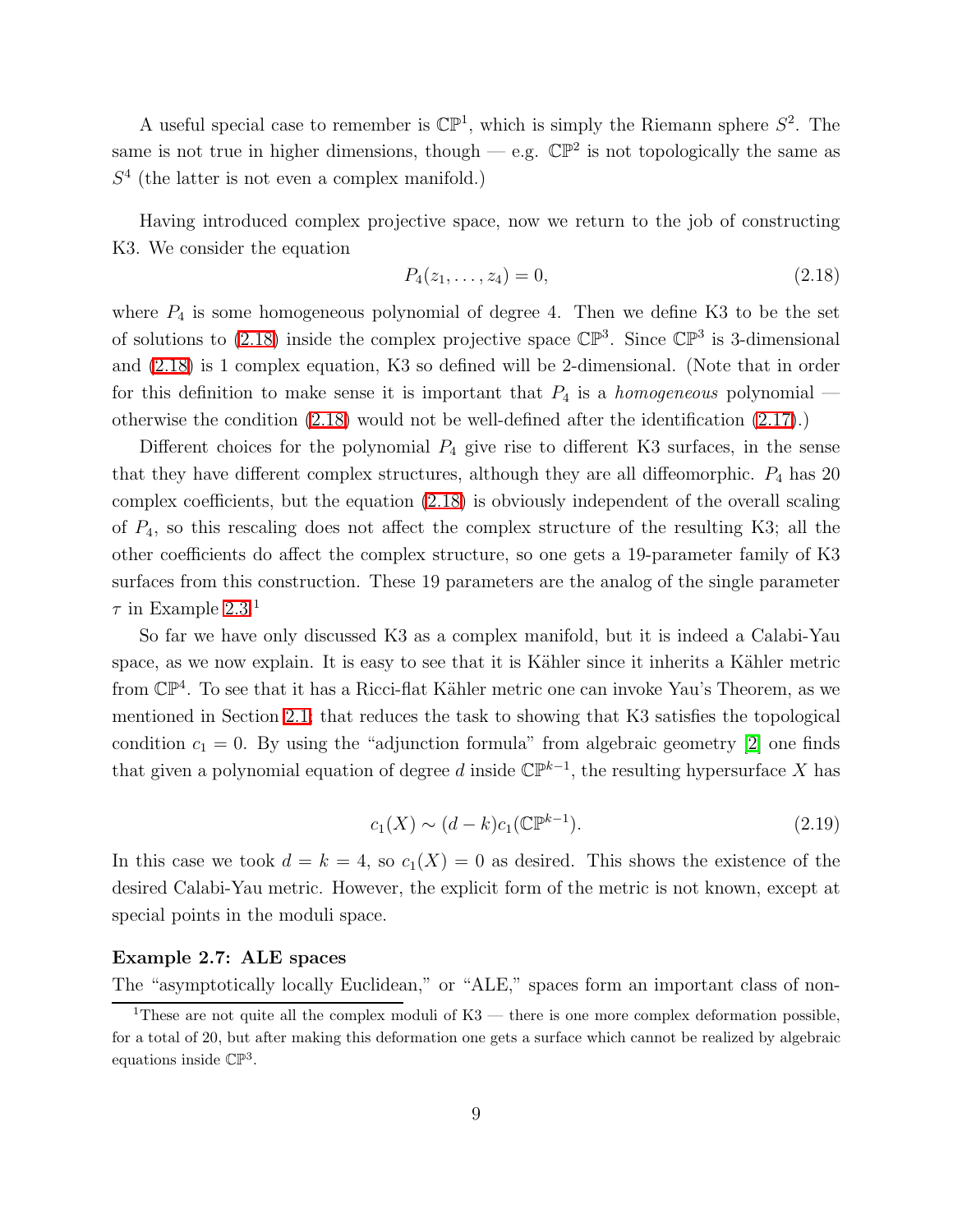A useful special case to remember is $\mathbb{CP}^1$, which is simply the Riemann sphere $S^2$. The same is not true in higher dimensions, though — e.g. $\mathbb{CP}^2$ is not topologically the same as $S^4$ (the latter is not even a complex manifold.)

Having introduced complex projective space, now we return to the job of constructing K3. We consider the equation

$$P_4(z_1, \ldots, z_4) = 0, \tag{2.18}$$

where $P_4$ is some homogeneous polynomial of degree 4. Then we define K3 to be the set of solutions to (2.18) inside the complex projective space $\mathbb{CP}^3$. Since $\mathbb{CP}^3$ is 3-dimensional and (2.18) is 1 complex equation, K3 so defined will be 2-dimensional. (Note that in order for this definition to make sense it is important that $P_4$ is a *homogeneous* polynomial — otherwise the condition (2.18) would not be well-defined after the identification (2.17).)

Different choices for the polynomial $P_4$ give rise to different K3 surfaces, in the sense that they have different complex structures, although they are all diffeomorphic. $P_4$ has 20 complex coefficients, but the equation (2.18) is obviously independent of the overall scaling of $P_4$, so this rescaling does not affect the complex structure of the resulting K3; all the other coefficients do affect the complex structure, so one gets a 19-parameter family of K3 surfaces from this construction. These 19 parameters are the analog of the single parameter $\tau$ in Example 2.3.[1]

So far we have only discussed K3 as a complex manifold, but it is indeed a Calabi-Yau space, as we now explain. It is easy to see that it is Kähler since it inherits a Kähler metric from $\mathbb{CP}^4$. To see that it has a Ricci-flat Kähler metric one can invoke Yau's Theorem, as we mentioned in Section 2.1; that reduces the task to showing that K3 satisfies the topological condition $c_1 = 0$. By using the "adjunction formula" from algebraic geometry [2] one finds that given a polynomial equation of degree $d$ inside $\mathbb{CP}^{k-1}$, the resulting hypersurface $X$ has

$$c_1(X) \sim (d - k) c_1(\mathbb{CP}^{k-1}). \tag{2.19}$$

In this case we took $d = k = 4$, so $c_1(X) = 0$ as desired. This shows the existence of the desired Calabi-Yau metric. However, the explicit form of the metric is not known, except at special points in the moduli space.

**Example 2.7: ALE spaces**
The "asymptotically locally Euclidean," or "ALE," spaces form an important class of non-

[1] These are not quite all the complex moduli of K3 — there is one more complex deformation possible, for a total of 20, but after making this deformation one gets a surface which cannot be realized by algebraic equations inside $\mathbb{CP}^3$.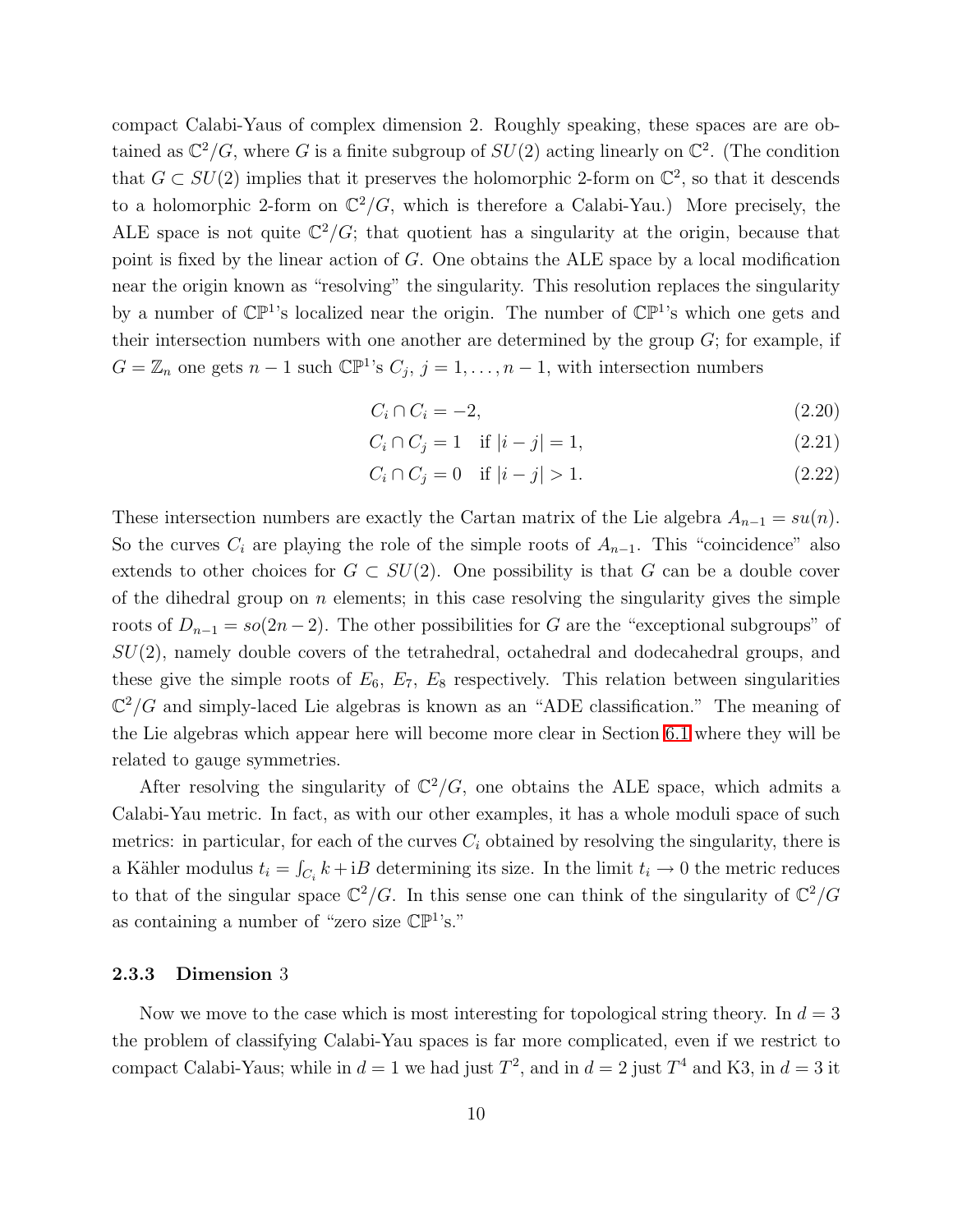compact Calabi-Yaus of complex dimension 2. Roughly speaking, these spaces are are obtained as $\mathbb{C}^2/G$, where $G$ is a finite subgroup of $SU(2)$ acting linearly on $\mathbb{C}^2$. (The condition that $G \subset SU(2)$ implies that it preserves the holomorphic 2-form on $\mathbb{C}^2$, so that it descends to a holomorphic 2-form on $\mathbb{C}^2/G$, which is therefore a Calabi-Yau.) More precisely, the ALE space is not quite $\mathbb{C}^2/G$; that quotient has a singularity at the origin, because that point is fixed by the linear action of $G$. One obtains the ALE space by a local modification near the origin known as "resolving" the singularity. This resolution replaces the singularity by a number of $\mathbb{CP}^1$'s localized near the origin. The number of $\mathbb{CP}^1$'s which one gets and their intersection numbers with one another are determined by the group $G$; for example, if $G = \mathbb{Z}_n$ one gets $n-1$ such $\mathbb{CP}^1$'s $C_j$, $j = 1, \ldots, n-1$, with intersection numbers

$$C_i \cap C_i = -2, \tag{2.20}$$

$$C_i \cap C_j = 1 \quad \text{if } |i-j| = 1, \tag{2.21}$$

$$C_i \cap C_j = 0 \quad \text{if } |i-j| > 1. \tag{2.22}$$

These intersection numbers are exactly the Cartan matrix of the Lie algebra $A_{n-1} = su(n)$. So the curves $C_i$ are playing the role of the simple roots of $A_{n-1}$. This "coincidence" also extends to other choices for $G \subset SU(2)$. One possibility is that $G$ can be a double cover of the dihedral group on $n$ elements; in this case resolving the singularity gives the simple roots of $D_{n-1} = so(2n-2)$. The other possibilities for $G$ are the "exceptional subgroups" of $SU(2)$, namely double covers of the tetrahedral, octahedral and dodecahedral groups, and these give the simple roots of $E_6$, $E_7$, $E_8$ respectively. This relation between singularities $\mathbb{C}^2/G$ and simply-laced Lie algebras is known as an "ADE classification." The meaning of the Lie algebras which appear here will become more clear in Section 6.1 where they will be related to gauge symmetries.

After resolving the singularity of $\mathbb{C}^2/G$, one obtains the ALE space, which admits a Calabi-Yau metric. In fact, as with our other examples, it has a whole moduli space of such metrics: in particular, for each of the curves $C_i$ obtained by resolving the singularity, there is a Kähler modulus $t_i = \int_{C_i} k + \mathrm{i}B$ determining its size. In the limit $t_i \to 0$ the metric reduces to that of the singular space $\mathbb{C}^2/G$. In this sense one can think of the singularity of $\mathbb{C}^2/G$ as containing a number of "zero size $\mathbb{CP}^1$'s."

### 2.3.3 Dimension 3

Now we move to the case which is most interesting for topological string theory. In $d = 3$ the problem of classifying Calabi-Yau spaces is far more complicated, even if we restrict to compact Calabi-Yaus; while in $d = 1$ we had just $T^2$, and in $d = 2$ just $T^4$ and K3, in $d = 3$ it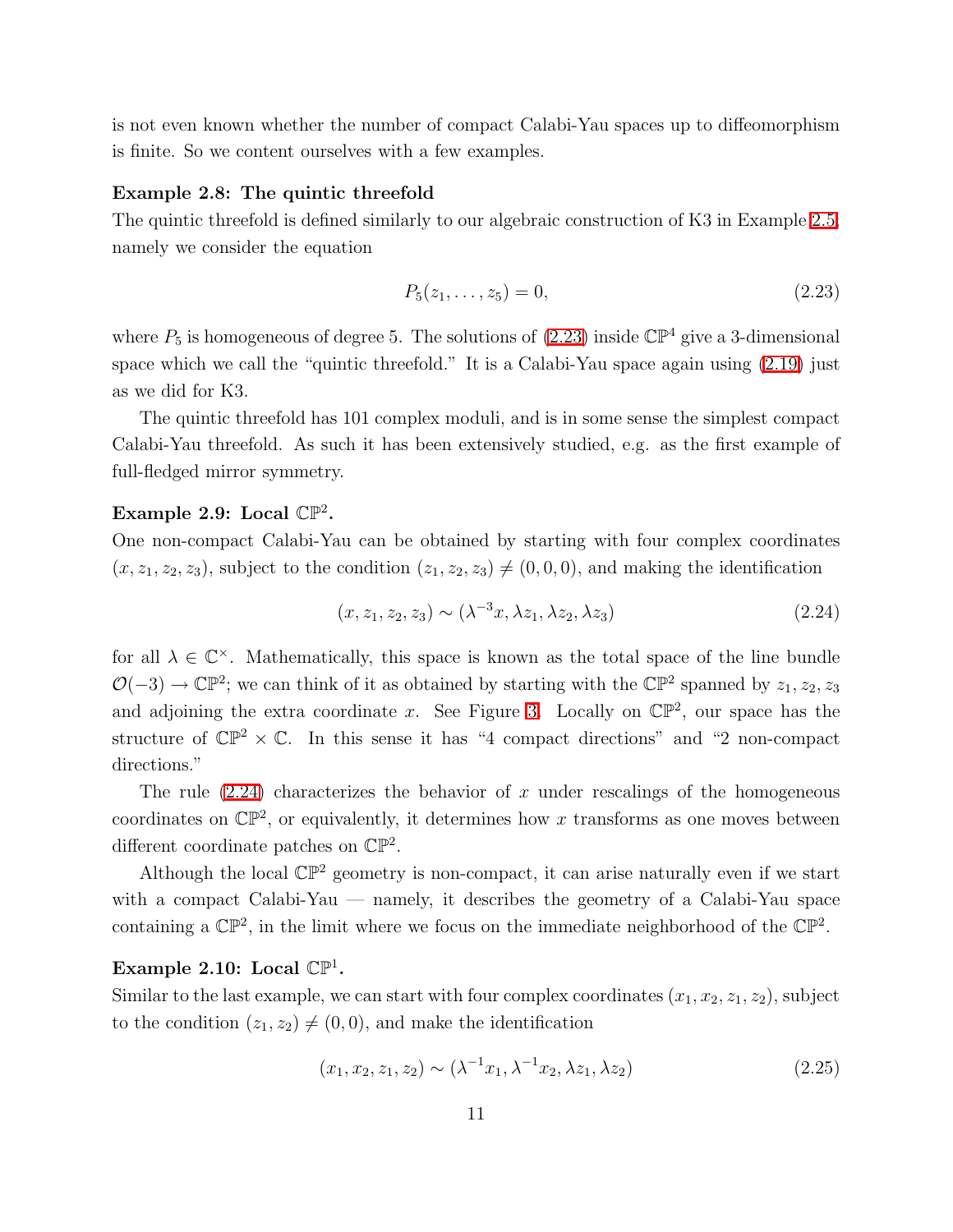is not even known whether the number of compact Calabi-Yau spaces up to diffeomorphism is finite. So we content ourselves with a few examples.

**Example 2.8: The quintic threefold**

The quintic threefold is defined similarly to our algebraic construction of K3 in Example 2.5, namely we consider the equation

$$P_5(z_1, \ldots, z_5) = 0, \tag{2.23}$$

where $P_5$ is homogeneous of degree 5. The solutions of (2.23) inside $\mathbb{CP}^4$ give a 3-dimensional space which we call the "quintic threefold." It is a Calabi-Yau space again using (2.19) just as we did for K3.

The quintic threefold has 101 complex moduli, and is in some sense the simplest compact Calabi-Yau threefold. As such it has been extensively studied, e.g. as the first example of full-fledged mirror symmetry.

**Example 2.9: Local $\mathbb{CP}^2$.**

One non-compact Calabi-Yau can be obtained by starting with four complex coordinates $(x, z_1, z_2, z_3)$, subject to the condition $(z_1, z_2, z_3) \neq (0, 0, 0)$, and making the identification

$$(x, z_1, z_2, z_3) \sim (\lambda^{-3} x, \lambda z_1, \lambda z_2, \lambda z_3) \tag{2.24}$$

for all $\lambda \in \mathbb{C}^\times$. Mathematically, this space is known as the total space of the line bundle $\mathcal{O}(-3) \to \mathbb{CP}^2$; we can think of it as obtained by starting with the $\mathbb{CP}^2$ spanned by $z_1, z_2, z_3$ and adjoining the extra coordinate $x$. See Figure 3. Locally on $\mathbb{CP}^2$, our space has the structure of $\mathbb{CP}^2 \times \mathbb{C}$. In this sense it has "4 compact directions" and "2 non-compact directions."

The rule (2.24) characterizes the behavior of $x$ under rescalings of the homogeneous coordinates on $\mathbb{CP}^2$, or equivalently, it determines how $x$ transforms as one moves between different coordinate patches on $\mathbb{CP}^2$.

Although the local $\mathbb{CP}^2$ geometry is non-compact, it can arise naturally even if we start with a compact Calabi-Yau — namely, it describes the geometry of a Calabi-Yau space containing a $\mathbb{CP}^2$, in the limit where we focus on the immediate neighborhood of the $\mathbb{CP}^2$.

**Example 2.10: Local $\mathbb{CP}^1$.**

Similar to the last example, we can start with four complex coordinates $(x_1, x_2, z_1, z_2)$, subject to the condition $(z_1, z_2) \neq (0, 0)$, and make the identification

$$(x_1, x_2, z_1, z_2) \sim (\lambda^{-1} x_1, \lambda^{-1} x_2, \lambda z_1, \lambda z_2) \tag{2.25}$$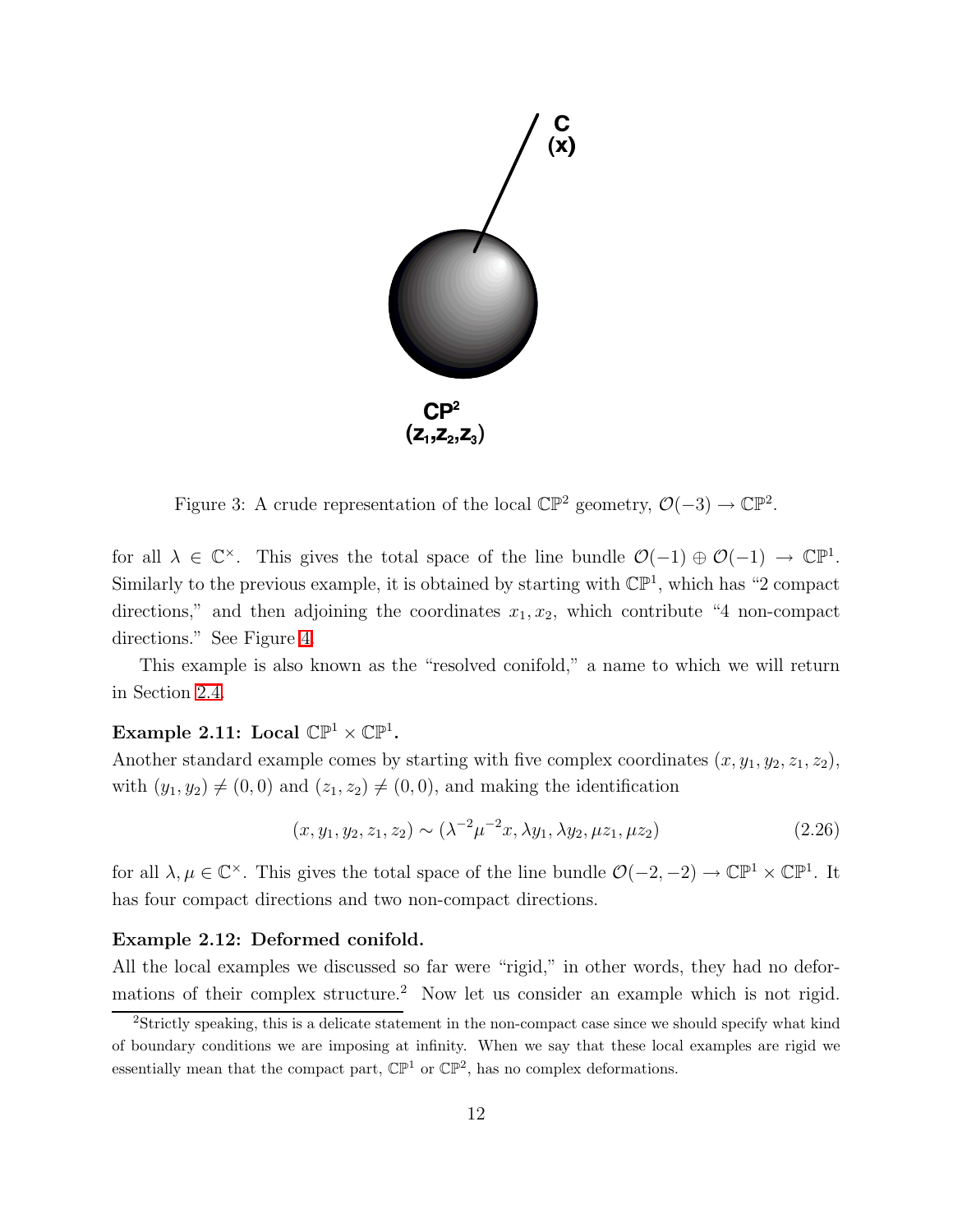Figure 3: A crude representation of the local $\mathbb{CP}^2$ geometry, $\mathcal{O}(-3) \to \mathbb{CP}^2$.

for all $\lambda \in \mathbb{C}^\times$. This gives the total space of the line bundle $\mathcal{O}(-1) \oplus \mathcal{O}(-1) \to \mathbb{CP}^1$. Similarly to the previous example, it is obtained by starting with $\mathbb{CP}^1$, which has "2 compact directions," and then adjoining the coordinates $x_1, x_2$, which contribute "4 non-compact directions." See Figure 4.

This example is also known as the "resolved conifold," a name to which we will return in Section 2.4.

**Example 2.11: Local $\mathbb{CP}^1 \times \mathbb{CP}^1$.**
Another standard example comes by starting with five complex coordinates $(x, y_1, y_2, z_1, z_2)$, with $(y_1, y_2) \neq (0, 0)$ and $(z_1, z_2) \neq (0, 0)$, and making the identification

$$(x, y_1, y_2, z_1, z_2) \sim (\lambda^{-2}\mu^{-2}x, \lambda y_1, \lambda y_2, \mu z_1, \mu z_2) \tag{2.26}$$

for all $\lambda, \mu \in \mathbb{C}^\times$. This gives the total space of the line bundle $\mathcal{O}(-2, -2) \to \mathbb{CP}^1 \times \mathbb{CP}^1$. It has four compact directions and two non-compact directions.

**Example 2.12: Deformed conifold.**
All the local examples we discussed so far were "rigid," in other words, they had no deformations of their complex structure.[2] Now let us consider an example which is not rigid.

[2]Strictly speaking, this is a delicate statement in the non-compact case since we should specify what kind of boundary conditions we are imposing at infinity. When we say that these local examples are rigid we essentially mean that the compact part, $\mathbb{CP}^1$ or $\mathbb{CP}^2$, has no complex deformations.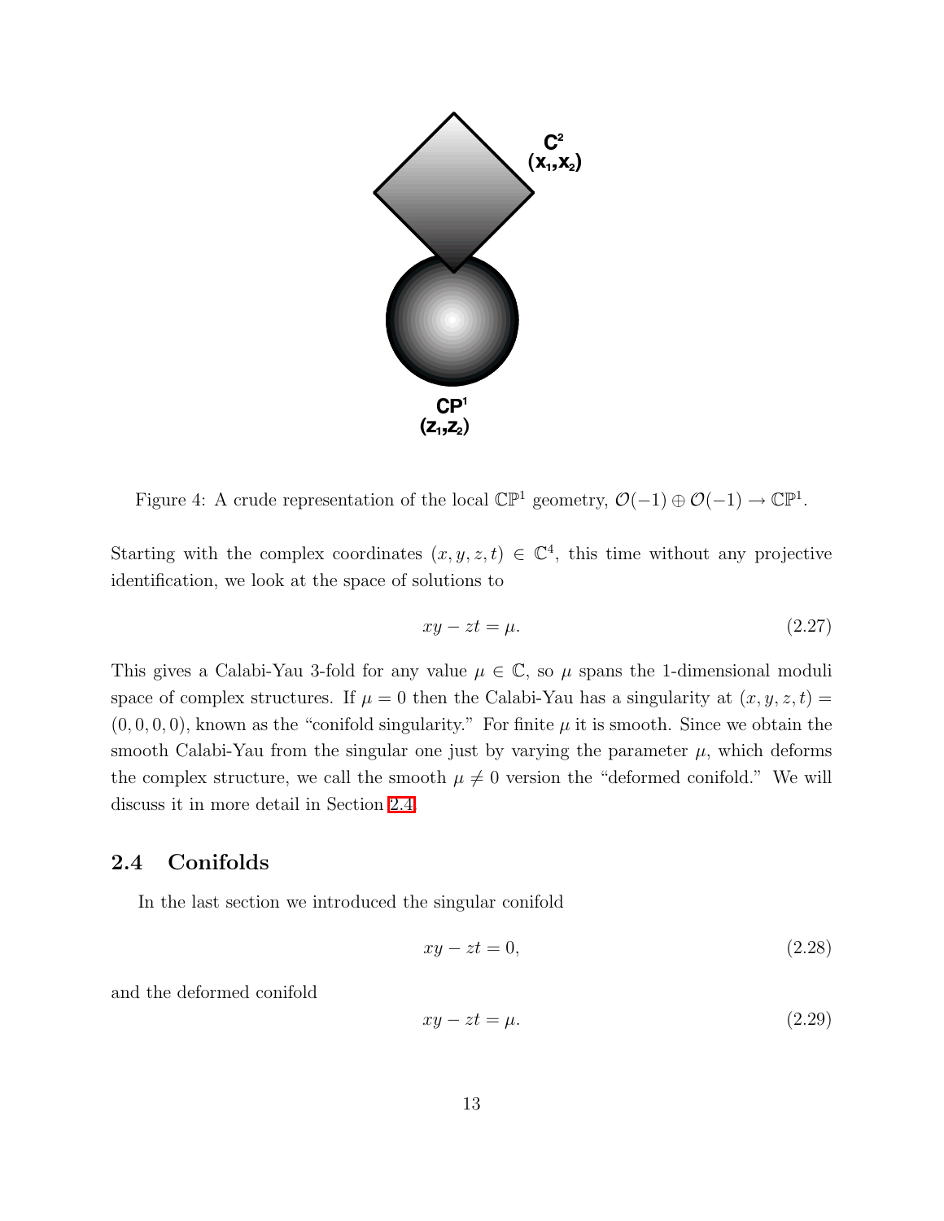Figure 4: A crude representation of the local $\mathbb{CP}^1$ geometry, $\mathcal{O}(-1) \oplus \mathcal{O}(-1) \to \mathbb{CP}^1$.

Starting with the complex coordinates $(x, y, z, t) \in \mathbb{C}^4$, this time without any projective identification, we look at the space of solutions to

$$xy - zt = \mu. \tag{2.27}$$

This gives a Calabi-Yau 3-fold for any value $\mu \in \mathbb{C}$, so $\mu$ spans the 1-dimensional moduli space of complex structures. If $\mu = 0$ then the Calabi-Yau has a singularity at $(x, y, z, t) = (0, 0, 0, 0)$, known as the "conifold singularity." For finite $\mu$ it is smooth. Since we obtain the smooth Calabi-Yau from the singular one just by varying the parameter $\mu$, which deforms the complex structure, we call the smooth $\mu \neq 0$ version the "deformed conifold." We will discuss it in more detail in Section 2.4.

## 2.4 Conifolds

In the last section we introduced the singular conifold

$$xy - zt = 0, \tag{2.28}$$

and the deformed conifold

$$xy - zt = \mu. \tag{2.29}$$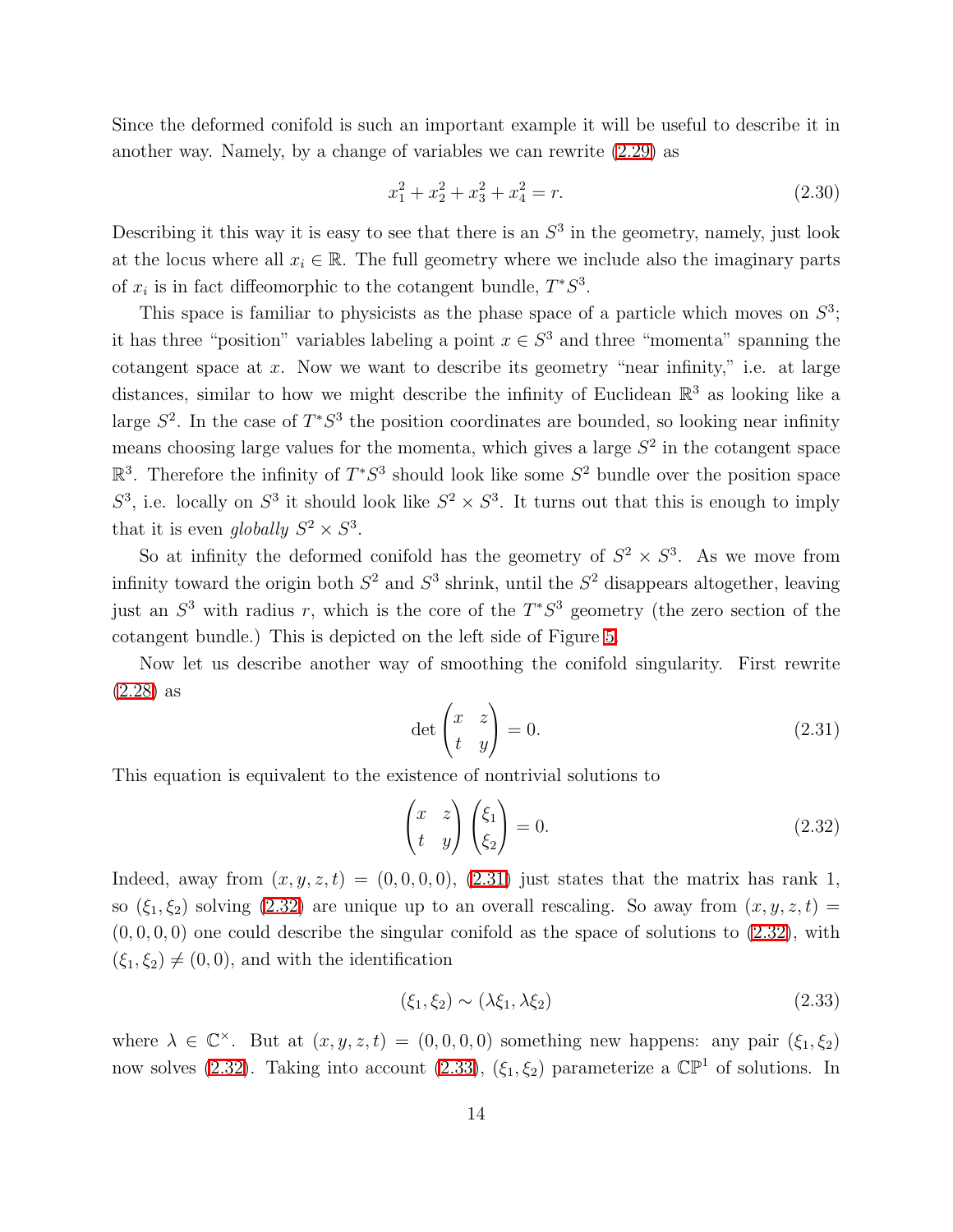Since the deformed conifold is such an important example it will be useful to describe it in another way. Namely, by a change of variables we can rewrite (2.29) as

$$x_1^2 + x_2^2 + x_3^2 + x_4^2 = r. \tag{2.30}$$

Describing it this way it is easy to see that there is an $S^3$ in the geometry, namely, just look at the locus where all $x_i \in \mathbb{R}$. The full geometry where we include also the imaginary parts of $x_i$ is in fact diffeomorphic to the cotangent bundle, $T^*S^3$.

This space is familiar to physicists as the phase space of a particle which moves on $S^3$; it has three "position" variables labeling a point $x \in S^3$ and three "momenta" spanning the cotangent space at $x$. Now we want to describe its geometry "near infinity," i.e. at large distances, similar to how we might describe the infinity of Euclidean $\mathbb{R}^3$ as looking like a large $S^2$. In the case of $T^*S^3$ the position coordinates are bounded, so looking near infinity means choosing large values for the momenta, which gives a large $S^2$ in the cotangent space $\mathbb{R}^3$. Therefore the infinity of $T^*S^3$ should look like some $S^2$ bundle over the position space $S^3$, i.e. locally on $S^3$ it should look like $S^2 \times S^3$. It turns out that this is enough to imply that it is even *globally* $S^2 \times S^3$.

So at infinity the deformed conifold has the geometry of $S^2 \times S^3$. As we move from infinity toward the origin both $S^2$ and $S^3$ shrink, until the $S^2$ disappears altogether, leaving just an $S^3$ with radius $r$, which is the core of the $T^*S^3$ geometry (the zero section of the cotangent bundle.) This is depicted on the left side of Figure 5.

Now let us describe another way of smoothing the conifold singularity. First rewrite (2.28) as

$$\det \begin{pmatrix} x & z \\ t & y \end{pmatrix} = 0. \tag{2.31}$$

This equation is equivalent to the existence of nontrivial solutions to

$$\begin{pmatrix} x & z \\ t & y \end{pmatrix} \begin{pmatrix} \xi_1 \\ \xi_2 \end{pmatrix} = 0. \tag{2.32}$$

Indeed, away from $(x, y, z, t) = (0, 0, 0, 0)$, (2.31) just states that the matrix has rank 1, so $(\xi_1, \xi_2)$ solving (2.32) are unique up to an overall rescaling. So away from $(x, y, z, t) = (0, 0, 0, 0)$ one could describe the singular conifold as the space of solutions to (2.32), with $(\xi_1, \xi_2) \neq (0, 0)$, and with the identification

$$(\xi_1, \xi_2) \sim (\lambda\xi_1, \lambda\xi_2) \tag{2.33}$$

where $\lambda \in \mathbb{C}^\times$. But at $(x, y, z, t) = (0, 0, 0, 0)$ something new happens: any pair $(\xi_1, \xi_2)$ now solves (2.32). Taking into account (2.33), $(\xi_1, \xi_2)$ parameterize a $\mathbb{CP}^1$ of solutions. In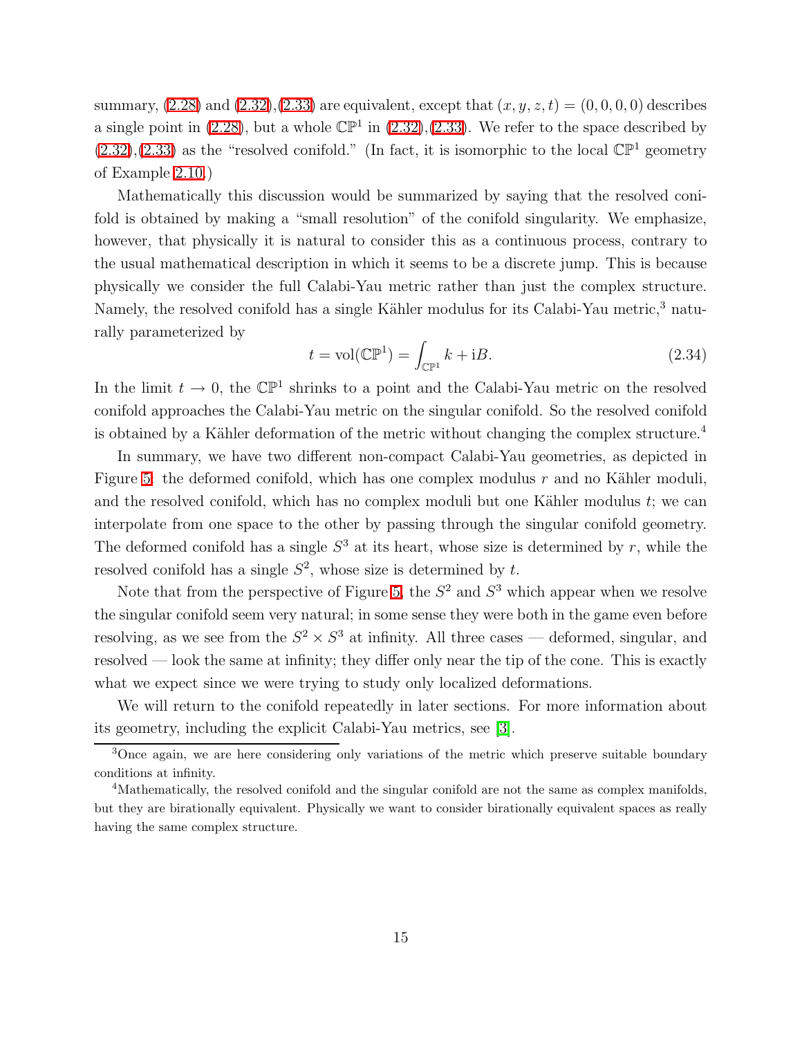summary, (2.28) and (2.32),(2.33) are equivalent, except that $(x, y, z, t) = (0, 0, 0, 0)$ describes a single point in (2.28), but a whole $\mathbb{CP}^1$ in (2.32),(2.33). We refer to the space described by (2.32),(2.33) as the "resolved conifold." (In fact, it is isomorphic to the local $\mathbb{CP}^1$ geometry of Example 2.10.)

Mathematically this discussion would be summarized by saying that the resolved conifold is obtained by making a "small resolution" of the conifold singularity. We emphasize, however, that physically it is natural to consider this as a continuous process, contrary to the usual mathematical description in which it seems to be a discrete jump. This is because physically we consider the full Calabi-Yau metric rather than just the complex structure. Namely, the resolved conifold has a single Kähler modulus for its Calabi-Yau metric,[3] naturally parameterized by

$$t = \mathrm{vol}(\mathbb{CP}^1) = \int_{\mathbb{CP}^1} k + \mathrm{i}B. \tag{2.34}$$

In the limit $t \to 0$, the $\mathbb{CP}^1$ shrinks to a point and the Calabi-Yau metric on the resolved conifold approaches the Calabi-Yau metric on the singular conifold. So the resolved conifold is obtained by a Kähler deformation of the metric without changing the complex structure.[4]

In summary, we have two different non-compact Calabi-Yau geometries, as depicted in Figure 5: the deformed conifold, which has one complex modulus $r$ and no Kähler moduli, and the resolved conifold, which has no complex moduli but one Kähler modulus $t$; we can interpolate from one space to the other by passing through the singular conifold geometry. The deformed conifold has a single $S^3$ at its heart, whose size is determined by $r$, while the resolved conifold has a single $S^2$, whose size is determined by $t$.

Note that from the perspective of Figure 5, the $S^2$ and $S^3$ which appear when we resolve the singular conifold seem very natural; in some sense they were both in the game even before resolving, as we see from the $S^2 \times S^3$ at infinity. All three cases — deformed, singular, and resolved — look the same at infinity; they differ only near the tip of the cone. This is exactly what we expect since we were trying to study only localized deformations.

We will return to the conifold repeatedly in later sections. For more information about its geometry, including the explicit Calabi-Yau metrics, see [3].

---

[3] Once again, we are here considering only variations of the metric which preserve suitable boundary conditions at infinity.

[4] Mathematically, the resolved conifold and the singular conifold are not the same as complex manifolds, but they are birationally equivalent. Physically we want to consider birationally equivalent spaces as really having the same complex structure.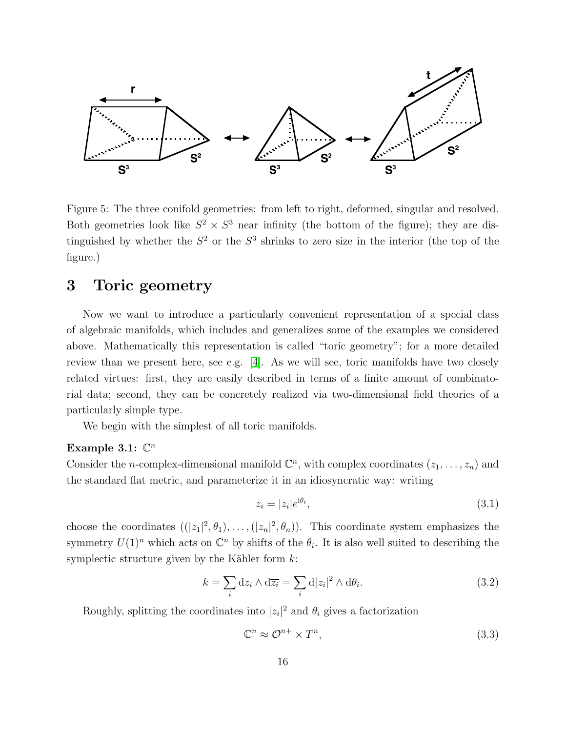Figure 5: The three conifold geometries: from left to right, deformed, singular and resolved. Both geometries look like $S^2 \times S^3$ near infinity (the bottom of the figure); they are distinguished by whether the $S^2$ or the $S^3$ shrinks to zero size in the interior (the top of the figure.)

# 3 Toric geometry

Now we want to introduce a particularly convenient representation of a special class of algebraic manifolds, which includes and generalizes some of the examples we considered above. Mathematically this representation is called "toric geometry"; for a more detailed review than we present here, see e.g. [4]. As we will see, toric manifolds have two closely related virtues: first, they are easily described in terms of a finite amount of combinatorial data; second, they can be concretely realized via two-dimensional field theories of a particularly simple type.

We begin with the simplest of all toric manifolds.

**Example 3.1:** $\mathbb{C}^n$

Consider the $n$-complex-dimensional manifold $\mathbb{C}^n$, with complex coordinates $(z_1, \dots, z_n)$ and the standard flat metric, and parameterize it in an idiosyncratic way: writing

$$z_i = |z_i| e^{\mathrm{i}\theta_i}, \tag{3.1}$$

choose the coordinates $((|z_1|^2, \theta_1), \dots, (|z_n|^2, \theta_n))$. This coordinate system emphasizes the symmetry $U(1)^n$ which acts on $\mathbb{C}^n$ by shifts of the $\theta_i$. It is also well suited to describing the symplectic structure given by the Kähler form $k$:

$$k = \sum_i \mathrm{d}z_i \wedge \mathrm{d}\overline{z_i} = \sum_i \mathrm{d}|z_i|^2 \wedge \mathrm{d}\theta_i. \tag{3.2}$$

Roughly, splitting the coordinates into $|z_i|^2$ and $\theta_i$ gives a factorization

$$\mathbb{C}^n \approx \mathcal{O}^{n+} \times T^n, \tag{3.3}$$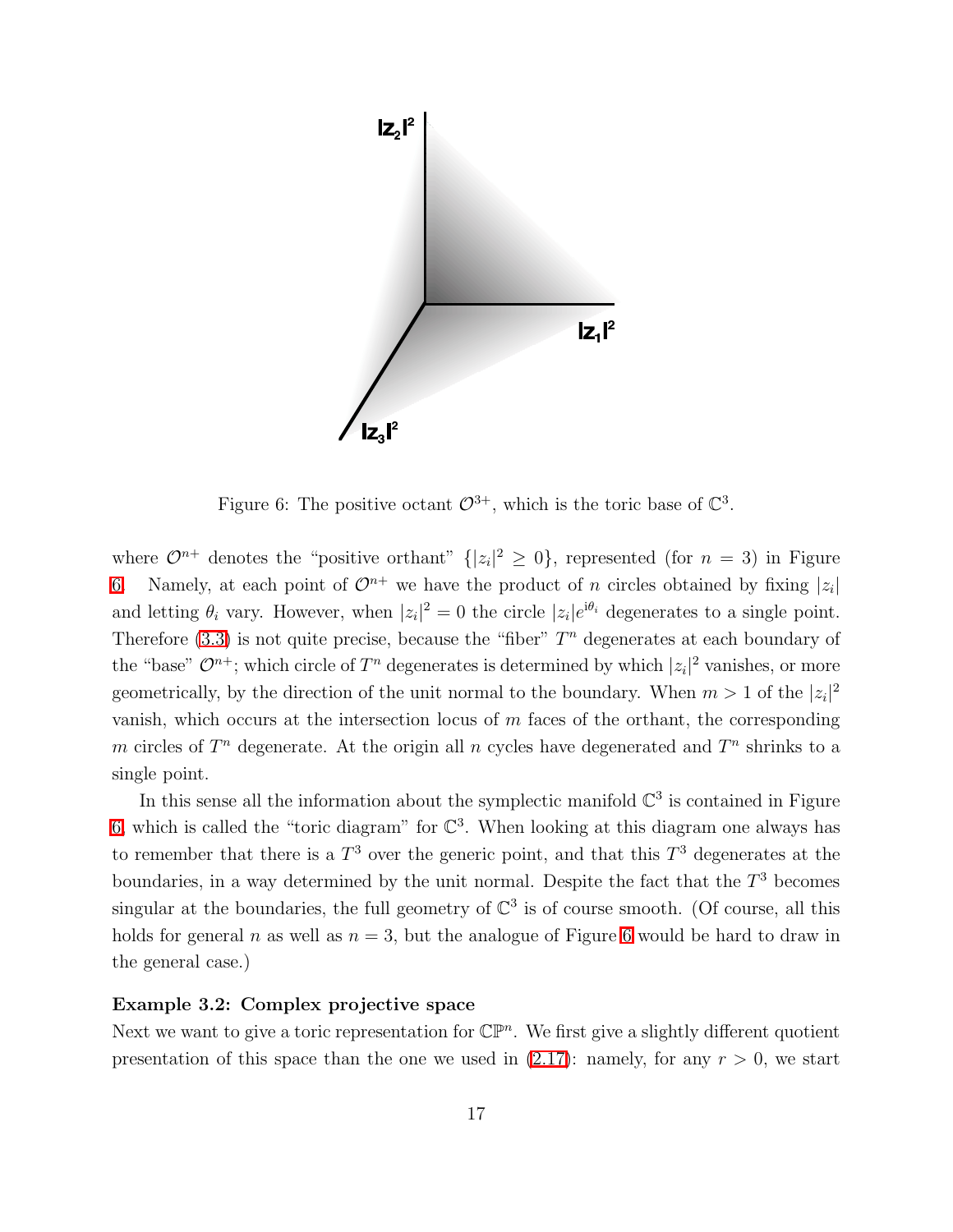Figure 6: The positive octant $\mathcal{O}^{3+}$, which is the toric base of $\mathbb{C}^3$.

where $\mathcal{O}^{n+}$ denotes the "positive orthant" $\{|z_i|^2 \geq 0\}$, represented (for $n = 3$) in Figure 6. Namely, at each point of $\mathcal{O}^{n+}$ we have the product of $n$ circles obtained by fixing $|z_i|$ and letting $\theta_i$ vary. However, when $|z_i|^2 = 0$ the circle $|z_i|e^{i\theta_i}$ degenerates to a single point. Therefore (3.3) is not quite precise, because the "fiber" $T^n$ degenerates at each boundary of the "base" $\mathcal{O}^{n+}$; which circle of $T^n$ degenerates is determined by which $|z_i|^2$ vanishes, or more geometrically, by the direction of the unit normal to the boundary. When $m > 1$ of the $|z_i|^2$ vanish, which occurs at the intersection locus of $m$ faces of the orthant, the corresponding $m$ circles of $T^n$ degenerate. At the origin all $n$ cycles have degenerated and $T^n$ shrinks to a single point.

In this sense all the information about the symplectic manifold $\mathbb{C}^3$ is contained in Figure 6, which is called the "toric diagram" for $\mathbb{C}^3$. When looking at this diagram one always has to remember that there is a $T^3$ over the generic point, and that this $T^3$ degenerates at the boundaries, in a way determined by the unit normal. Despite the fact that the $T^3$ becomes singular at the boundaries, the full geometry of $\mathbb{C}^3$ is of course smooth. (Of course, all this holds for general $n$ as well as $n = 3$, but the analogue of Figure 6 would be hard to draw in the general case.)

**Example 3.2: Complex projective space**

Next we want to give a toric representation for $\mathbb{CP}^n$. We first give a slightly different quotient presentation of this space than the one we used in (2.17): namely, for any $r > 0$, we start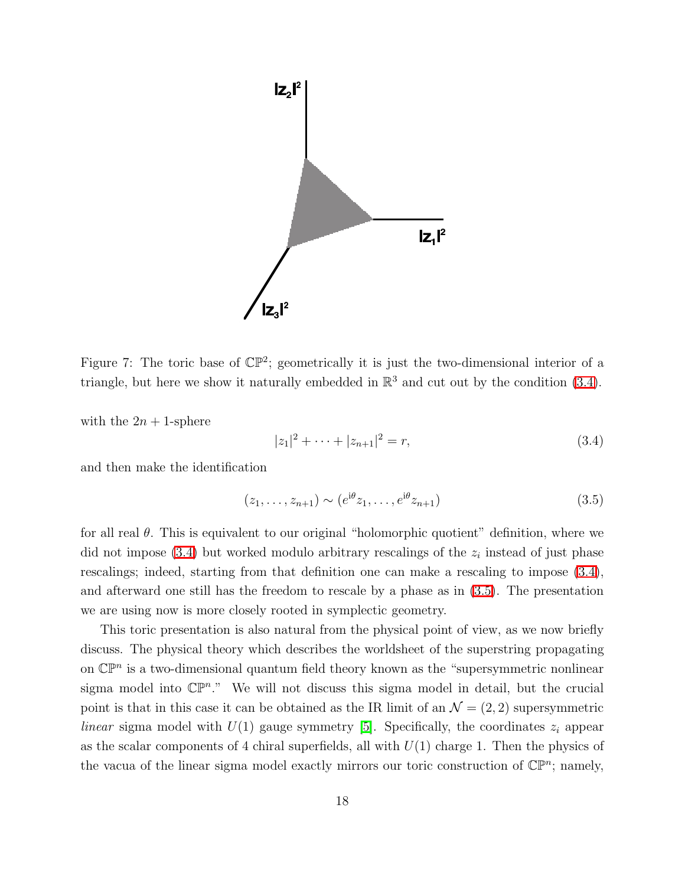Figure 7: The toric base of $\mathbb{CP}^2$; geometrically it is just the two-dimensional interior of a triangle, but here we show it naturally embedded in $\mathbb{R}^3$ and cut out by the condition (3.4).

with the $2n+1$-sphere

$$|z_1|^2 + \cdots + |z_{n+1}|^2 = r, \tag{3.4}$$

and then make the identification

$$(z_1, \ldots, z_{n+1}) \sim (e^{i\theta} z_1, \ldots, e^{i\theta} z_{n+1}) \tag{3.5}$$

for all real $\theta$. This is equivalent to our original "holomorphic quotient" definition, where we did not impose (3.4) but worked modulo arbitrary rescalings of the $z_i$ instead of just phase rescalings; indeed, starting from that definition one can make a rescaling to impose (3.4), and afterward one still has the freedom to rescale by a phase as in (3.5). The presentation we are using now is more closely rooted in symplectic geometry.

This toric presentation is also natural from the physical point of view, as we now briefly discuss. The physical theory which describes the worldsheet of the superstring propagating on $\mathbb{CP}^n$ is a two-dimensional quantum field theory known as the "supersymmetric nonlinear sigma model into $\mathbb{CP}^n$." We will not discuss this sigma model in detail, but the crucial point is that in this case it can be obtained as the IR limit of an $\mathcal{N} = (2,2)$ supersymmetric *linear* sigma model with $U(1)$ gauge symmetry [5]. Specifically, the coordinates $z_i$ appear as the scalar components of 4 chiral superfields, all with $U(1)$ charge 1. Then the physics of the vacua of the linear sigma model exactly mirrors our toric construction of $\mathbb{CP}^n$; namely,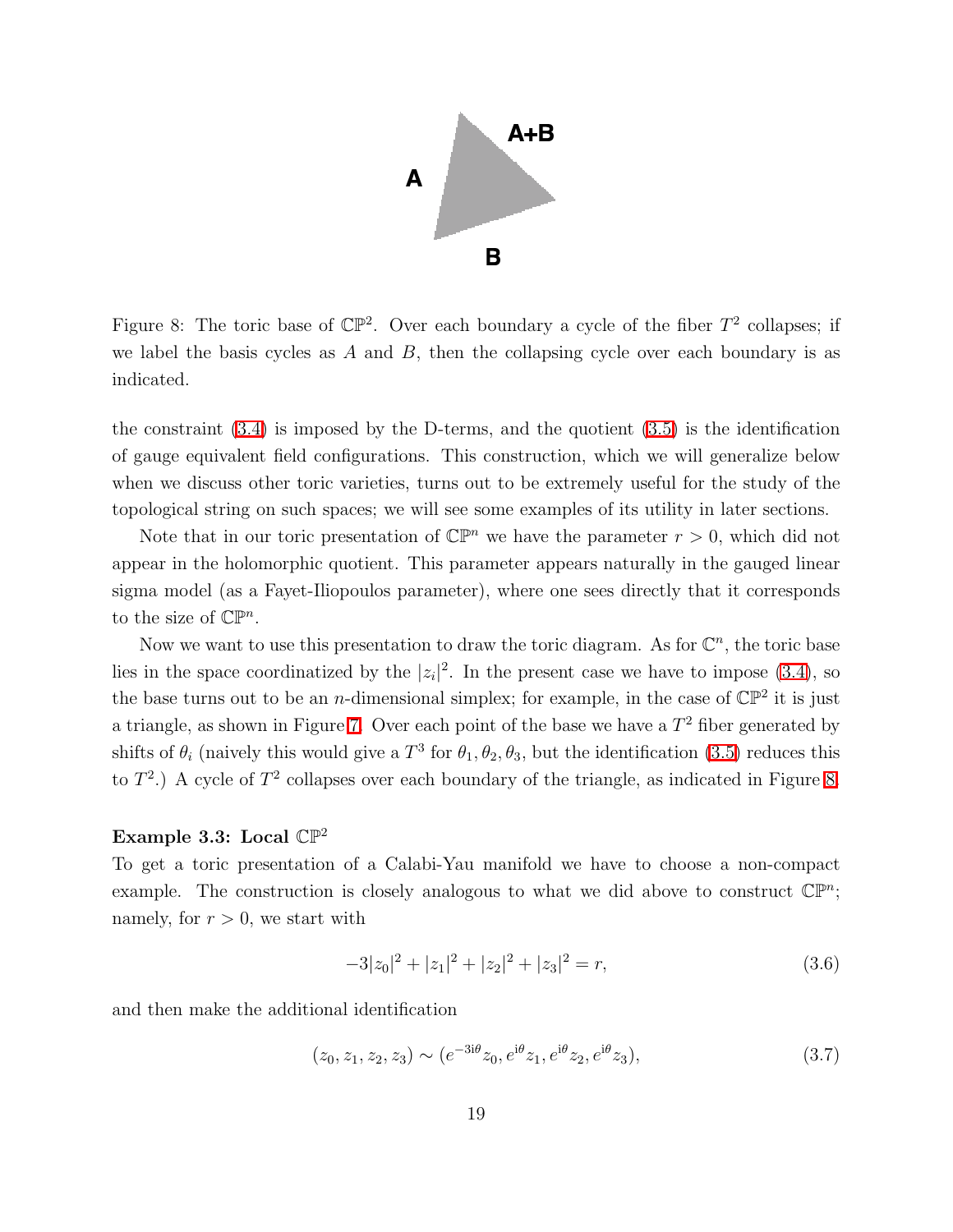Figure 8: The toric base of $\mathbb{CP}^2$. Over each boundary a cycle of the fiber $T^2$ collapses; if we label the basis cycles as $A$ and $B$, then the collapsing cycle over each boundary is as indicated.

the constraint (3.4) is imposed by the D-terms, and the quotient (3.5) is the identification of gauge equivalent field configurations. This construction, which we will generalize below when we discuss other toric varieties, turns out to be extremely useful for the study of the topological string on such spaces; we will see some examples of its utility in later sections.

Note that in our toric presentation of $\mathbb{CP}^n$ we have the parameter $r > 0$, which did not appear in the holomorphic quotient. This parameter appears naturally in the gauged linear sigma model (as a Fayet-Iliopoulos parameter), where one sees directly that it corresponds to the size of $\mathbb{CP}^n$.

Now we want to use this presentation to draw the toric diagram. As for $\mathbb{C}^n$, the toric base lies in the space coordinatized by the $|z_i|^2$. In the present case we have to impose (3.4), so the base turns out to be an $n$-dimensional simplex; for example, in the case of $\mathbb{CP}^2$ it is just a triangle, as shown in Figure 7. Over each point of the base we have a $T^2$ fiber generated by shifts of $\theta_i$ (naively this would give a $T^3$ for $\theta_1, \theta_2, \theta_3$, but the identification (3.5) reduces this to $T^2$.) A cycle of $T^2$ collapses over each boundary of the triangle, as indicated in Figure 8.

**Example 3.3: Local $\mathbb{CP}^2$**

To get a toric presentation of a Calabi-Yau manifold we have to choose a non-compact example. The construction is closely analogous to what we did above to construct $\mathbb{CP}^n$; namely, for $r > 0$, we start with

$$-3|z_0|^2 + |z_1|^2 + |z_2|^2 + |z_3|^2 = r, \tag{3.6}$$

and then make the additional identification

$$(z_0, z_1, z_2, z_3) \sim (e^{-3i\theta} z_0, e^{i\theta} z_1, e^{i\theta} z_2, e^{i\theta} z_3), \tag{3.7}$$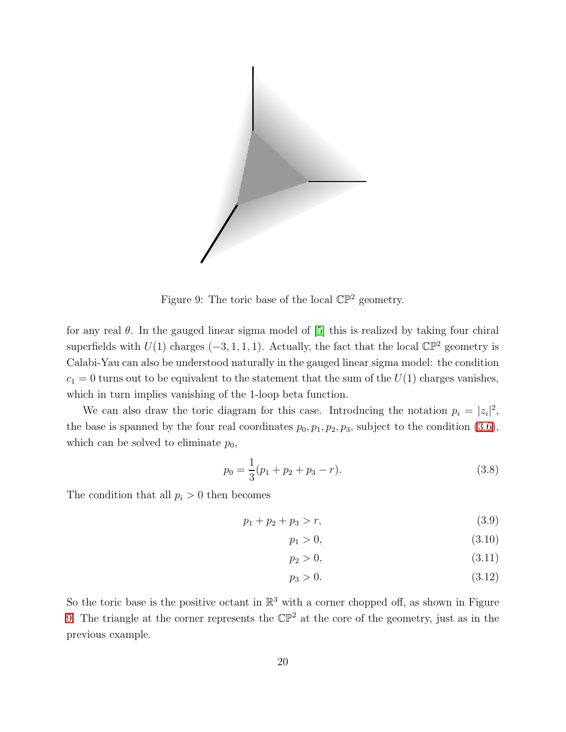Figure 9: The toric base of the local $\mathbb{CP}^2$ geometry.

for any real $\theta$. In the gauged linear sigma model of [5] this is realized by taking four chiral superfields with $U(1)$ charges $(-3, 1, 1, 1)$. Actually, the fact that the local $\mathbb{CP}^2$ geometry is Calabi-Yau can also be understood naturally in the gauged linear sigma model: the condition $c_1 = 0$ turns out to be equivalent to the statement that the sum of the $U(1)$ charges vanishes, which in turn implies vanishing of the 1-loop beta function.

We can also draw the toric diagram for this case. Introducing the notation $p_i = |z_i|^2$, the base is spanned by the four real coordinates $p_0, p_1, p_2, p_3$, subject to the condition (3.6), which can be solved to eliminate $p_0$,

$$p_0 = \frac{1}{3}(p_1 + p_2 + p_3 - r). \tag{3.8}$$

The condition that all $p_i > 0$ then becomes

$$p_1 + p_2 + p_3 > r, \tag{3.9}$$

$$p_1 > 0, \tag{3.10}$$

$$p_2 > 0, \tag{3.11}$$

$$p_3 > 0. \tag{3.12}$$

So the toric base is the positive octant in $\mathbb{R}^3$ with a corner chopped off, as shown in Figure 9. The triangle at the corner represents the $\mathbb{CP}^2$ at the core of the geometry, just as in the previous example.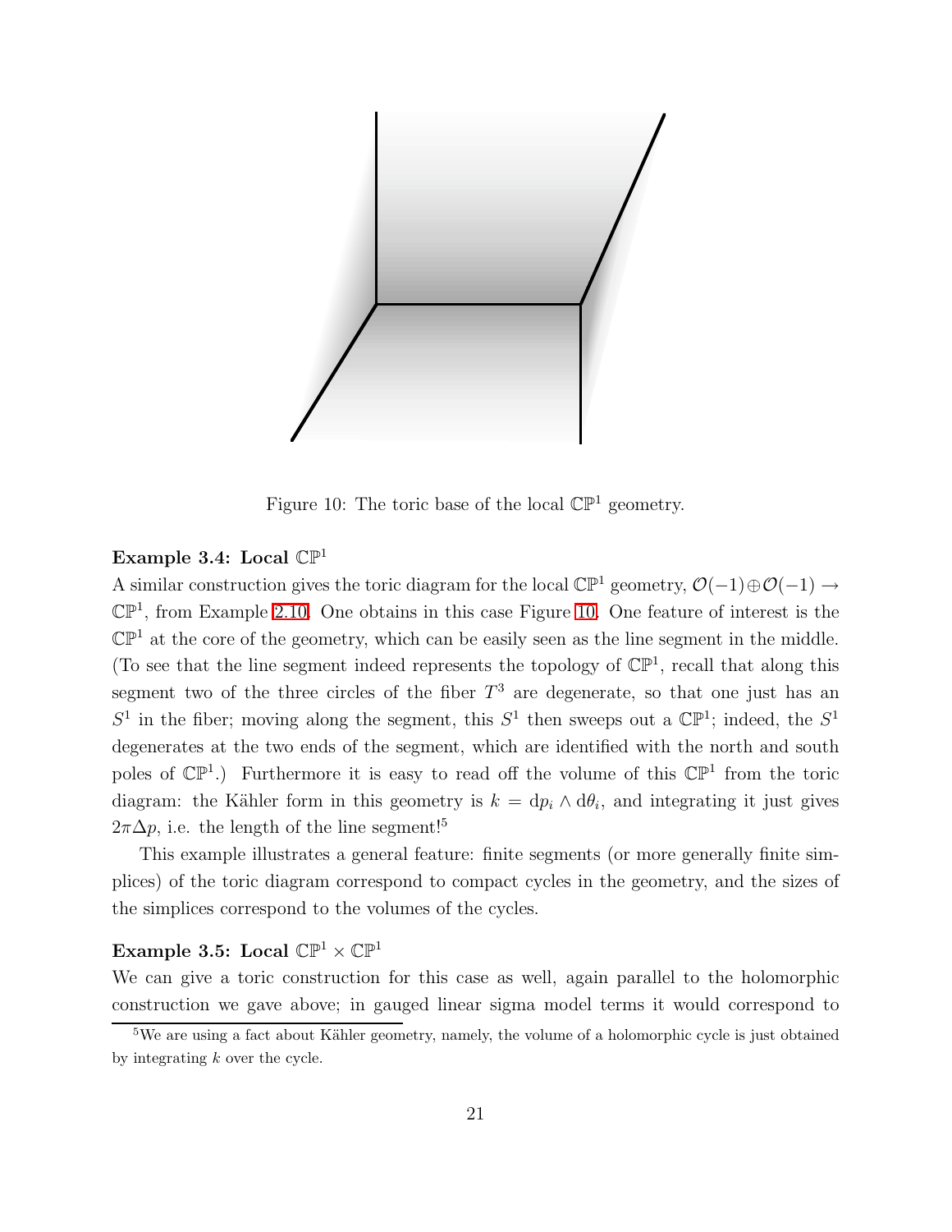Figure 10: The toric base of the local $\mathbb{CP}^1$ geometry.

**Example 3.4: Local $\mathbb{CP}^1$**

A similar construction gives the toric diagram for the local $\mathbb{CP}^1$ geometry, $\mathcal{O}(-1) \oplus \mathcal{O}(-1) \to \mathbb{CP}^1$, from Example 2.10. One obtains in this case Figure 10. One feature of interest is the $\mathbb{CP}^1$ at the core of the geometry, which can be easily seen as the line segment in the middle. (To see that the line segment indeed represents the topology of $\mathbb{CP}^1$, recall that along this segment two of the three circles of the fiber $T^3$ are degenerate, so that one just has an $S^1$ in the fiber; moving along the segment, this $S^1$ then sweeps out a $\mathbb{CP}^1$; indeed, the $S^1$ degenerates at the two ends of the segment, which are identified with the north and south poles of $\mathbb{CP}^1$.) Furthermore it is easy to read off the volume of this $\mathbb{CP}^1$ from the toric diagram: the Kähler form in this geometry is $k = \mathrm{d}p_i \wedge \mathrm{d}\theta_i$, and integrating it just gives $2\pi\Delta p$, i.e. the length of the line segment![5]

This example illustrates a general feature: finite segments (or more generally finite simplices) of the toric diagram correspond to compact cycles in the geometry, and the sizes of the simplices correspond to the volumes of the cycles.

**Example 3.5: Local $\mathbb{CP}^1 \times \mathbb{CP}^1$**

We can give a toric construction for this case as well, again parallel to the holomorphic construction we gave above; in gauged linear sigma model terms it would correspond to

[5] We are using a fact about Kähler geometry, namely, the volume of a holomorphic cycle is just obtained by integrating $k$ over the cycle.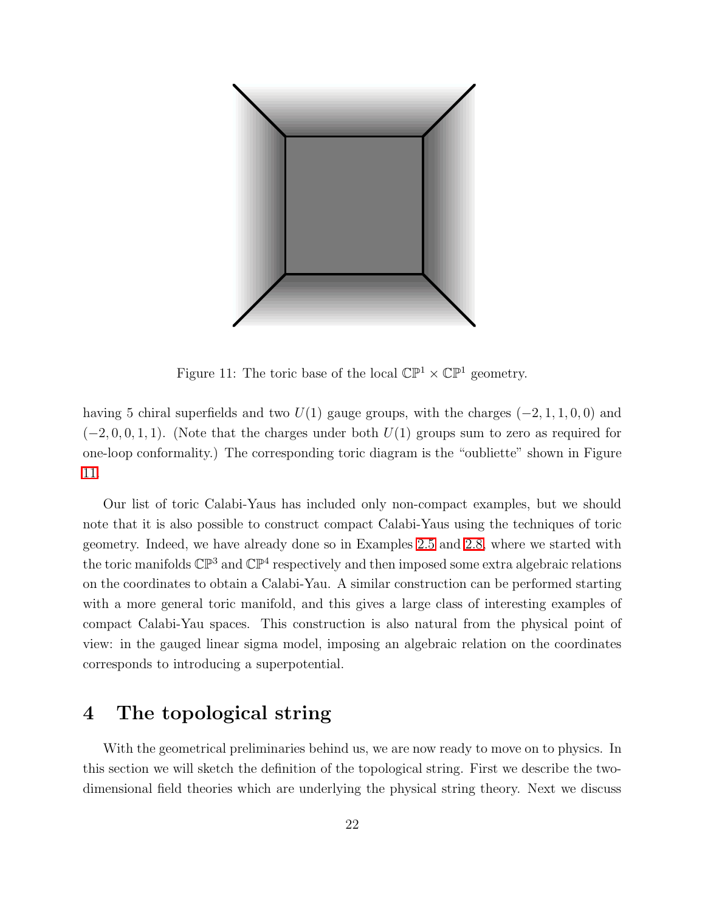Figure 11: The toric base of the local $\mathbb{CP}^1 \times \mathbb{CP}^1$ geometry.

having 5 chiral superfields and two $U(1)$ gauge groups, with the charges $(-2, 1, 1, 0, 0)$ and $(-2, 0, 0, 1, 1)$. (Note that the charges under both $U(1)$ groups sum to zero as required for one-loop conformality.) The corresponding toric diagram is the "oubliette" shown in Figure 11.

Our list of toric Calabi-Yaus has included only non-compact examples, but we should note that it is also possible to construct compact Calabi-Yaus using the techniques of toric geometry. Indeed, we have already done so in Examples 2.5 and 2.8, where we started with the toric manifolds $\mathbb{CP}^3$ and $\mathbb{CP}^4$ respectively and then imposed some extra algebraic relations on the coordinates to obtain a Calabi-Yau. A similar construction can be performed starting with a more general toric manifold, and this gives a large class of interesting examples of compact Calabi-Yau spaces. This construction is also natural from the physical point of view: in the gauged linear sigma model, imposing an algebraic relation on the coordinates corresponds to introducing a superpotential.

# 4 The topological string

With the geometrical preliminaries behind us, we are now ready to move on to physics. In this section we will sketch the definition of the topological string. First we describe the two-dimensional field theories which are underlying the physical string theory. Next we discuss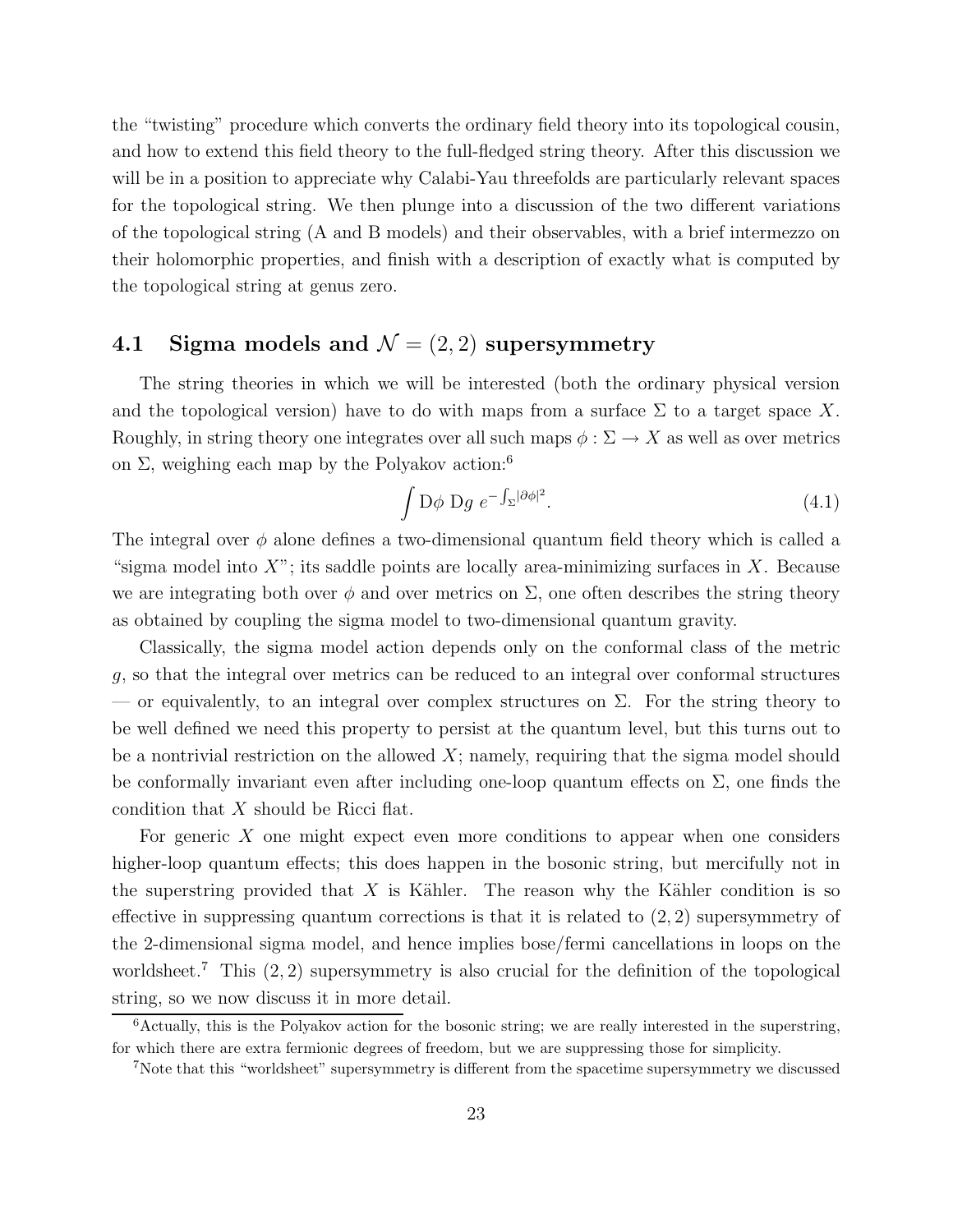the "twisting" procedure which converts the ordinary field theory into its topological cousin, and how to extend this field theory to the full-fledged string theory. After this discussion we will be in a position to appreciate why Calabi-Yau threefolds are particularly relevant spaces for the topological string. We then plunge into a discussion of the two different variations of the topological string (A and B models) and their observables, with a brief intermezzo on their holomorphic properties, and finish with a description of exactly what is computed by the topological string at genus zero.

## 4.1 Sigma models and $\mathcal{N} = (2, 2)$ supersymmetry

The string theories in which we will be interested (both the ordinary physical version and the topological version) have to do with maps from a surface $\Sigma$ to a target space $X$. Roughly, in string theory one integrates over all such maps $\phi : \Sigma \to X$ as well as over metrics on $\Sigma$, weighing each map by the Polyakov action:[6]

$$\int \mathrm{D}\phi \ \mathrm{D}g \ e^{-\int_\Sigma |\partial\phi|^2}. \tag{4.1}$$

The integral over $\phi$ alone defines a two-dimensional quantum field theory which is called a "sigma model into $X$"; its saddle points are locally area-minimizing surfaces in $X$. Because we are integrating both over $\phi$ and over metrics on $\Sigma$, one often describes the string theory as obtained by coupling the sigma model to two-dimensional quantum gravity.

Classically, the sigma model action depends only on the conformal class of the metric $g$, so that the integral over metrics can be reduced to an integral over conformal structures — or equivalently, to an integral over complex structures on $\Sigma$. For the string theory to be well defined we need this property to persist at the quantum level, but this turns out to be a nontrivial restriction on the allowed $X$; namely, requiring that the sigma model should be conformally invariant even after including one-loop quantum effects on $\Sigma$, one finds the condition that $X$ should be Ricci flat.

For generic $X$ one might expect even more conditions to appear when one considers higher-loop quantum effects; this does happen in the bosonic string, but mercifully not in the superstring provided that $X$ is Kähler. The reason why the Kähler condition is so effective in suppressing quantum corrections is that it is related to $(2, 2)$ supersymmetry of the 2-dimensional sigma model, and hence implies bose/fermi cancellations in loops on the worldsheet.[7] This $(2, 2)$ supersymmetry is also crucial for the definition of the topological string, so we now discuss it in more detail.

[6] Actually, this is the Polyakov action for the bosonic string; we are really interested in the superstring, for which there are extra fermionic degrees of freedom, but we are suppressing those for simplicity.

[7] Note that this "worldsheet" supersymmetry is different from the spacetime supersymmetry we discussed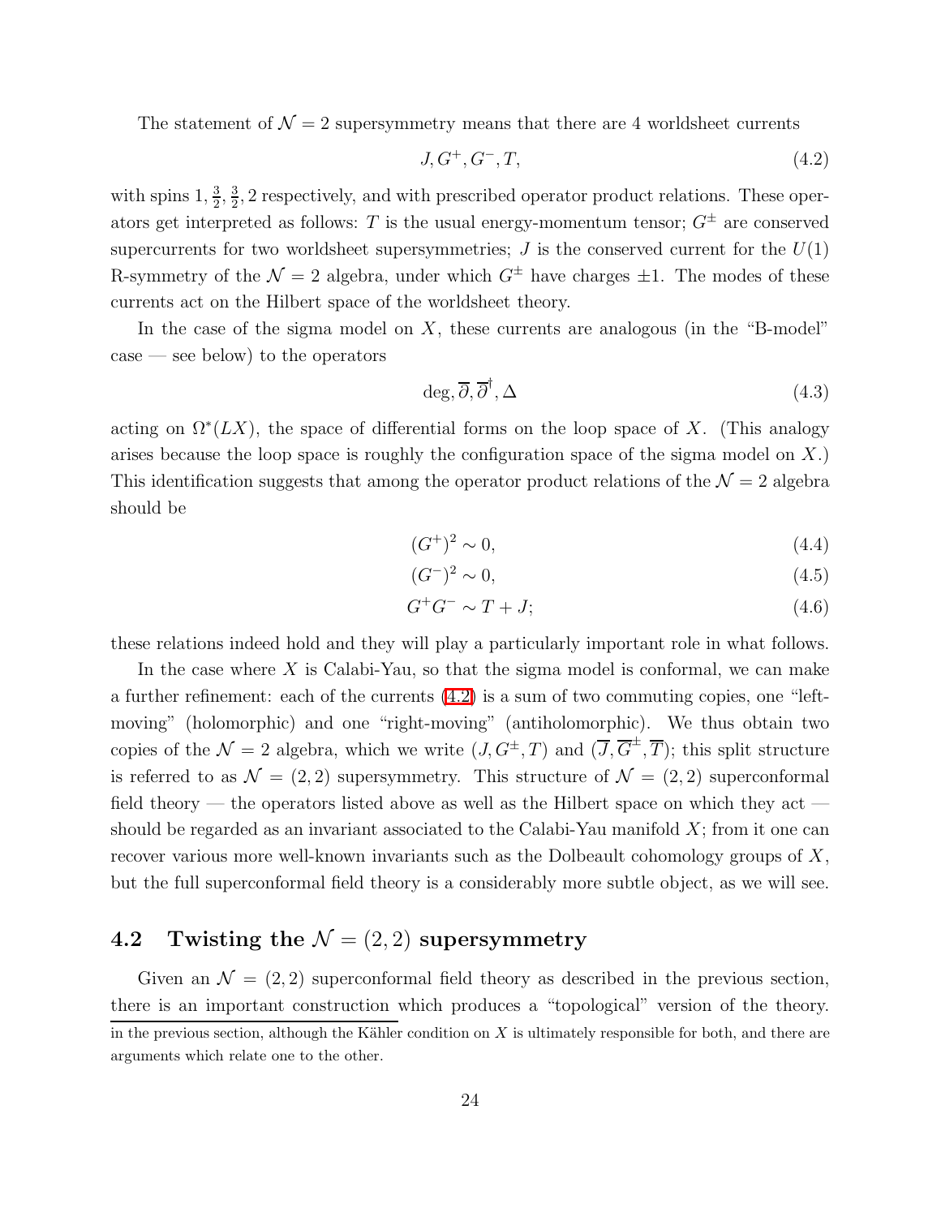The statement of $\mathcal{N} = 2$ supersymmetry means that there are 4 worldsheet currents

$$J, G^+, G^-, T, \tag{4.2}$$

with spins $1, \frac{3}{2}, \frac{3}{2}, 2$ respectively, and with prescribed operator product relations. These operators get interpreted as follows: $T$ is the usual energy-momentum tensor; $G^\pm$ are conserved supercurrents for two worldsheet supersymmetries; $J$ is the conserved current for the $U(1)$ R-symmetry of the $\mathcal{N} = 2$ algebra, under which $G^\pm$ have charges $\pm 1$. The modes of these currents act on the Hilbert space of the worldsheet theory.

In the case of the sigma model on $X$, these currents are analogous (in the "B-model" case — see below) to the operators

$$\deg, \overline{\partial}, \overline{\partial}^\dagger, \Delta \tag{4.3}$$

acting on $\Omega^*(LX)$, the space of differential forms on the loop space of $X$. (This analogy arises because the loop space is roughly the configuration space of the sigma model on $X$.) This identification suggests that among the operator product relations of the $\mathcal{N} = 2$ algebra should be

$$(G^+)^2 \sim 0, \tag{4.4}$$

$$(G^-)^2 \sim 0, \tag{4.5}$$

$$G^+ G^- \sim T + J; \tag{4.6}$$

these relations indeed hold and they will play a particularly important role in what follows.

In the case where $X$ is Calabi-Yau, so that the sigma model is conformal, we can make a further refinement: each of the currents (4.2) is a sum of two commuting copies, one "left-moving" (holomorphic) and one "right-moving" (antiholomorphic). We thus obtain two copies of the $\mathcal{N} = 2$ algebra, which we write $(J, G^\pm, T)$ and $(\overline{J}, \overline{G}^\pm, \overline{T})$; this split structure is referred to as $\mathcal{N} = (2, 2)$ supersymmetry. This structure of $\mathcal{N} = (2, 2)$ superconformal field theory — the operators listed above as well as the Hilbert space on which they act — should be regarded as an invariant associated to the Calabi-Yau manifold $X$; from it one can recover various more well-known invariants such as the Dolbeault cohomology groups of $X$, but the full superconformal field theory is a considerably more subtle object, as we will see.

## 4.2 Twisting the $\mathcal{N} = (2, 2)$ supersymmetry

Given an $\mathcal{N} = (2, 2)$ superconformal field theory as described in the previous section, there is an important construction which produces a "topological" version of the theory.

in the previous section, although the Kähler condition on $X$ is ultimately responsible for both, and there are arguments which relate one to the other.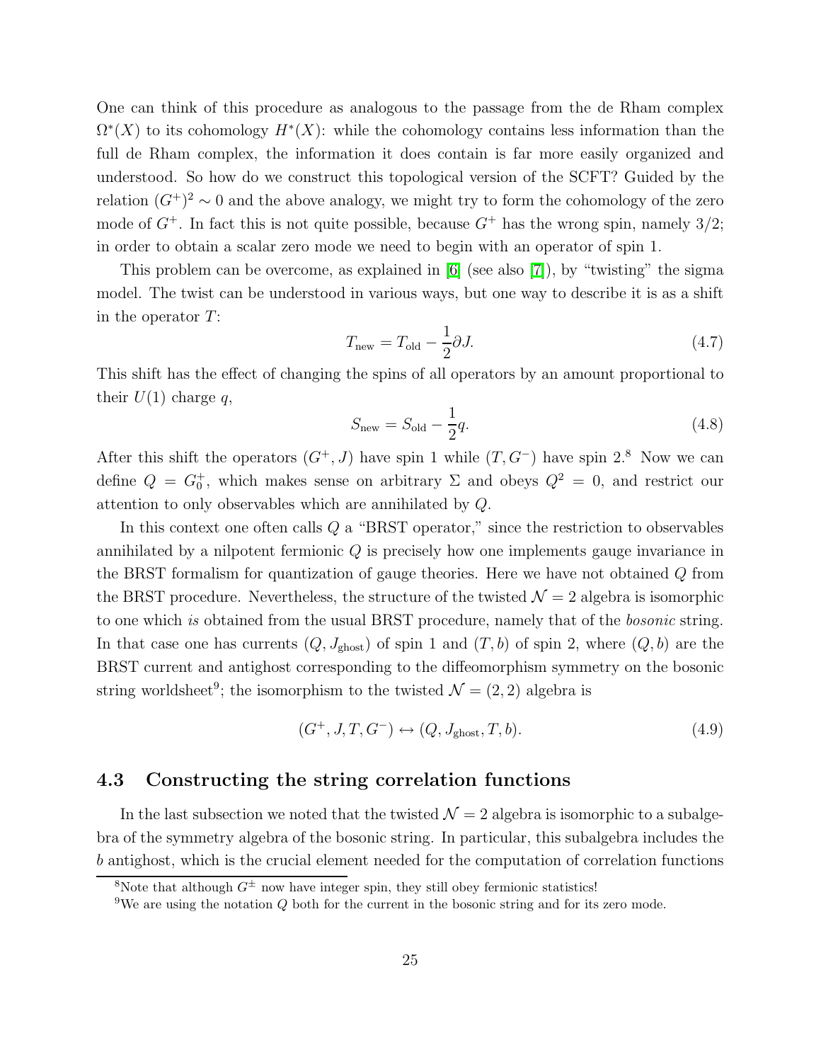One can think of this procedure as analogous to the passage from the de Rham complex $\Omega^*(X)$ to its cohomology $H^*(X)$: while the cohomology contains less information than the full de Rham complex, the information it does contain is far more easily organized and understood. So how do we construct this topological version of the SCFT? Guided by the relation $(G^+)^2 \sim 0$ and the above analogy, we might try to form the cohomology of the zero mode of $G^+$. In fact this is not quite possible, because $G^+$ has the wrong spin, namely 3/2; in order to obtain a scalar zero mode we need to begin with an operator of spin 1.

This problem can be overcome, as explained in [6] (see also [7]), by "twisting" the sigma model. The twist can be understood in various ways, but one way to describe it is as a shift in the operator $T$:

$$T_{\text{new}} = T_{\text{old}} - \frac{1}{2}\partial J. \tag{4.7}$$

This shift has the effect of changing the spins of all operators by an amount proportional to their $U(1)$ charge $q$,

$$S_{\text{new}} = S_{\text{old}} - \frac{1}{2}q. \tag{4.8}$$

After this shift the operators $(G^+, J)$ have spin 1 while $(T, G^-)$ have spin 2.[8] Now we can define $Q = G_0^+$, which makes sense on arbitrary $\Sigma$ and obeys $Q^2 = 0$, and restrict our attention to only observables which are annihilated by $Q$.

In this context one often calls $Q$ a "BRST operator," since the restriction to observables annihilated by a nilpotent fermionic $Q$ is precisely how one implements gauge invariance in the BRST formalism for quantization of gauge theories. Here we have not obtained $Q$ from the BRST procedure. Nevertheless, the structure of the twisted $\mathcal{N} = 2$ algebra is isomorphic to one which *is* obtained from the usual BRST procedure, namely that of the *bosonic* string. In that case one has currents $(Q, J_{\text{ghost}})$ of spin 1 and $(T, b)$ of spin 2, where $(Q, b)$ are the BRST current and antighost corresponding to the diffeomorphism symmetry on the bosonic string worldsheet[9]; the isomorphism to the twisted $\mathcal{N} = (2, 2)$ algebra is

$$(G^+, J, T, G^-) \leftrightarrow (Q, J_{\text{ghost}}, T, b). \tag{4.9}$$

## 4.3 Constructing the string correlation functions

In the last subsection we noted that the twisted $\mathcal{N} = 2$ algebra is isomorphic to a subalgebra of the symmetry algebra of the bosonic string. In particular, this subalgebra includes the $b$ antighost, which is the crucial element needed for the computation of correlation functions

[8] Note that although $G^\pm$ now have integer spin, they still obey fermionic statistics!

[9] We are using the notation $Q$ both for the current in the bosonic string and for its zero mode.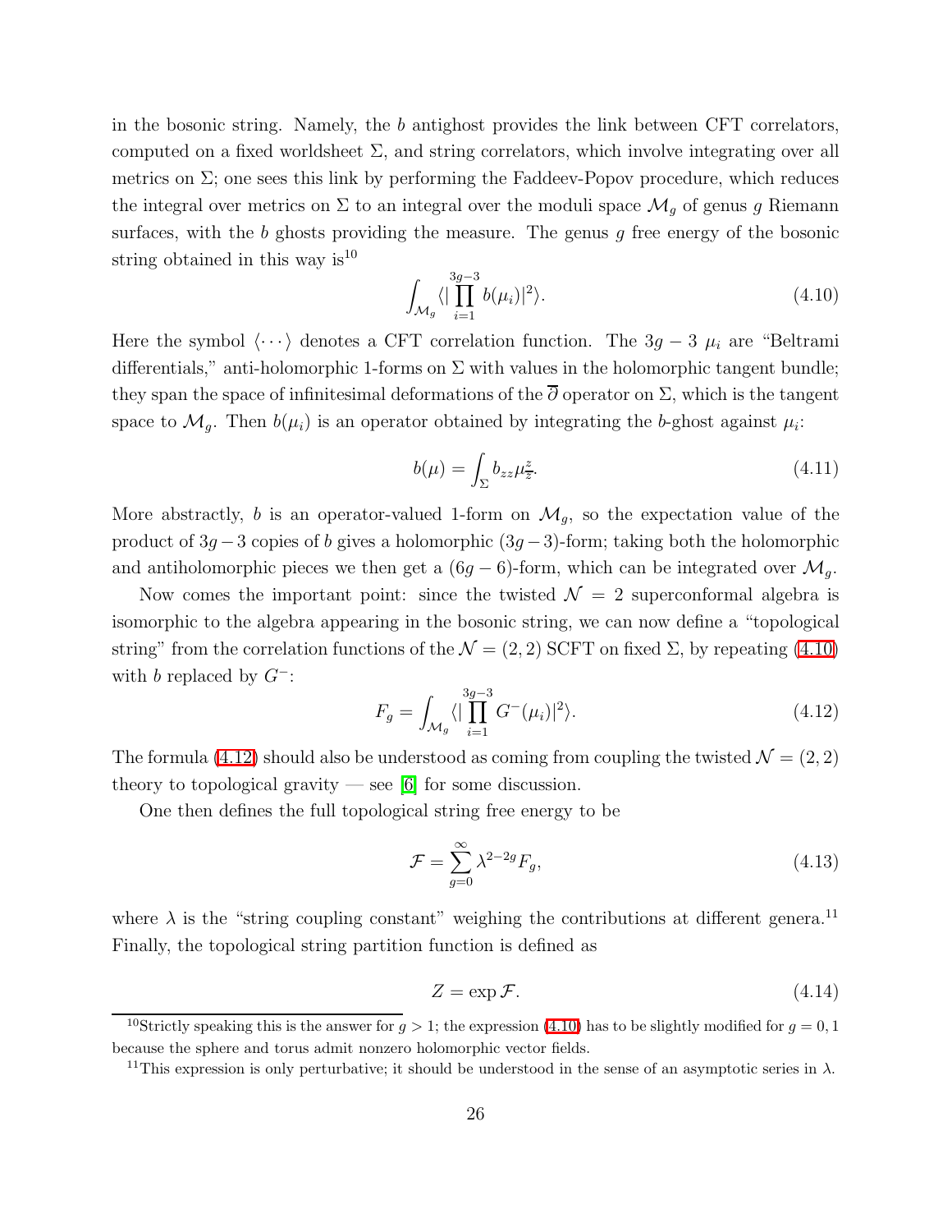in the bosonic string. Namely, the $b$ antighost provides the link between CFT correlators, computed on a fixed worldsheet $\Sigma$, and string correlators, which involve integrating over all metrics on $\Sigma$; one sees this link by performing the Faddeev-Popov procedure, which reduces the integral over metrics on $\Sigma$ to an integral over the moduli space $\mathcal{M}_g$ of genus $g$ Riemann surfaces, with the $b$ ghosts providing the measure. The genus $g$ free energy of the bosonic string obtained in this way is[10]

$$\int_{\mathcal{M}_g} \langle | \prod_{i=1}^{3g-3} b(\mu_i)|^2 \rangle. \tag{4.10}$$

Here the symbol $\langle \cdots \rangle$ denotes a CFT correlation function. The $3g-3$ $\mu_i$ are "Beltrami differentials," anti-holomorphic 1-forms on $\Sigma$ with values in the holomorphic tangent bundle; they span the space of infinitesimal deformations of the $\overline{\partial}$ operator on $\Sigma$, which is the tangent space to $\mathcal{M}_g$. Then $b(\mu_i)$ is an operator obtained by integrating the $b$-ghost against $\mu_i$:

$$b(\mu) = \int_\Sigma b_{zz} \mu^z_{\overline{z}}. \tag{4.11}$$

More abstractly, $b$ is an operator-valued 1-form on $\mathcal{M}_g$, so the expectation value of the product of $3g-3$ copies of $b$ gives a holomorphic $(3g-3)$-form; taking both the holomorphic and antiholomorphic pieces we then get a $(6g-6)$-form, which can be integrated over $\mathcal{M}_g$.

Now comes the important point: since the twisted $\mathcal{N}=2$ superconformal algebra is isomorphic to the algebra appearing in the bosonic string, we can now define a "topological string" from the correlation functions of the $\mathcal{N}=(2,2)$ SCFT on fixed $\Sigma$, by repeating (4.10) with $b$ replaced by $G^-$:

$$F_g = \int_{\mathcal{M}_g} \langle | \prod_{i=1}^{3g-3} G^-(\mu_i)|^2 \rangle. \tag{4.12}$$

The formula (4.12) should also be understood as coming from coupling the twisted $\mathcal{N}=(2,2)$ theory to topological gravity — see [6] for some discussion.

One then defines the full topological string free energy to be

$$\mathcal{F} = \sum_{g=0}^{\infty} \lambda^{2-2g} F_g, \tag{4.13}$$

where $\lambda$ is the "string coupling constant" weighing the contributions at different genera.[11] Finally, the topological string partition function is defined as

$$Z = \exp \mathcal{F}. \tag{4.14}$$

[10] Strictly speaking this is the answer for $g>1$; the expression (4.10) has to be slightly modified for $g=0,1$ because the sphere and torus admit nonzero holomorphic vector fields.

[11] This expression is only perturbative; it should be understood in the sense of an asymptotic series in $\lambda$.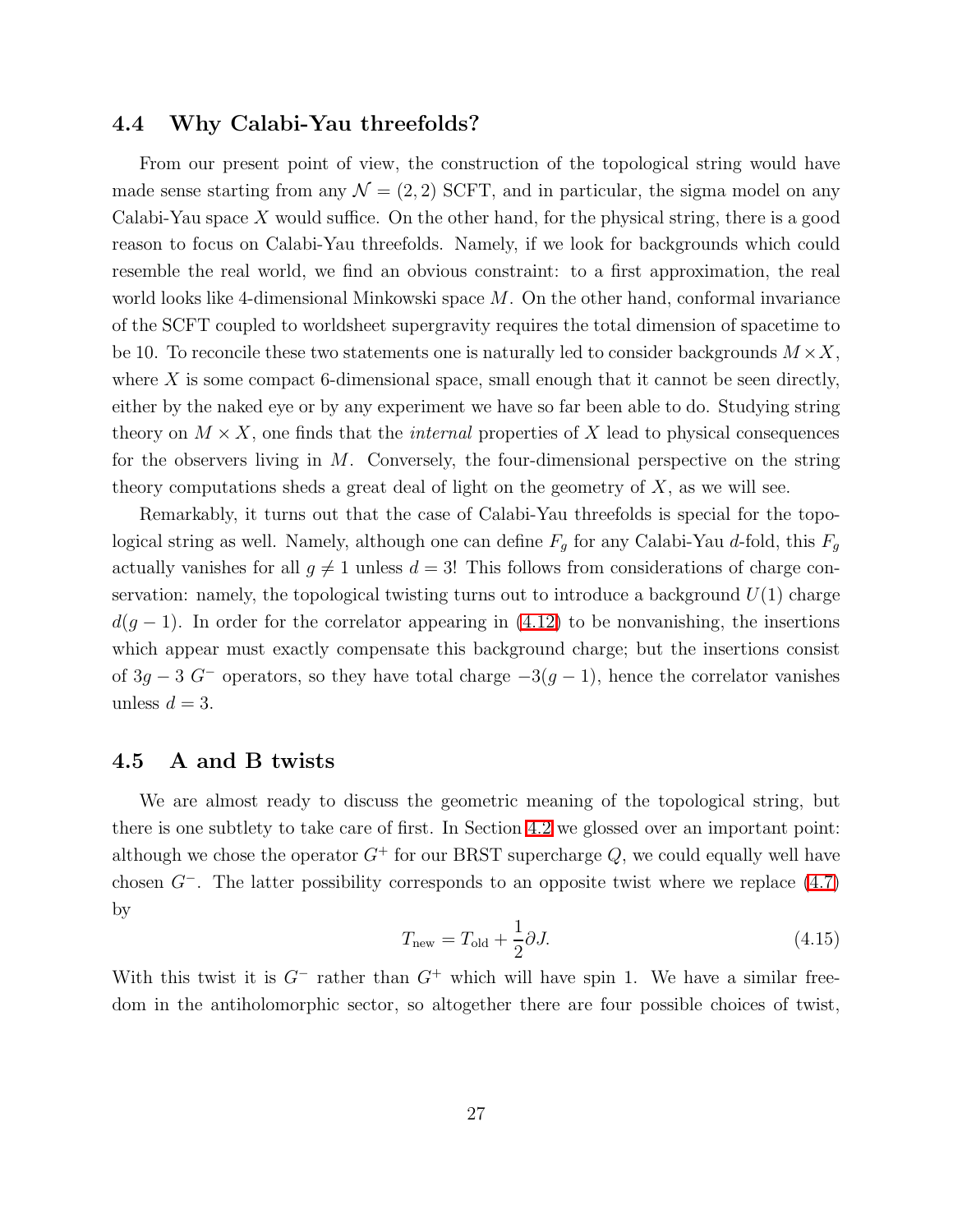### 4.4 Why Calabi-Yau threefolds?

From our present point of view, the construction of the topological string would have made sense starting from any $\mathcal{N} = (2, 2)$ SCFT, and in particular, the sigma model on any Calabi-Yau space $X$ would suffice. On the other hand, for the physical string, there is a good reason to focus on Calabi-Yau threefolds. Namely, if we look for backgrounds which could resemble the real world, we find an obvious constraint: to a first approximation, the real world looks like 4-dimensional Minkowski space $M$. On the other hand, conformal invariance of the SCFT coupled to worldsheet supergravity requires the total dimension of spacetime to be 10. To reconcile these two statements one is naturally led to consider backgrounds $M \times X$, where $X$ is some compact 6-dimensional space, small enough that it cannot be seen directly, either by the naked eye or by any experiment we have so far been able to do. Studying string theory on $M \times X$, one finds that the *internal* properties of $X$ lead to physical consequences for the observers living in $M$. Conversely, the four-dimensional perspective on the string theory computations sheds a great deal of light on the geometry of $X$, as we will see.

Remarkably, it turns out that the case of Calabi-Yau threefolds is special for the topological string as well. Namely, although one can define $F_g$ for any Calabi-Yau $d$-fold, this $F_g$ actually vanishes for all $g \neq 1$ unless $d = 3$! This follows from considerations of charge conservation: namely, the topological twisting turns out to introduce a background $U(1)$ charge $d(g - 1)$. In order for the correlator appearing in (4.12) to be nonvanishing, the insertions which appear must exactly compensate this background charge; but the insertions consist of $3g - 3$ $G^-$ operators, so they have total charge $-3(g - 1)$, hence the correlator vanishes unless $d = 3$.

### 4.5 A and B twists

We are almost ready to discuss the geometric meaning of the topological string, but there is one subtlety to take care of first. In Section 4.2 we glossed over an important point: although we chose the operator $G^+$ for our BRST supercharge $Q$, we could equally well have chosen $G^-$. The latter possibility corresponds to an opposite twist where we replace (4.7) by

$$T_{\text{new}} = T_{\text{old}} + \frac{1}{2}\partial J. \tag{4.15}$$

With this twist it is $G^-$ rather than $G^+$ which will have spin 1. We have a similar freedom in the antiholomorphic sector, so altogether there are four possible choices of twist,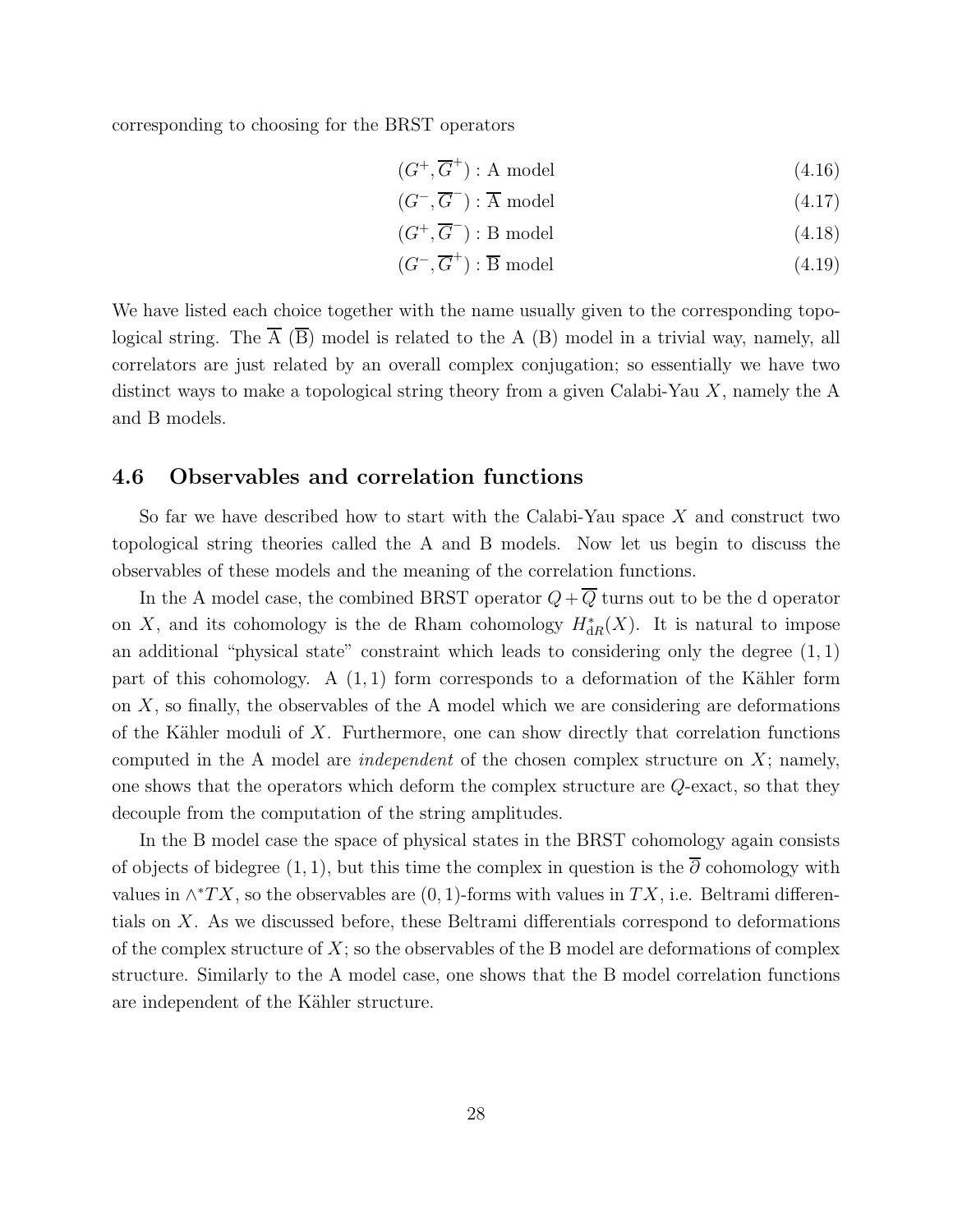corresponding to choosing for the BRST operators

$$(G^+, \overline{G}^+) : \text{A model} \tag{4.16}$$

$$(G^-, \overline{G}^-) : \overline{\text{A}} \text{ model} \tag{4.17}$$

$$(G^+, \overline{G}^-) : \text{B model} \tag{4.18}$$

$$(G^-, \overline{G}^+) : \overline{\text{B}} \text{ model} \tag{4.19}$$

We have listed each choice together with the name usually given to the corresponding topological string. The $\overline{\text{A}}$ ($\overline{\text{B}}$) model is related to the A (B) model in a trivial way, namely, all correlators are just related by an overall complex conjugation; so essentially we have two distinct ways to make a topological string theory from a given Calabi-Yau $X$, namely the A and B models.

## 4.6 Observables and correlation functions

So far we have described how to start with the Calabi-Yau space $X$ and construct two topological string theories called the A and B models. Now let us begin to discuss the observables of these models and the meaning of the correlation functions.

In the A model case, the combined BRST operator $Q + \overline{Q}$ turns out to be the d operator on $X$, and its cohomology is the de Rham cohomology $H^*_{\text{dR}}(X)$. It is natural to impose an additional "physical state" constraint which leads to considering only the degree $(1,1)$ part of this cohomology. A $(1,1)$ form corresponds to a deformation of the Kähler form on $X$, so finally, the observables of the A model which we are considering are deformations of the Kähler moduli of $X$. Furthermore, one can show directly that correlation functions computed in the A model are *independent* of the chosen complex structure on $X$; namely, one shows that the operators which deform the complex structure are $Q$-exact, so that they decouple from the computation of the string amplitudes.

In the B model case the space of physical states in the BRST cohomology again consists of objects of bidegree $(1,1)$, but this time the complex in question is the $\overline{\partial}$ cohomology with values in $\wedge^* TX$, so the observables are $(0,1)$-forms with values in $TX$, i.e. Beltrami differentials on $X$. As we discussed before, these Beltrami differentials correspond to deformations of the complex structure of $X$; so the observables of the B model are deformations of complex structure. Similarly to the A model case, one shows that the B model correlation functions are independent of the Kähler structure.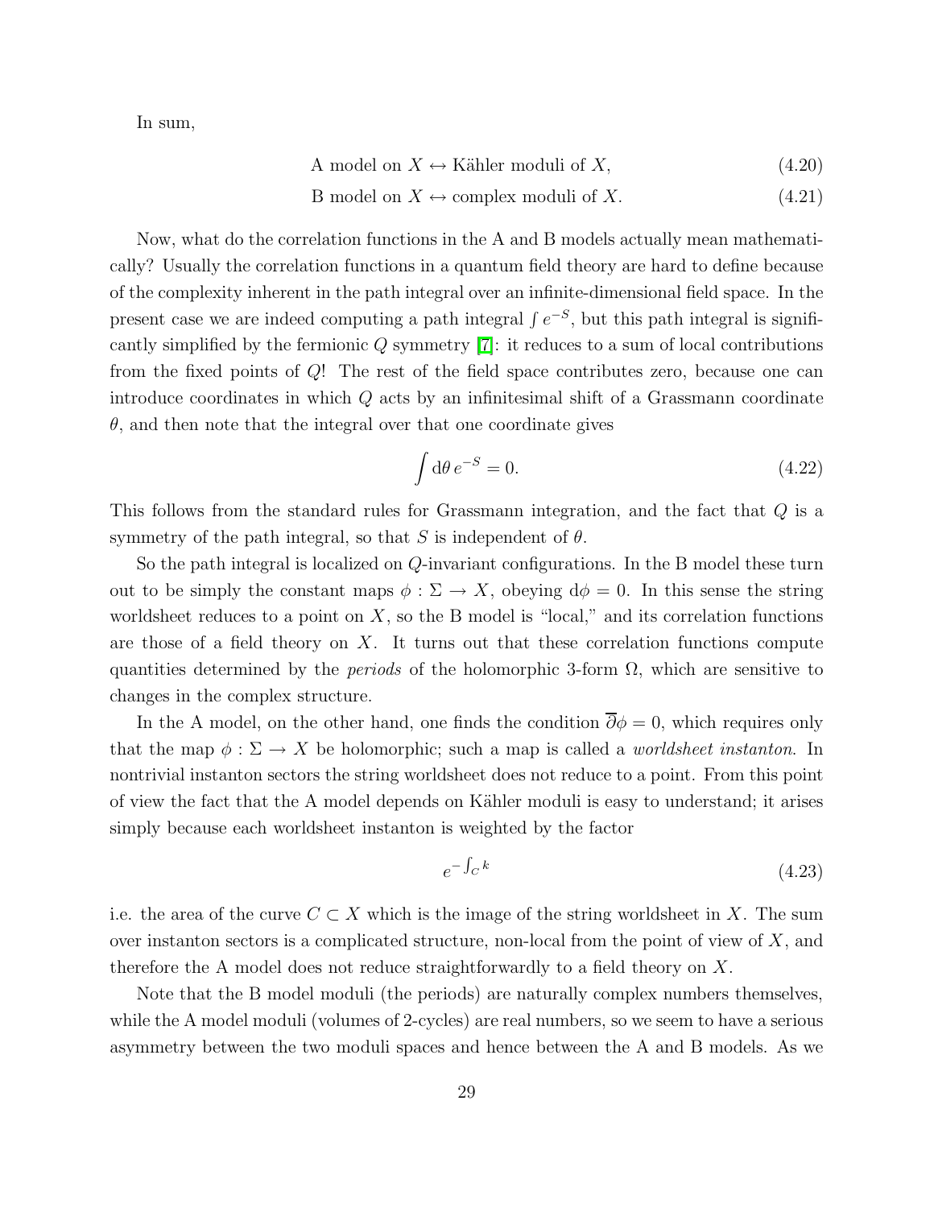In sum,

$$\text{A model on } X \leftrightarrow \text{Kähler moduli of } X, \tag{4.20}$$

$$\text{B model on } X \leftrightarrow \text{complex moduli of } X. \tag{4.21}$$

Now, what do the correlation functions in the A and B models actually mean mathematically? Usually the correlation functions in a quantum field theory are hard to define because of the complexity inherent in the path integral over an infinite-dimensional field space. In the present case we are indeed computing a path integral $\int e^{-S}$, but this path integral is significantly simplified by the fermionic $Q$ symmetry [7]: it reduces to a sum of local contributions from the fixed points of $Q$! The rest of the field space contributes zero, because one can introduce coordinates in which $Q$ acts by an infinitesimal shift of a Grassmann coordinate $\theta$, and then note that the integral over that one coordinate gives

$$\int \mathrm{d}\theta \, e^{-S} = 0. \tag{4.22}$$

This follows from the standard rules for Grassmann integration, and the fact that $Q$ is a symmetry of the path integral, so that $S$ is independent of $\theta$.

So the path integral is localized on $Q$-invariant configurations. In the B model these turn out to be simply the constant maps $\phi : \Sigma \to X$, obeying $\mathrm{d}\phi = 0$. In this sense the string worldsheet reduces to a point on $X$, so the B model is "local," and its correlation functions are those of a field theory on $X$. It turns out that these correlation functions compute quantities determined by the *periods* of the holomorphic 3-form $\Omega$, which are sensitive to changes in the complex structure.

In the A model, on the other hand, one finds the condition $\overline{\partial}\phi = 0$, which requires only that the map $\phi : \Sigma \to X$ be holomorphic; such a map is called a *worldsheet instanton*. In nontrivial instanton sectors the string worldsheet does not reduce to a point. From this point of view the fact that the A model depends on Kähler moduli is easy to understand; it arises simply because each worldsheet instanton is weighted by the factor

$$e^{-\int_C k} \tag{4.23}$$

i.e. the area of the curve $C \subset X$ which is the image of the string worldsheet in $X$. The sum over instanton sectors is a complicated structure, non-local from the point of view of $X$, and therefore the A model does not reduce straightforwardly to a field theory on $X$.

Note that the B model moduli (the periods) are naturally complex numbers themselves, while the A model moduli (volumes of 2-cycles) are real numbers, so we seem to have a serious asymmetry between the two moduli spaces and hence between the A and B models. As we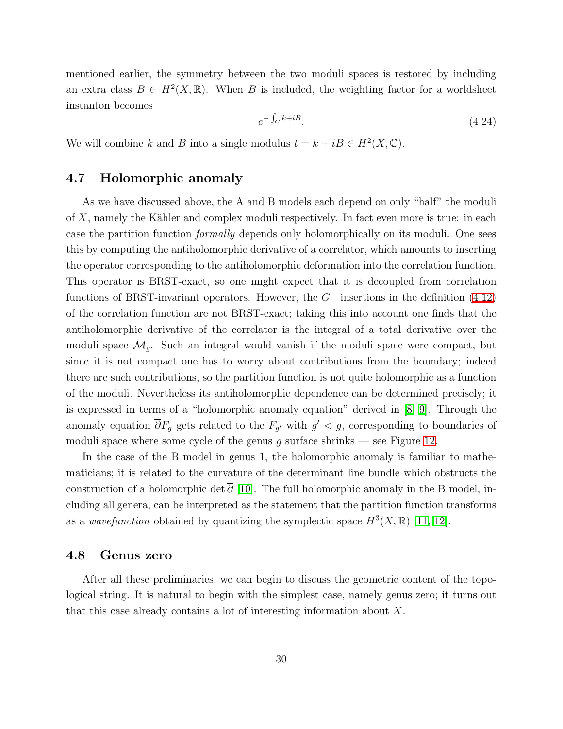mentioned earlier, the symmetry between the two moduli spaces is restored by including an extra class $B \in H^2(X, \mathbb{R})$. When $B$ is included, the weighting factor for a worldsheet instanton becomes

$$e^{-\int_C k+iB}. \tag{4.24}$$

We will combine $k$ and $B$ into a single modulus $t = k + iB \in H^2(X, \mathbb{C})$.

## 4.7 Holomorphic anomaly

As we have discussed above, the A and B models each depend on only "half" the moduli of $X$, namely the Kähler and complex moduli respectively. In fact even more is true: in each case the partition function *formally* depends only holomorphically on its moduli. One sees this by computing the antiholomorphic derivative of a correlator, which amounts to inserting the operator corresponding to the antiholomorphic deformation into the correlation function. This operator is BRST-exact, so one might expect that it is decoupled from correlation functions of BRST-invariant operators. However, the $G^-$ insertions in the definition (4.12) of the correlation function are not BRST-exact; taking this into account one finds that the antiholomorphic derivative of the correlator is the integral of a total derivative over the moduli space $\mathcal{M}_g$. Such an integral would vanish if the moduli space were compact, but since it is not compact one has to worry about contributions from the boundary; indeed there are such contributions, so the partition function is not quite holomorphic as a function of the moduli. Nevertheless its antiholomorphic dependence can be determined precisely; it is expressed in terms of a "holomorphic anomaly equation" derived in [8, 9]. Through the anomaly equation $\overline{\partial} F_g$ gets related to the $F_{g'}$ with $g' < g$, corresponding to boundaries of moduli space where some cycle of the genus $g$ surface shrinks — see Figure 12.

In the case of the B model in genus 1, the holomorphic anomaly is familiar to mathematicians; it is related to the curvature of the determinant line bundle which obstructs the construction of a holomorphic $\det \overline{\partial}$ [10]. The full holomorphic anomaly in the B model, including all genera, can be interpreted as the statement that the partition function transforms as a *wavefunction* obtained by quantizing the symplectic space $H^3(X, \mathbb{R})$ [11, 12].

## 4.8 Genus zero

After all these preliminaries, we can begin to discuss the geometric content of the topological string. It is natural to begin with the simplest case, namely genus zero; it turns out that this case already contains a lot of interesting information about $X$.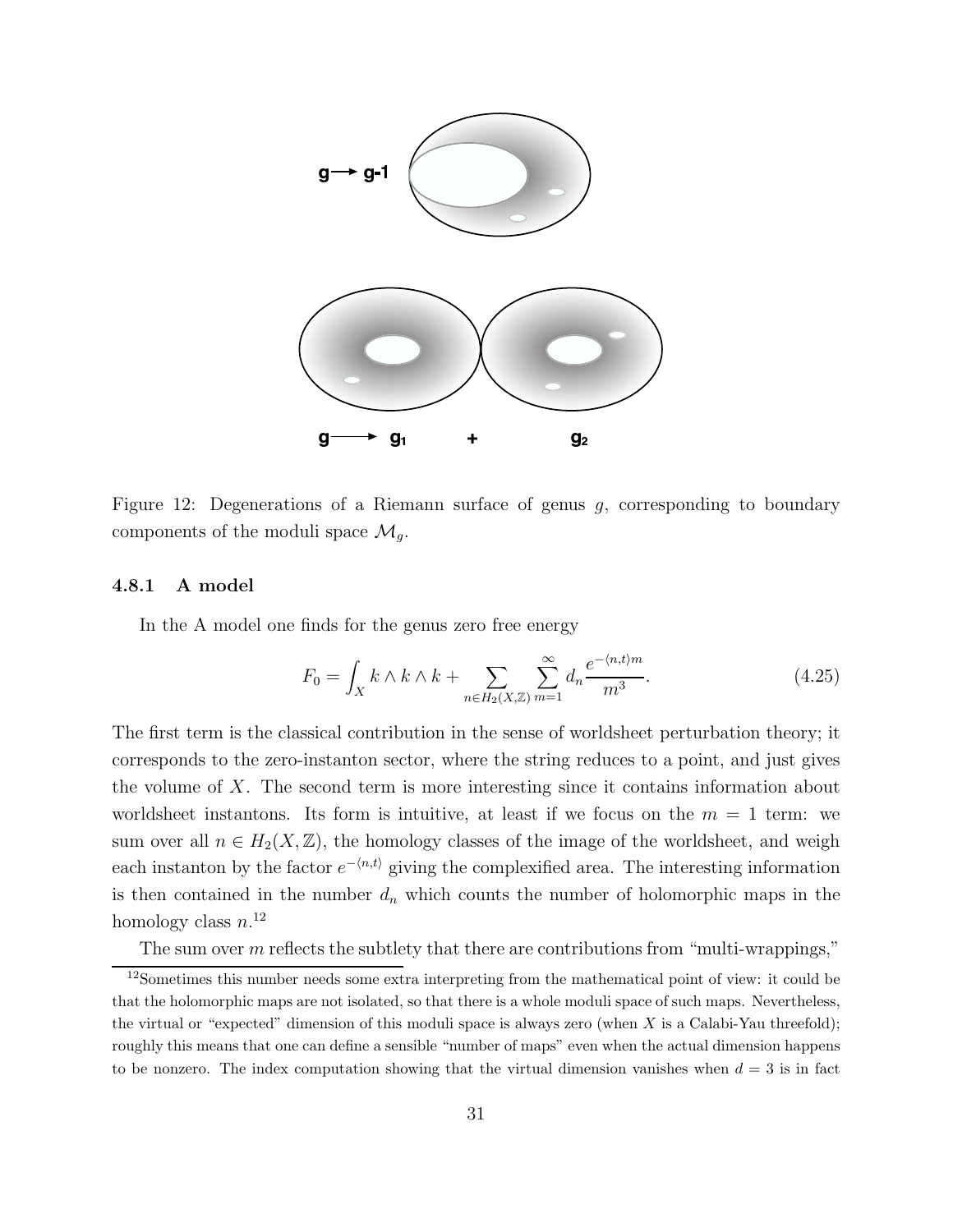Figure 12: Degenerations of a Riemann surface of genus $g$, corresponding to boundary components of the moduli space $\mathcal{M}_g$.

#### 4.8.1 A model

In the A model one finds for the genus zero free energy

$$F_0 = \int_X k \wedge k \wedge k + \sum_{n \in H_2(X,\mathbb{Z})} \sum_{m=1}^{\infty} d_n \frac{e^{-\langle n,t \rangle m}}{m^3}. \tag{4.25}$$

The first term is the classical contribution in the sense of worldsheet perturbation theory; it corresponds to the zero-instanton sector, where the string reduces to a point, and just gives the volume of $X$. The second term is more interesting since it contains information about worldsheet instantons. Its form is intuitive, at least if we focus on the $m = 1$ term: we sum over all $n \in H_2(X, \mathbb{Z})$, the homology classes of the image of the worldsheet, and weigh each instanton by the factor $e^{-\langle n,t \rangle}$ giving the complexified area. The interesting information is then contained in the number $d_n$ which counts the number of holomorphic maps in the homology class $n$.[12]

The sum over $m$ reflects the subtlety that there are contributions from "multi-wrappings,"

[12] Sometimes this number needs some extra interpreting from the mathematical point of view: it could be that the holomorphic maps are not isolated, so that there is a whole moduli space of such maps. Nevertheless, the virtual or "expected" dimension of this moduli space is always zero (when $X$ is a Calabi-Yau threefold); roughly this means that one can define a sensible "number of maps" even when the actual dimension happens to be nonzero. The index computation showing that the virtual dimension vanishes when $d = 3$ is in fact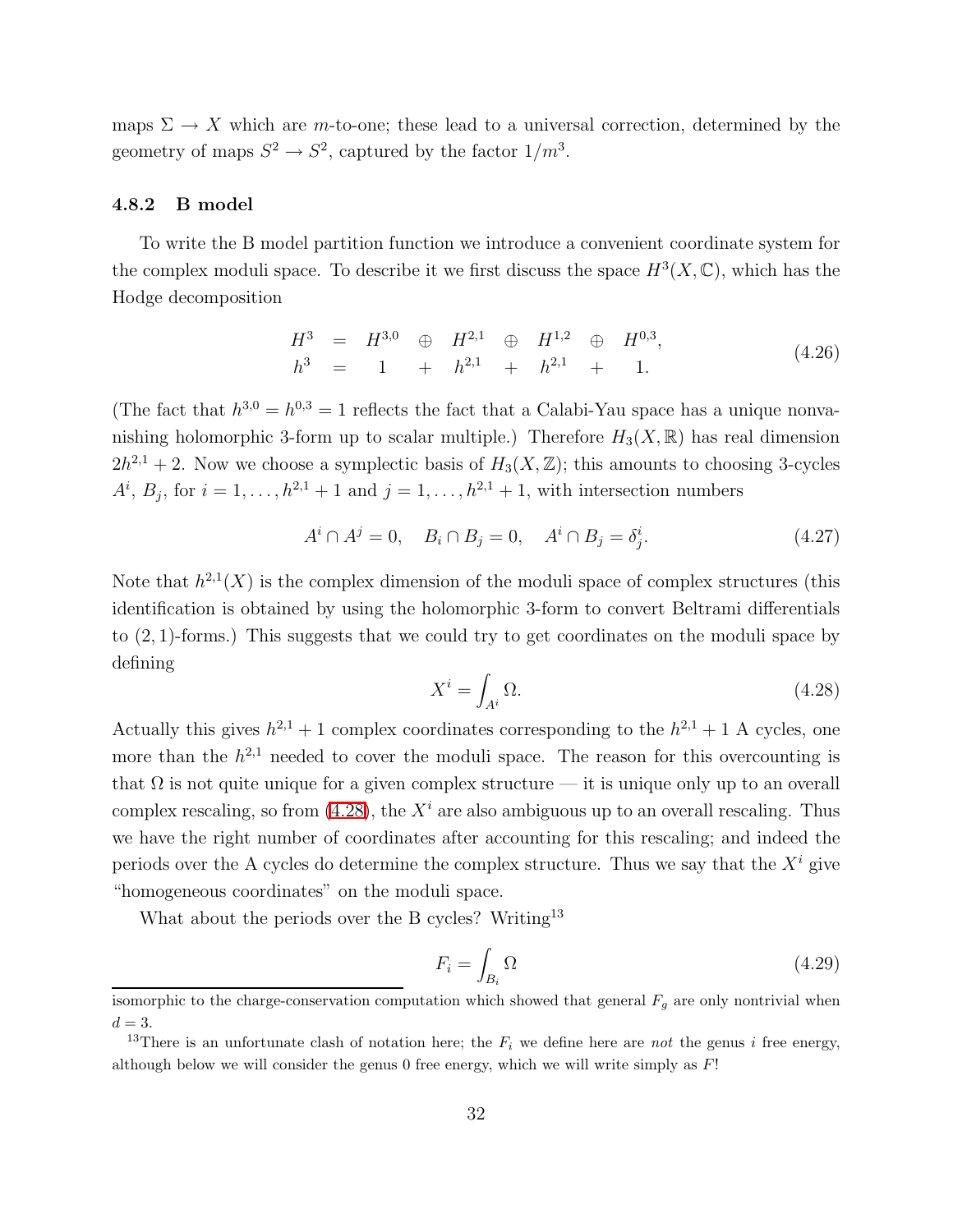maps $\Sigma \to X$ which are $m$-to-one; these lead to a universal correction, determined by the geometry of maps $S^2 \to S^2$, captured by the factor $1/m^3$.

### 4.8.2 B model

To write the B model partition function we introduce a convenient coordinate system for the complex moduli space. To describe it we first discuss the space $H^3(X, \mathbb{C})$, which has the Hodge decomposition

$$
\begin{array}{ccccccccc}
H^3 & = & H^{3,0} & \oplus & H^{2,1} & \oplus & H^{1,2} & \oplus & H^{0,3}, \\
h^3 & = & 1 & + & h^{2,1} & + & h^{2,1} & + & 1.
\end{array}
\tag{4.26}
$$

(The fact that $h^{3,0} = h^{0,3} = 1$ reflects the fact that a Calabi-Yau space has a unique nonvanishing holomorphic 3-form up to scalar multiple.) Therefore $H_3(X, \mathbb{R})$ has real dimension $2h^{2,1} + 2$. Now we choose a symplectic basis of $H_3(X, \mathbb{Z})$; this amounts to choosing 3-cycles $A^i$, $B_j$, for $i = 1, \ldots, h^{2,1}+1$ and $j = 1, \ldots, h^{2,1}+1$, with intersection numbers

$$
A^i \cap A^j = 0, \quad B_i \cap B_j = 0, \quad A^i \cap B_j = \delta^i_j. \tag{4.27}
$$

Note that $h^{2,1}(X)$ is the complex dimension of the moduli space of complex structures (this identification is obtained by using the holomorphic 3-form to convert Beltrami differentials to $(2,1)$-forms.) This suggests that we could try to get coordinates on the moduli space by defining

$$
X^i = \int_{A^i} \Omega. \tag{4.28}
$$

Actually this gives $h^{2,1}+1$ complex coordinates corresponding to the $h^{2,1}+1$ A cycles, one more than the $h^{2,1}$ needed to cover the moduli space. The reason for this overcounting is that $\Omega$ is not quite unique for a given complex structure — it is unique only up to an overall complex rescaling, so from (4.28), the $X^i$ are also ambiguous up to an overall rescaling. Thus we have the right number of coordinates after accounting for this rescaling; and indeed the periods over the A cycles do determine the complex structure. Thus we say that the $X^i$ give "homogeneous coordinates" on the moduli space.

What about the periods over the B cycles? Writing[13]

$$
F_i = \int_{B_i} \Omega \tag{4.29}
$$

isomorphic to the charge-conservation computation which showed that general $F_g$ are only nontrivial when $d = 3$.

[13] There is an unfortunate clash of notation here; the $F_i$ we define here are *not* the genus $i$ free energy, although below we will consider the genus 0 free energy, which we will write simply as $F$!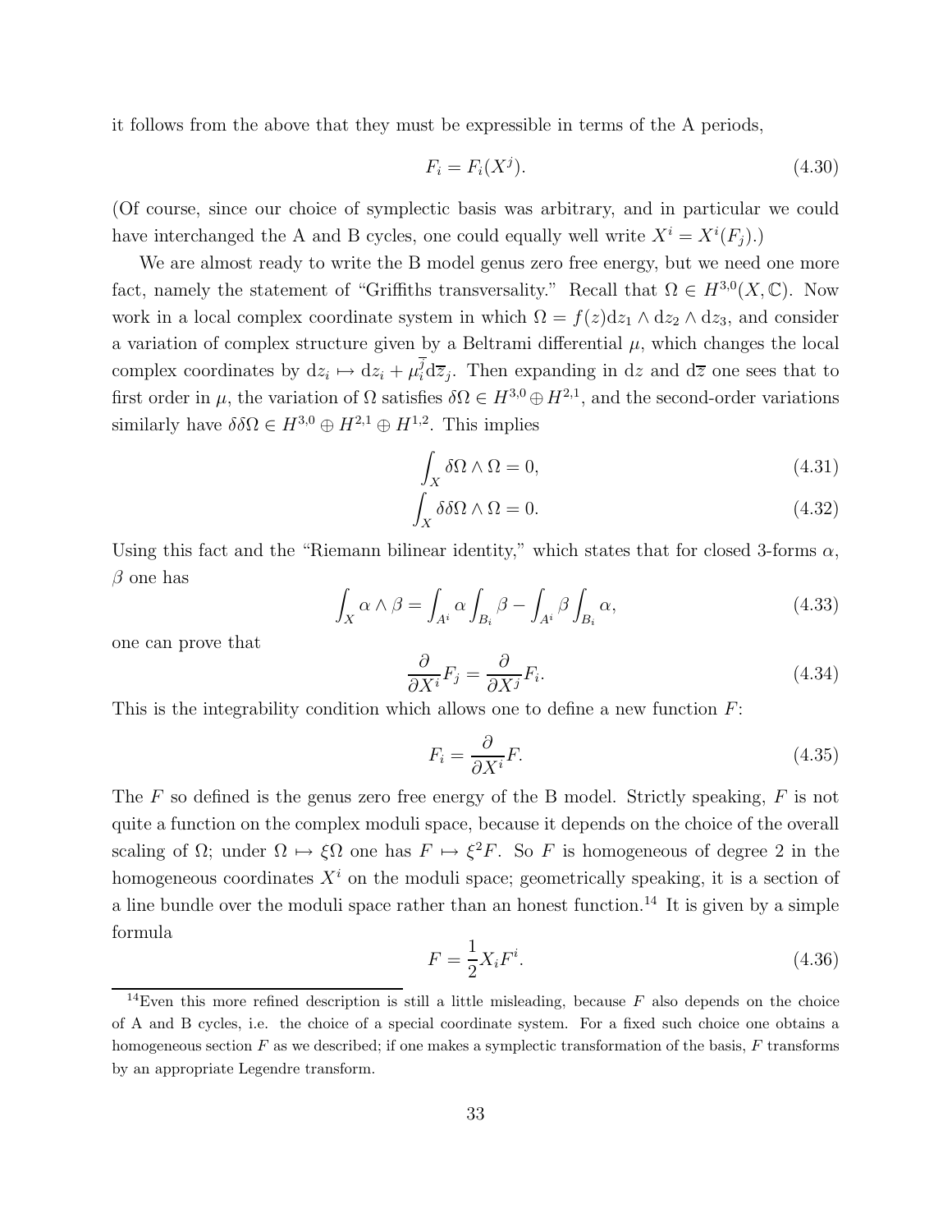it follows from the above that they must be expressible in terms of the A periods,

$$F_i = F_i(X^j). \tag{4.30}$$

(Of course, since our choice of symplectic basis was arbitrary, and in particular we could have interchanged the A and B cycles, one could equally well write $X^i = X^i(F_j)$.)

We are almost ready to write the B model genus zero free energy, but we need one more fact, namely the statement of "Griffiths transversality." Recall that $\Omega \in H^{3,0}(X, \mathbb{C})$. Now work in a local complex coordinate system in which $\Omega = f(z)\mathrm{d}z_1 \wedge \mathrm{d}z_2 \wedge \mathrm{d}z_3$, and consider a variation of complex structure given by a Beltrami differential $\mu$, which changes the local complex coordinates by $\mathrm{d}z_i \mapsto \mathrm{d}z_i + \mu_i^{\overline{j}}\mathrm{d}\overline{z}_j$. Then expanding in $\mathrm{d}z$ and $\mathrm{d}\overline{z}$ one sees that to first order in $\mu$, the variation of $\Omega$ satisfies $\delta\Omega \in H^{3,0} \oplus H^{2,1}$, and the second-order variations similarly have $\delta\delta\Omega \in H^{3,0} \oplus H^{2,1} \oplus H^{1,2}$. This implies

$$\int_X \delta\Omega \wedge \Omega = 0, \tag{4.31}$$

$$\int_X \delta\delta\Omega \wedge \Omega = 0. \tag{4.32}$$

Using this fact and the "Riemann bilinear identity," which states that for closed 3-forms $\alpha$, $\beta$ one has

$$\int_X \alpha \wedge \beta = \int_{A^i} \alpha \int_{B_i} \beta - \int_{A^i} \beta \int_{B_i} \alpha, \tag{4.33}$$

one can prove that

$$\frac{\partial}{\partial X^i} F_j = \frac{\partial}{\partial X^j} F_i. \tag{4.34}$$

This is the integrability condition which allows one to define a new function $F$:

$$F_i = \frac{\partial}{\partial X^i} F. \tag{4.35}$$

The $F$ so defined is the genus zero free energy of the B model. Strictly speaking, $F$ is not quite a function on the complex moduli space, because it depends on the choice of the overall scaling of $\Omega$; under $\Omega \mapsto \xi\Omega$ one has $F \mapsto \xi^2 F$. So $F$ is homogeneous of degree 2 in the homogeneous coordinates $X^i$ on the moduli space; geometrically speaking, it is a section of a line bundle over the moduli space rather than an honest function.[14] It is given by a simple formula

$$F = \frac{1}{2} X_i F^i. \tag{4.36}$$

[14] Even this more refined description is still a little misleading, because $F$ also depends on the choice of A and B cycles, i.e. the choice of a special coordinate system. For a fixed such choice one obtains a homogeneous section $F$ as we described; if one makes a symplectic transformation of the basis, $F$ transforms by an appropriate Legendre transform.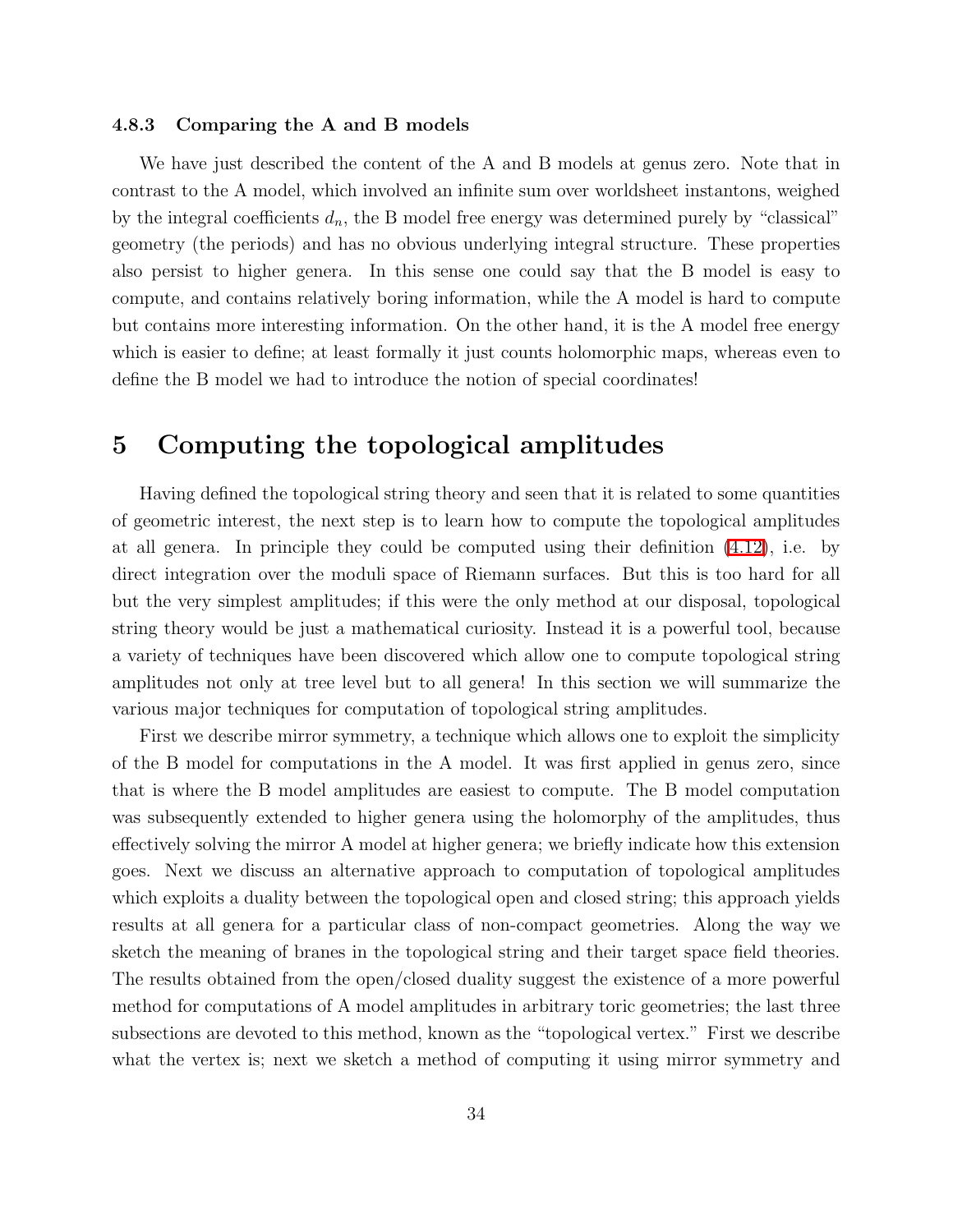#### 4.8.3 Comparing the A and B models

We have just described the content of the A and B models at genus zero. Note that in contrast to the A model, which involved an infinite sum over worldsheet instantons, weighed by the integral coefficients $d_n$, the B model free energy was determined purely by "classical" geometry (the periods) and has no obvious underlying integral structure. These properties also persist to higher genera. In this sense one could say that the B model is easy to compute, and contains relatively boring information, while the A model is hard to compute but contains more interesting information. On the other hand, it is the A model free energy which is easier to define; at least formally it just counts holomorphic maps, whereas even to define the B model we had to introduce the notion of special coordinates!

# 5 Computing the topological amplitudes

Having defined the topological string theory and seen that it is related to some quantities of geometric interest, the next step is to learn how to compute the topological amplitudes at all genera. In principle they could be computed using their definition (4.12), i.e. by direct integration over the moduli space of Riemann surfaces. But this is too hard for all but the very simplest amplitudes; if this were the only method at our disposal, topological string theory would be just a mathematical curiosity. Instead it is a powerful tool, because a variety of techniques have been discovered which allow one to compute topological string amplitudes not only at tree level but to all genera! In this section we will summarize the various major techniques for computation of topological string amplitudes.

First we describe mirror symmetry, a technique which allows one to exploit the simplicity of the B model for computations in the A model. It was first applied in genus zero, since that is where the B model amplitudes are easiest to compute. The B model computation was subsequently extended to higher genera using the holomorphy of the amplitudes, thus effectively solving the mirror A model at higher genera; we briefly indicate how this extension goes. Next we discuss an alternative approach to computation of topological amplitudes which exploits a duality between the topological open and closed string; this approach yields results at all genera for a particular class of non-compact geometries. Along the way we sketch the meaning of branes in the topological string and their target space field theories. The results obtained from the open/closed duality suggest the existence of a more powerful method for computations of A model amplitudes in arbitrary toric geometries; the last three subsections are devoted to this method, known as the "topological vertex." First we describe what the vertex is; next we sketch a method of computing it using mirror symmetry and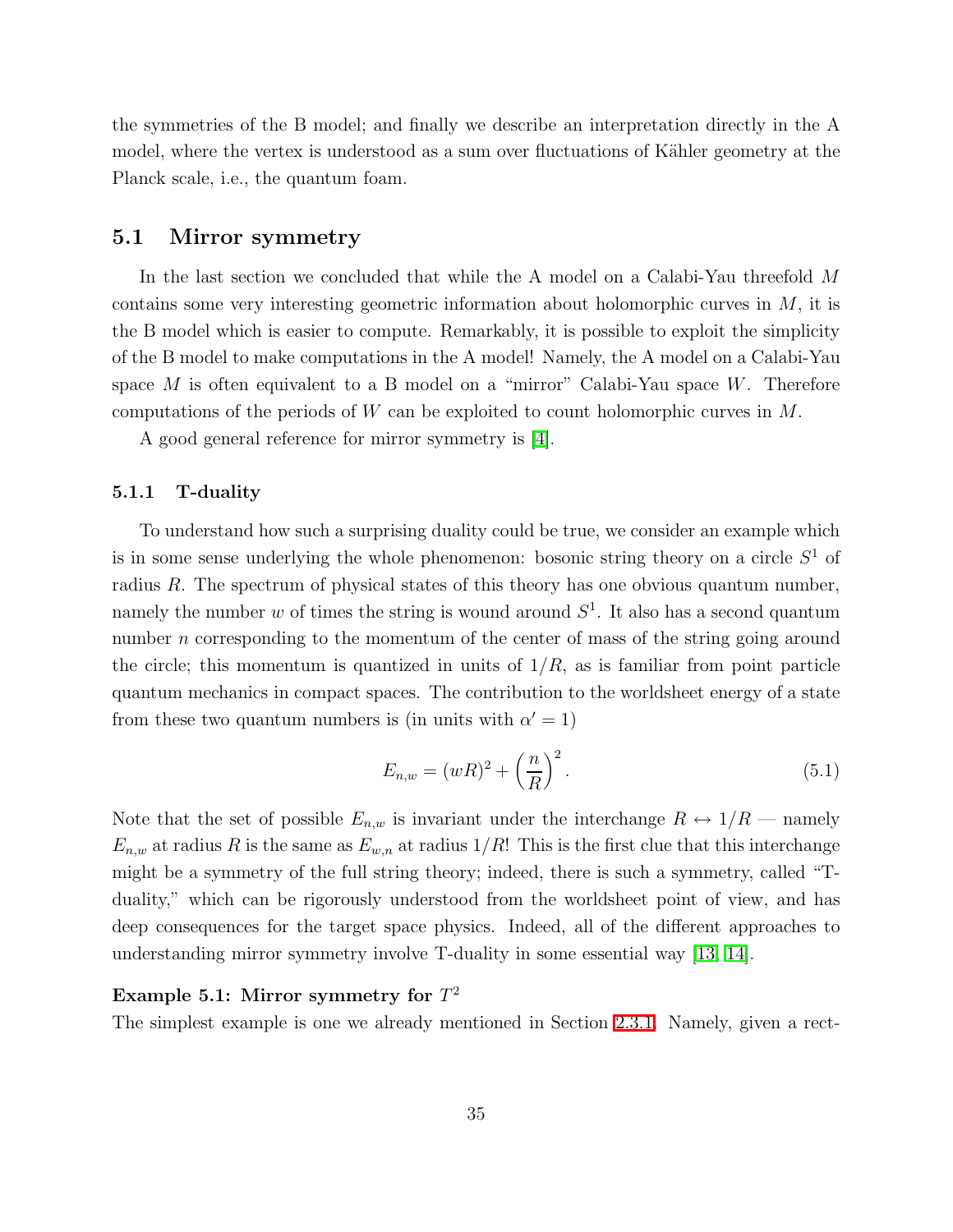the symmetries of the B model; and finally we describe an interpretation directly in the A model, where the vertex is understood as a sum over fluctuations of Kähler geometry at the Planck scale, i.e., the quantum foam.

## 5.1 Mirror symmetry

In the last section we concluded that while the A model on a Calabi-Yau threefold $M$ contains some very interesting geometric information about holomorphic curves in $M$, it is the B model which is easier to compute. Remarkably, it is possible to exploit the simplicity of the B model to make computations in the A model! Namely, the A model on a Calabi-Yau space $M$ is often equivalent to a B model on a "mirror" Calabi-Yau space $W$. Therefore computations of the periods of $W$ can be exploited to count holomorphic curves in $M$.

A good general reference for mirror symmetry is [4].

### 5.1.1 T-duality

To understand how such a surprising duality could be true, we consider an example which is in some sense underlying the whole phenomenon: bosonic string theory on a circle $S^1$ of radius $R$. The spectrum of physical states of this theory has one obvious quantum number, namely the number $w$ of times the string is wound around $S^1$. It also has a second quantum number $n$ corresponding to the momentum of the center of mass of the string going around the circle; this momentum is quantized in units of $1/R$, as is familiar from point particle quantum mechanics in compact spaces. The contribution to the worldsheet energy of a state from these two quantum numbers is (in units with $\alpha' = 1$)

$$E_{n,w} = (wR)^2 + \left(\frac{n}{R}\right)^2. \tag{5.1}$$

Note that the set of possible $E_{n,w}$ is invariant under the interchange $R \leftrightarrow 1/R$ — namely $E_{n,w}$ at radius $R$ is the same as $E_{w,n}$ at radius $1/R$! This is the first clue that this interchange might be a symmetry of the full string theory; indeed, there is such a symmetry, called "T-duality," which can be rigorously understood from the worldsheet point of view, and has deep consequences for the target space physics. Indeed, all of the different approaches to understanding mirror symmetry involve T-duality in some essential way [13, 14].

**Example 5.1: Mirror symmetry for $T^2$**

The simplest example is one we already mentioned in Section 2.3.1. Namely, given a rect-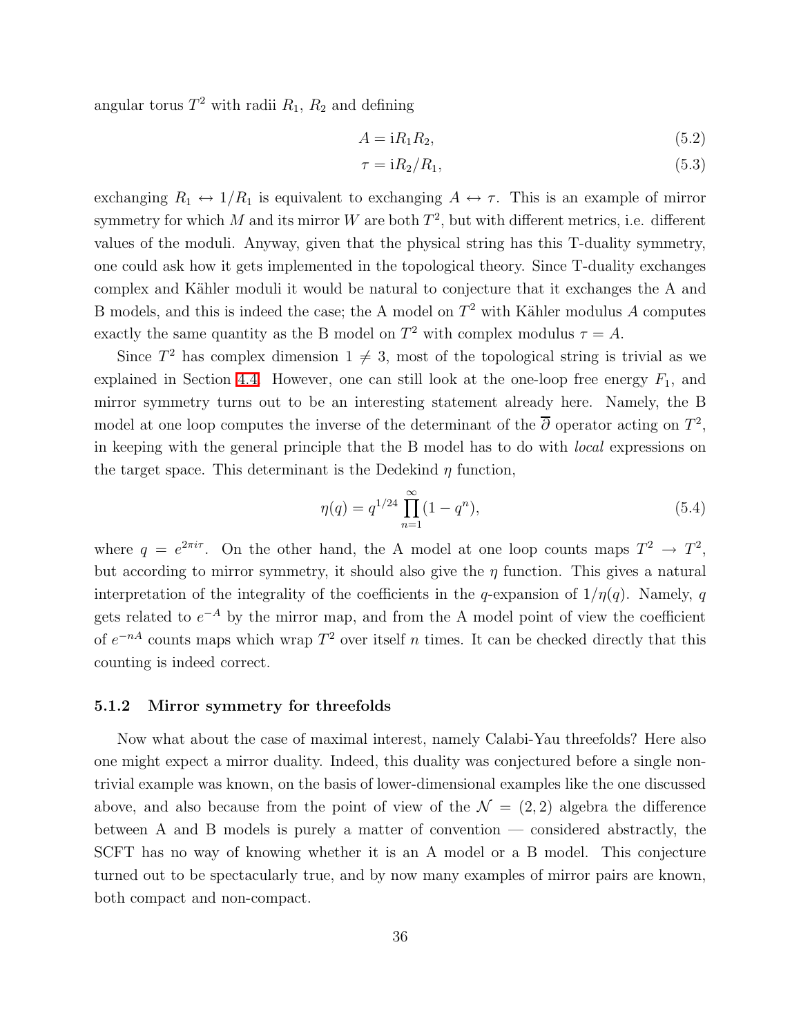angular torus $T^2$ with radii $R_1$, $R_2$ and defining

$$A = \mathrm{i} R_1 R_2, \tag{5.2}$$

$$\tau = \mathrm{i} R_2 / R_1, \tag{5.3}$$

exchanging $R_1 \leftrightarrow 1/R_1$ is equivalent to exchanging $A \leftrightarrow \tau$. This is an example of mirror symmetry for which $M$ and its mirror $W$ are both $T^2$, but with different metrics, i.e. different values of the moduli. Anyway, given that the physical string has this T-duality symmetry, one could ask how it gets implemented in the topological theory. Since T-duality exchanges complex and Kähler moduli it would be natural to conjecture that it exchanges the A and B models, and this is indeed the case; the A model on $T^2$ with Kähler modulus $A$ computes exactly the same quantity as the B model on $T^2$ with complex modulus $\tau = A$.

Since $T^2$ has complex dimension $1 \neq 3$, most of the topological string is trivial as we explained in Section 4.4. However, one can still look at the one-loop free energy $F_1$, and mirror symmetry turns out to be an interesting statement already here. Namely, the B model at one loop computes the inverse of the determinant of the $\overline{\partial}$ operator acting on $T^2$, in keeping with the general principle that the B model has to do with *local* expressions on the target space. This determinant is the Dedekind $\eta$ function,

$$\eta(q) = q^{1/24} \prod_{n=1}^{\infty} (1 - q^n), \tag{5.4}$$

where $q = e^{2\pi i \tau}$. On the other hand, the A model at one loop counts maps $T^2 \to T^2$, but according to mirror symmetry, it should also give the $\eta$ function. This gives a natural interpretation of the integrality of the coefficients in the $q$-expansion of $1/\eta(q)$. Namely, $q$ gets related to $e^{-A}$ by the mirror map, and from the A model point of view the coefficient of $e^{-nA}$ counts maps which wrap $T^2$ over itself $n$ times. It can be checked directly that this counting is indeed correct.

### 5.1.2 Mirror symmetry for threefolds

Now what about the case of maximal interest, namely Calabi-Yau threefolds? Here also one might expect a mirror duality. Indeed, this duality was conjectured before a single non-trivial example was known, on the basis of lower-dimensional examples like the one discussed above, and also because from the point of view of the $\mathcal{N} = (2, 2)$ algebra the difference between A and B models is purely a matter of convention — considered abstractly, the SCFT has no way of knowing whether it is an A model or a B model. This conjecture turned out to be spectacularly true, and by now many examples of mirror pairs are known, both compact and non-compact.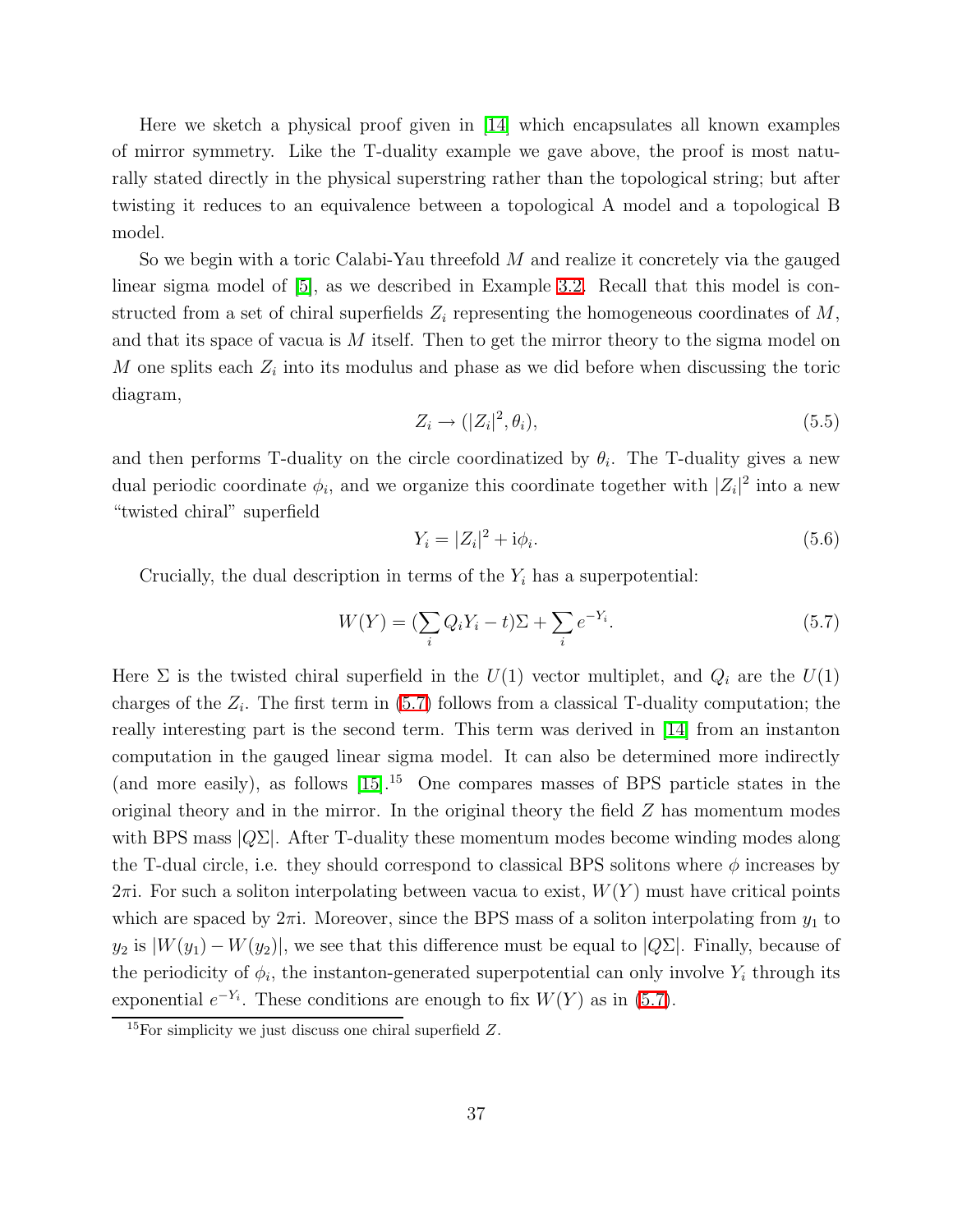Here we sketch a physical proof given in [14] which encapsulates all known examples of mirror symmetry. Like the T-duality example we gave above, the proof is most naturally stated directly in the physical superstring rather than the topological string; but after twisting it reduces to an equivalence between a topological A model and a topological B model.

So we begin with a toric Calabi-Yau threefold $M$ and realize it concretely via the gauged linear sigma model of [5], as we described in Example 3.2. Recall that this model is constructed from a set of chiral superfields $Z_i$ representing the homogeneous coordinates of $M$, and that its space of vacua is $M$ itself. Then to get the mirror theory to the sigma model on $M$ one splits each $Z_i$ into its modulus and phase as we did before when discussing the toric diagram,

$$Z_i \to (|Z_i|^2, \theta_i), \tag{5.5}$$

and then performs T-duality on the circle coordinatized by $\theta_i$. The T-duality gives a new dual periodic coordinate $\phi_i$, and we organize this coordinate together with $|Z_i|^2$ into a new "twisted chiral" superfield

$$Y_i = |Z_i|^2 + \mathrm{i}\phi_i. \tag{5.6}$$

Crucially, the dual description in terms of the $Y_i$ has a superpotential:

$$W(Y) = (\sum_i Q_i Y_i - t)\Sigma + \sum_i e^{-Y_i}. \tag{5.7}$$

Here $\Sigma$ is the twisted chiral superfield in the $U(1)$ vector multiplet, and $Q_i$ are the $U(1)$ charges of the $Z_i$. The first term in (5.7) follows from a classical T-duality computation; the really interesting part is the second term. This term was derived in [14] from an instanton computation in the gauged linear sigma model. It can also be determined more indirectly (and more easily), as follows [15].[15] One compares masses of BPS particle states in the original theory and in the mirror. In the original theory the field $Z$ has momentum modes with BPS mass $|Q\Sigma|$. After T-duality these momentum modes become winding modes along the T-dual circle, i.e. they should correspond to classical BPS solitons where $\phi$ increases by $2\pi\mathrm{i}$. For such a soliton interpolating between vacua to exist, $W(Y)$ must have critical points which are spaced by $2\pi\mathrm{i}$. Moreover, since the BPS mass of a soliton interpolating from $y_1$ to $y_2$ is $|W(y_1) - W(y_2)|$, we see that this difference must be equal to $|Q\Sigma|$. Finally, because of the periodicity of $\phi_i$, the instanton-generated superpotential can only involve $Y_i$ through its exponential $e^{-Y_i}$. These conditions are enough to fix $W(Y)$ as in (5.7).

[15] For simplicity we just discuss one chiral superfield $Z$.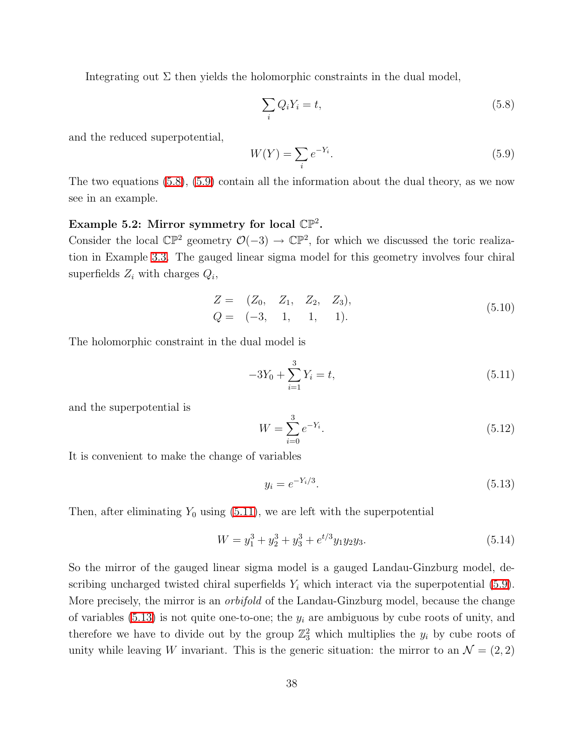Integrating out $\Sigma$ then yields the holomorphic constraints in the dual model,

$$\sum_i Q_i Y_i = t, \tag{5.8}$$

and the reduced superpotential,

$$W(Y) = \sum_i e^{-Y_i}. \tag{5.9}$$

The two equations (5.8), (5.9) contain all the information about the dual theory, as we now see in an example.

**Example 5.2: Mirror symmetry for local $\mathbb{CP}^2$.**
Consider the local $\mathbb{CP}^2$ geometry $\mathcal{O}(-3) \to \mathbb{CP}^2$, for which we discussed the toric realization in Example 3.3. The gauged linear sigma model for this geometry involves four chiral superfields $Z_i$ with charges $Q_i$,

$$\begin{aligned} Z = &\quad (Z_0, \quad Z_1, \quad Z_2, \quad Z_3), \\ Q = &\quad (-3, \quad 1, \quad 1, \quad 1). \end{aligned} \tag{5.10}$$

The holomorphic constraint in the dual model is

$$-3Y_0 + \sum_{i=1}^{3} Y_i = t, \tag{5.11}$$

and the superpotential is

$$W = \sum_{i=0}^{3} e^{-Y_i}. \tag{5.12}$$

It is convenient to make the change of variables

$$y_i = e^{-Y_i/3}. \tag{5.13}$$

Then, after eliminating $Y_0$ using (5.11), we are left with the superpotential

$$W = y_1^3 + y_2^3 + y_3^3 + e^{t/3} y_1 y_2 y_3. \tag{5.14}$$

So the mirror of the gauged linear sigma model is a gauged Landau-Ginzburg model, describing uncharged twisted chiral superfields $Y_i$ which interact via the superpotential (5.9). More precisely, the mirror is an *orbifold* of the Landau-Ginzburg model, because the change of variables (5.13) is not quite one-to-one; the $y_i$ are ambiguous by cube roots of unity, and therefore we have to divide out by the group $\mathbb{Z}_3^2$ which multiplies the $y_i$ by cube roots of unity while leaving $W$ invariant. This is the generic situation: the mirror to an $\mathcal{N} = (2, 2)$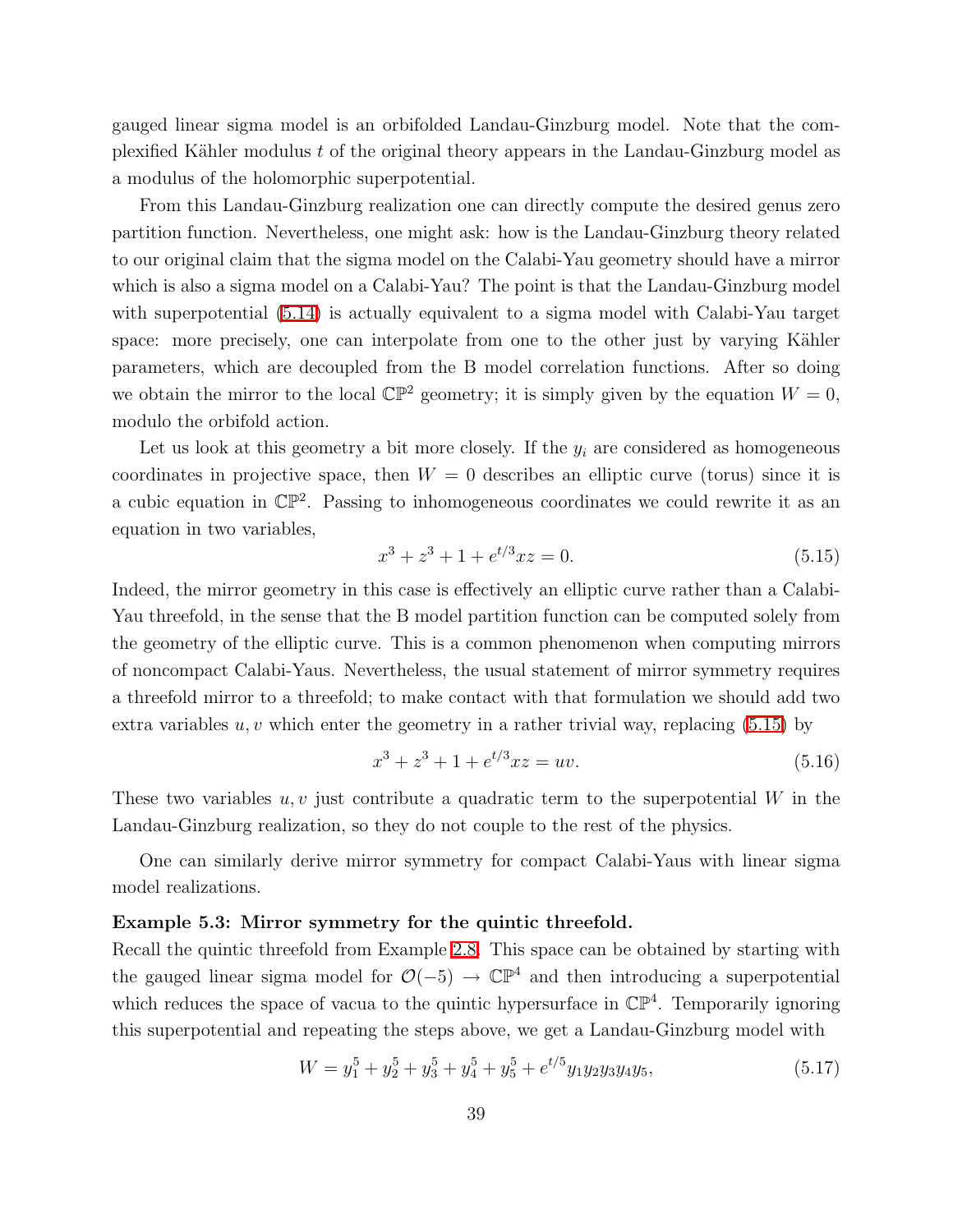gauged linear sigma model is an orbifolded Landau-Ginzburg model. Note that the complexified Kähler modulus $t$ of the original theory appears in the Landau-Ginzburg model as a modulus of the holomorphic superpotential.

From this Landau-Ginzburg realization one can directly compute the desired genus zero partition function. Nevertheless, one might ask: how is the Landau-Ginzburg theory related to our original claim that the sigma model on the Calabi-Yau geometry should have a mirror which is also a sigma model on a Calabi-Yau? The point is that the Landau-Ginzburg model with superpotential (5.14) is actually equivalent to a sigma model with Calabi-Yau target space: more precisely, one can interpolate from one to the other just by varying Kähler parameters, which are decoupled from the B model correlation functions. After so doing we obtain the mirror to the local $\mathbb{CP}^2$ geometry; it is simply given by the equation $W = 0$, modulo the orbifold action.

Let us look at this geometry a bit more closely. If the $y_i$ are considered as homogeneous coordinates in projective space, then $W = 0$ describes an elliptic curve (torus) since it is a cubic equation in $\mathbb{CP}^2$. Passing to inhomogeneous coordinates we could rewrite it as an equation in two variables,

$$x^3 + z^3 + 1 + e^{t/3}xz = 0. \tag{5.15}$$

Indeed, the mirror geometry in this case is effectively an elliptic curve rather than a Calabi-Yau threefold, in the sense that the B model partition function can be computed solely from the geometry of the elliptic curve. This is a common phenomenon when computing mirrors of noncompact Calabi-Yaus. Nevertheless, the usual statement of mirror symmetry requires a threefold mirror to a threefold; to make contact with that formulation we should add two extra variables $u, v$ which enter the geometry in a rather trivial way, replacing (5.15) by

$$x^3 + z^3 + 1 + e^{t/3}xz = uv. \tag{5.16}$$

These two variables $u, v$ just contribute a quadratic term to the superpotential $W$ in the Landau-Ginzburg realization, so they do not couple to the rest of the physics.

One can similarly derive mirror symmetry for compact Calabi-Yaus with linear sigma model realizations.

**Example 5.3: Mirror symmetry for the quintic threefold.**
Recall the quintic threefold from Example 2.8. This space can be obtained by starting with the gauged linear sigma model for $\mathcal{O}(-5) \to \mathbb{CP}^4$ and then introducing a superpotential which reduces the space of vacua to the quintic hypersurface in $\mathbb{CP}^4$. Temporarily ignoring this superpotential and repeating the steps above, we get a Landau-Ginzburg model with

$$W = y_1^5 + y_2^5 + y_3^5 + y_4^5 + y_5^5 + e^{t/5}y_1y_2y_3y_4y_5, \tag{5.17}$$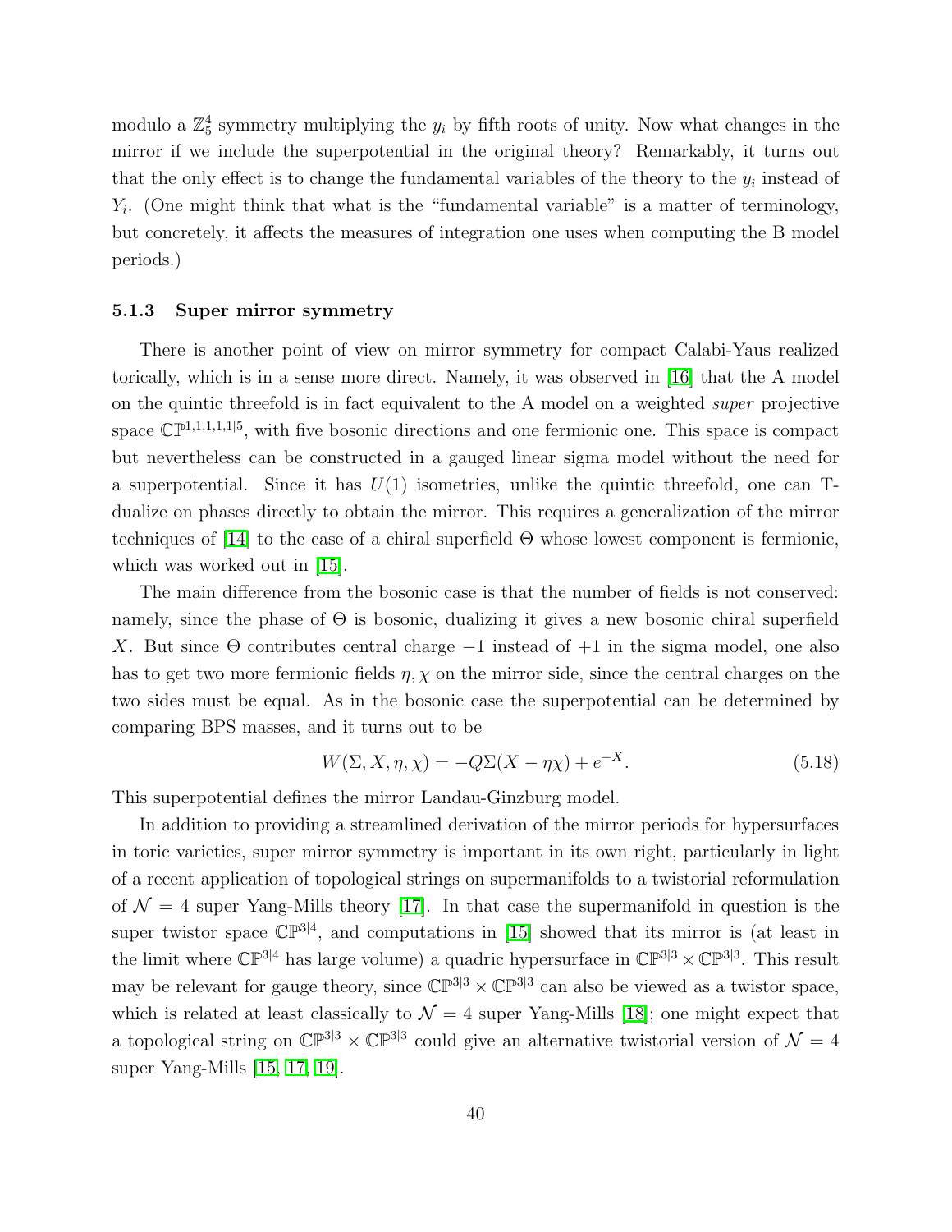modulo a $\mathbb{Z}_5^4$ symmetry multiplying the $y_i$ by fifth roots of unity. Now what changes in the mirror if we include the superpotential in the original theory? Remarkably, it turns out that the only effect is to change the fundamental variables of the theory to the $y_i$ instead of $Y_i$. (One might think that what is the "fundamental variable" is a matter of terminology, but concretely, it affects the measures of integration one uses when computing the B model periods.)

### 5.1.3 Super mirror symmetry

There is another point of view on mirror symmetry for compact Calabi-Yaus realized torically, which is in a sense more direct. Namely, it was observed in [16] that the A model on the quintic threefold is in fact equivalent to the A model on a weighted *super* projective space $\mathbb{CP}^{1,1,1,1,1|5}$, with five bosonic directions and one fermionic one. This space is compact but nevertheless can be constructed in a gauged linear sigma model without the need for a superpotential. Since it has $U(1)$ isometries, unlike the quintic threefold, one can T-dualize on phases directly to obtain the mirror. This requires a generalization of the mirror techniques of [14] to the case of a chiral superfield $\Theta$ whose lowest component is fermionic, which was worked out in [15].

The main difference from the bosonic case is that the number of fields is not conserved: namely, since the phase of $\Theta$ is bosonic, dualizing it gives a new bosonic chiral superfield $X$. But since $\Theta$ contributes central charge $-1$ instead of $+1$ in the sigma model, one also has to get two more fermionic fields $\eta, \chi$ on the mirror side, since the central charges on the two sides must be equal. As in the bosonic case the superpotential can be determined by comparing BPS masses, and it turns out to be

$$W(\Sigma, X, \eta, \chi) = -Q\Sigma(X - \eta\chi) + e^{-X}. \tag{5.18}$$

This superpotential defines the mirror Landau-Ginzburg model.

In addition to providing a streamlined derivation of the mirror periods for hypersurfaces in toric varieties, super mirror symmetry is important in its own right, particularly in light of a recent application of topological strings on supermanifolds to a twistorial reformulation of $\mathcal{N} = 4$ super Yang-Mills theory [17]. In that case the supermanifold in question is the super twistor space $\mathbb{CP}^{3|4}$, and computations in [15] showed that its mirror is (at least in the limit where $\mathbb{CP}^{3|4}$ has large volume) a quadric hypersurface in $\mathbb{CP}^{3|3} \times \mathbb{CP}^{3|3}$. This result may be relevant for gauge theory, since $\mathbb{CP}^{3|3} \times \mathbb{CP}^{3|3}$ can also be viewed as a twistor space, which is related at least classically to $\mathcal{N} = 4$ super Yang-Mills [18]; one might expect that a topological string on $\mathbb{CP}^{3|3} \times \mathbb{CP}^{3|3}$ could give an alternative twistorial version of $\mathcal{N} = 4$ super Yang-Mills [15, 17, 19].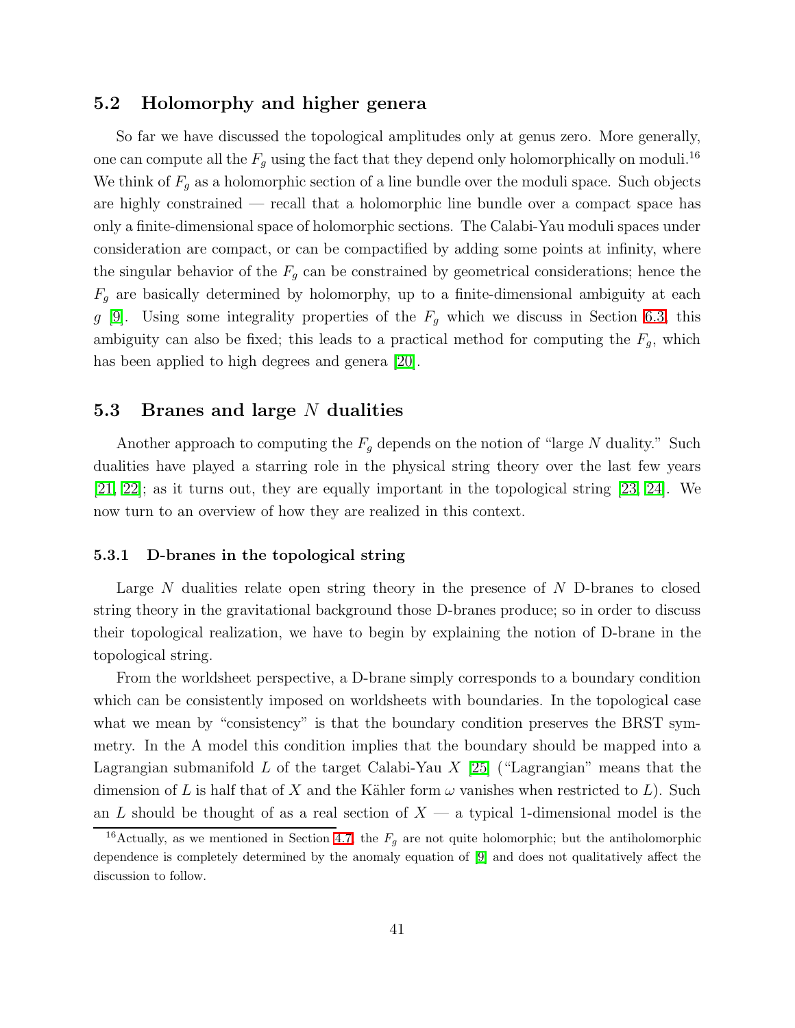### 5.2 Holomorphy and higher genera

So far we have discussed the topological amplitudes only at genus zero. More generally, one can compute all the $F_g$ using the fact that they depend only holomorphically on moduli.[16] We think of $F_g$ as a holomorphic section of a line bundle over the moduli space. Such objects are highly constrained — recall that a holomorphic line bundle over a compact space has only a finite-dimensional space of holomorphic sections. The Calabi-Yau moduli spaces under consideration are compact, or can be compactified by adding some points at infinity, where the singular behavior of the $F_g$ can be constrained by geometrical considerations; hence the $F_g$ are basically determined by holomorphy, up to a finite-dimensional ambiguity at each $g$ [9]. Using some integrality properties of the $F_g$ which we discuss in Section 6.3, this ambiguity can also be fixed; this leads to a practical method for computing the $F_g$, which has been applied to high degrees and genera [20].

### 5.3 Branes and large $N$ dualities

Another approach to computing the $F_g$ depends on the notion of "large $N$ duality." Such dualities have played a starring role in the physical string theory over the last few years [21, 22]; as it turns out, they are equally important in the topological string [23, 24]. We now turn to an overview of how they are realized in this context.

#### 5.3.1 D-branes in the topological string

Large $N$ dualities relate open string theory in the presence of $N$ D-branes to closed string theory in the gravitational background those D-branes produce; so in order to discuss their topological realization, we have to begin by explaining the notion of D-brane in the topological string.

From the worldsheet perspective, a D-brane simply corresponds to a boundary condition which can be consistently imposed on worldsheets with boundaries. In the topological case what we mean by "consistency" is that the boundary condition preserves the BRST symmetry. In the A model this condition implies that the boundary should be mapped into a Lagrangian submanifold $L$ of the target Calabi-Yau $X$ [25] ("Lagrangian" means that the dimension of $L$ is half that of $X$ and the Kähler form $\omega$ vanishes when restricted to $L$). Such an $L$ should be thought of as a real section of $X$ — a typical 1-dimensional model is the

[16] Actually, as we mentioned in Section 4.7, the $F_g$ are not quite holomorphic; but the antiholomorphic dependence is completely determined by the anomaly equation of [9] and does not qualitatively affect the discussion to follow.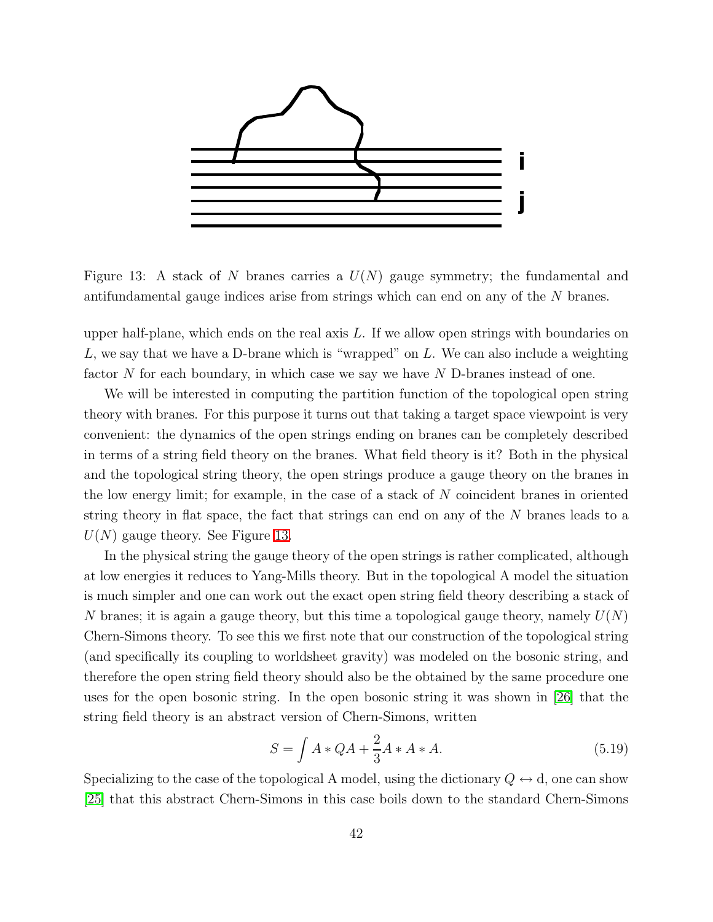i

j

Figure 13: A stack of $N$ branes carries a $U(N)$ gauge symmetry; the fundamental and antifundamental gauge indices arise from strings which can end on any of the $N$ branes.

upper half-plane, which ends on the real axis $L$. If we allow open strings with boundaries on $L$, we say that we have a D-brane which is "wrapped" on $L$. We can also include a weighting factor $N$ for each boundary, in which case we say we have $N$ D-branes instead of one.

We will be interested in computing the partition function of the topological open string theory with branes. For this purpose it turns out that taking a target space viewpoint is very convenient: the dynamics of the open strings ending on branes can be completely described in terms of a string field theory on the branes. What field theory is it? Both in the physical and the topological string theory, the open strings produce a gauge theory on the branes in the low energy limit; for example, in the case of a stack of $N$ coincident branes in oriented string theory in flat space, the fact that strings can end on any of the $N$ branes leads to a $U(N)$ gauge theory. See Figure 13.

In the physical string the gauge theory of the open strings is rather complicated, although at low energies it reduces to Yang-Mills theory. But in the topological A model the situation is much simpler and one can work out the exact open string field theory describing a stack of $N$ branes; it is again a gauge theory, but this time a topological gauge theory, namely $U(N)$ Chern-Simons theory. To see this we first note that our construction of the topological string (and specifically its coupling to worldsheet gravity) was modeled on the bosonic string, and therefore the open string field theory should also be the obtained by the same procedure one uses for the open bosonic string. In the open bosonic string it was shown in [26] that the string field theory is an abstract version of Chern-Simons, written

$$S = \int A * QA + \frac{2}{3} A * A * A. \tag{5.19}$$

Specializing to the case of the topological A model, using the dictionary $Q \leftrightarrow \mathrm{d}$, one can show [25] that this abstract Chern-Simons in this case boils down to the standard Chern-Simons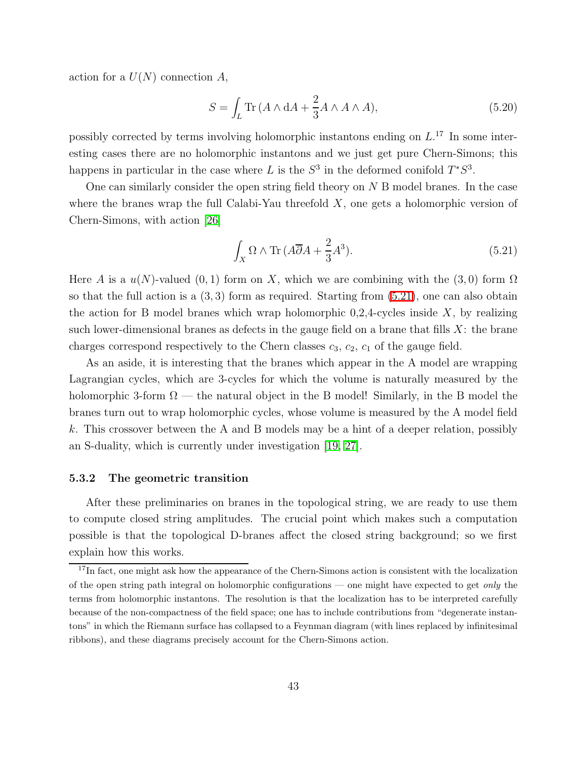action for a $U(N)$ connection $A$,

$$S = \int_L \operatorname{Tr}(A \wedge \mathrm{d}A + \frac{2}{3} A \wedge A \wedge A), \tag{5.20}$$

possibly corrected by terms involving holomorphic instantons ending on $L$.[17] In some interesting cases there are no holomorphic instantons and we just get pure Chern-Simons; this happens in particular in the case where $L$ is the $S^3$ in the deformed conifold $T^*S^3$.

One can similarly consider the open string field theory on $N$ B model branes. In the case where the branes wrap the full Calabi-Yau threefold $X$, one gets a holomorphic version of Chern-Simons, with action [26]

$$\int_X \Omega \wedge \operatorname{Tr}(A \overline{\partial} A + \frac{2}{3} A^3). \tag{5.21}$$

Here $A$ is a $u(N)$-valued $(0,1)$ form on $X$, which we are combining with the $(3,0)$ form $\Omega$ so that the full action is a $(3,3)$ form as required. Starting from (5.21), one can also obtain the action for B model branes which wrap holomorphic 0,2,4-cycles inside $X$, by realizing such lower-dimensional branes as defects in the gauge field on a brane that fills $X$: the brane charges correspond respectively to the Chern classes $c_3$, $c_2$, $c_1$ of the gauge field.

As an aside, it is interesting that the branes which appear in the A model are wrapping Lagrangian cycles, which are 3-cycles for which the volume is naturally measured by the holomorphic 3-form $\Omega$ — the natural object in the B model! Similarly, in the B model the branes turn out to wrap holomorphic cycles, whose volume is measured by the A model field $k$. This crossover between the A and B models may be a hint of a deeper relation, possibly an S-duality, which is currently under investigation [19, 27].

### 5.3.2 The geometric transition

After these preliminaries on branes in the topological string, we are ready to use them to compute closed string amplitudes. The crucial point which makes such a computation possible is that the topological D-branes affect the closed string background; so we first explain how this works.

[17] In fact, one might ask how the appearance of the Chern-Simons action is consistent with the localization of the open string path integral on holomorphic configurations — one might have expected to get *only* the terms from holomorphic instantons. The resolution is that the localization has to be interpreted carefully because of the non-compactness of the field space; one has to include contributions from "degenerate instantons" in which the Riemann surface has collapsed to a Feynman diagram (with lines replaced by infinitesimal ribbons), and these diagrams precisely account for the Chern-Simons action.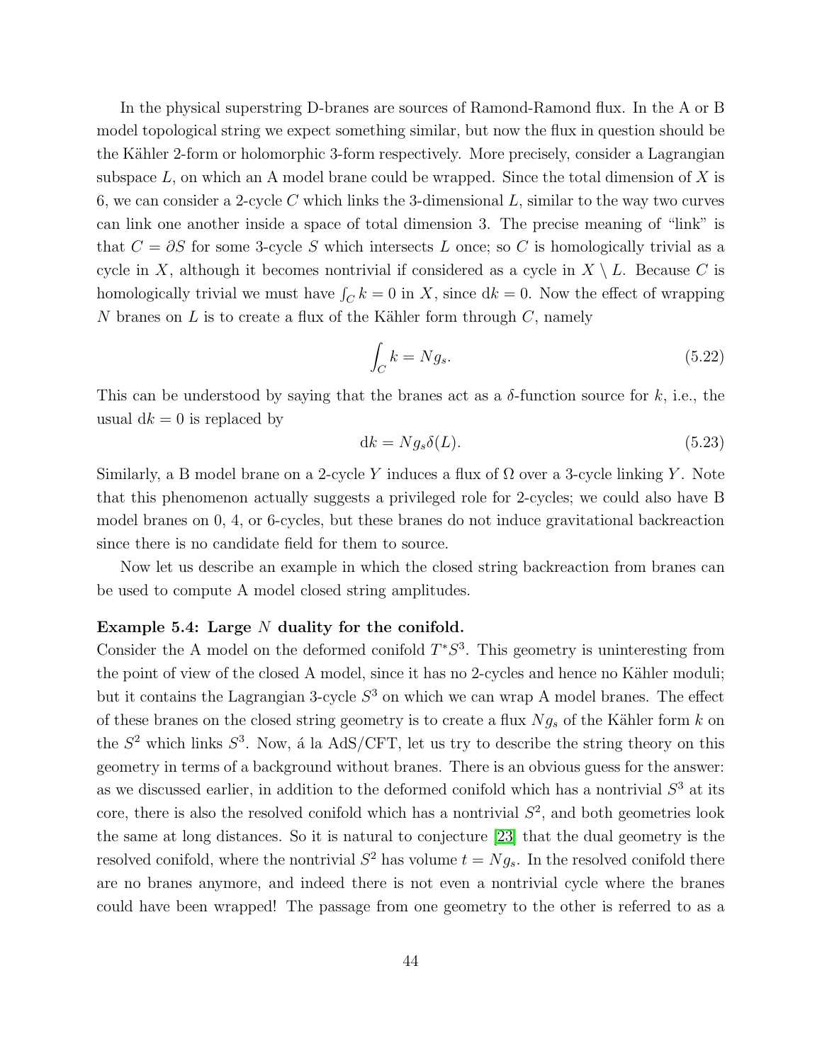In the physical superstring D-branes are sources of Ramond-Ramond flux. In the A or B model topological string we expect something similar, but now the flux in question should be the Kähler 2-form or holomorphic 3-form respectively. More precisely, consider a Lagrangian subspace $L$, on which an A model brane could be wrapped. Since the total dimension of $X$ is 6, we can consider a 2-cycle $C$ which links the 3-dimensional $L$, similar to the way two curves can link one another inside a space of total dimension 3. The precise meaning of "link" is that $C = \partial S$ for some 3-cycle $S$ which intersects $L$ once; so $C$ is homologically trivial as a cycle in $X$, although it becomes nontrivial if considered as a cycle in $X \setminus L$. Because $C$ is homologically trivial we must have $\int_C k = 0$ in $X$, since $\mathrm{d}k = 0$. Now the effect of wrapping $N$ branes on $L$ is to create a flux of the Kähler form through $C$, namely

$$\int_C k = N g_s. \tag{5.22}$$

This can be understood by saying that the branes act as a $\delta$-function source for $k$, i.e., the usual $\mathrm{d}k = 0$ is replaced by

$$\mathrm{d}k = N g_s \delta(L). \tag{5.23}$$

Similarly, a B model brane on a 2-cycle $Y$ induces a flux of $\Omega$ over a 3-cycle linking $Y$. Note that this phenomenon actually suggests a privileged role for 2-cycles; we could also have B model branes on 0, 4, or 6-cycles, but these branes do not induce gravitational backreaction since there is no candidate field for them to source.

Now let us describe an example in which the closed string backreaction from branes can be used to compute A model closed string amplitudes.

**Example 5.4: Large $N$ duality for the conifold.**
Consider the A model on the deformed conifold $T^*S^3$. This geometry is uninteresting from the point of view of the closed A model, since it has no 2-cycles and hence no Kähler moduli; but it contains the Lagrangian 3-cycle $S^3$ on which we can wrap A model branes. The effect of these branes on the closed string geometry is to create a flux $N g_s$ of the Kähler form $k$ on the $S^2$ which links $S^3$. Now, á la AdS/CFT, let us try to describe the string theory on this geometry in terms of a background without branes. There is an obvious guess for the answer: as we discussed earlier, in addition to the deformed conifold which has a nontrivial $S^3$ at its core, there is also the resolved conifold which has a nontrivial $S^2$, and both geometries look the same at long distances. So it is natural to conjecture [23] that the dual geometry is the resolved conifold, where the nontrivial $S^2$ has volume $t = N g_s$. In the resolved conifold there are no branes anymore, and indeed there is not even a nontrivial cycle where the branes could have been wrapped! The passage from one geometry to the other is referred to as a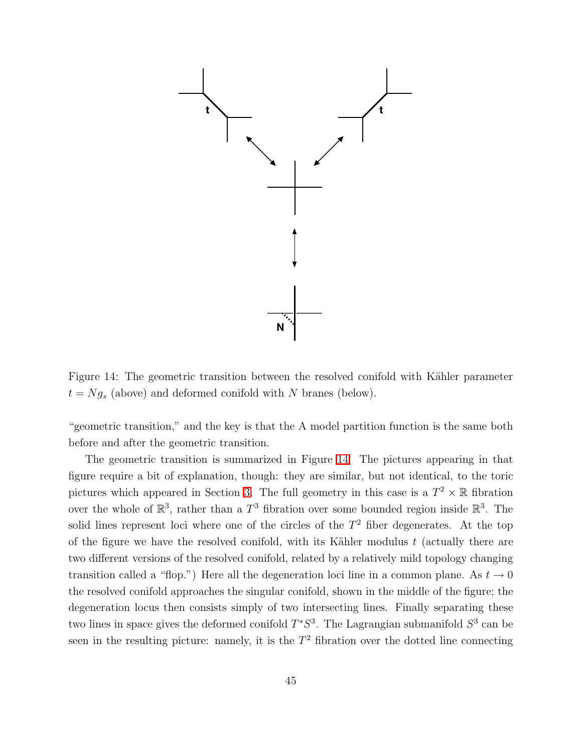Figure 14: The geometric transition between the resolved conifold with Kähler parameter $t = Ng_s$ (above) and deformed conifold with $N$ branes (below).

"geometric transition," and the key is that the A model partition function is the same both before and after the geometric transition.

The geometric transition is summarized in Figure 14. The pictures appearing in that figure require a bit of explanation, though: they are similar, but not identical, to the toric pictures which appeared in Section 3. The full geometry in this case is a $T^2 \times \mathbb{R}$ fibration over the whole of $\mathbb{R}^3$, rather than a $T^3$ fibration over some bounded region inside $\mathbb{R}^3$. The solid lines represent loci where one of the circles of the $T^2$ fiber degenerates. At the top of the figure we have the resolved conifold, with its Kähler modulus $t$ (actually there are two different versions of the resolved conifold, related by a relatively mild topology changing transition called a "flop.") Here all the degeneration loci line in a common plane. As $t \to 0$ the resolved conifold approaches the singular conifold, shown in the middle of the figure; the degeneration locus then consists simply of two intersecting lines. Finally separating these two lines in space gives the deformed conifold $T^*S^3$. The Lagrangian submanifold $S^3$ can be seen in the resulting picture: namely, it is the $T^2$ fibration over the dotted line connecting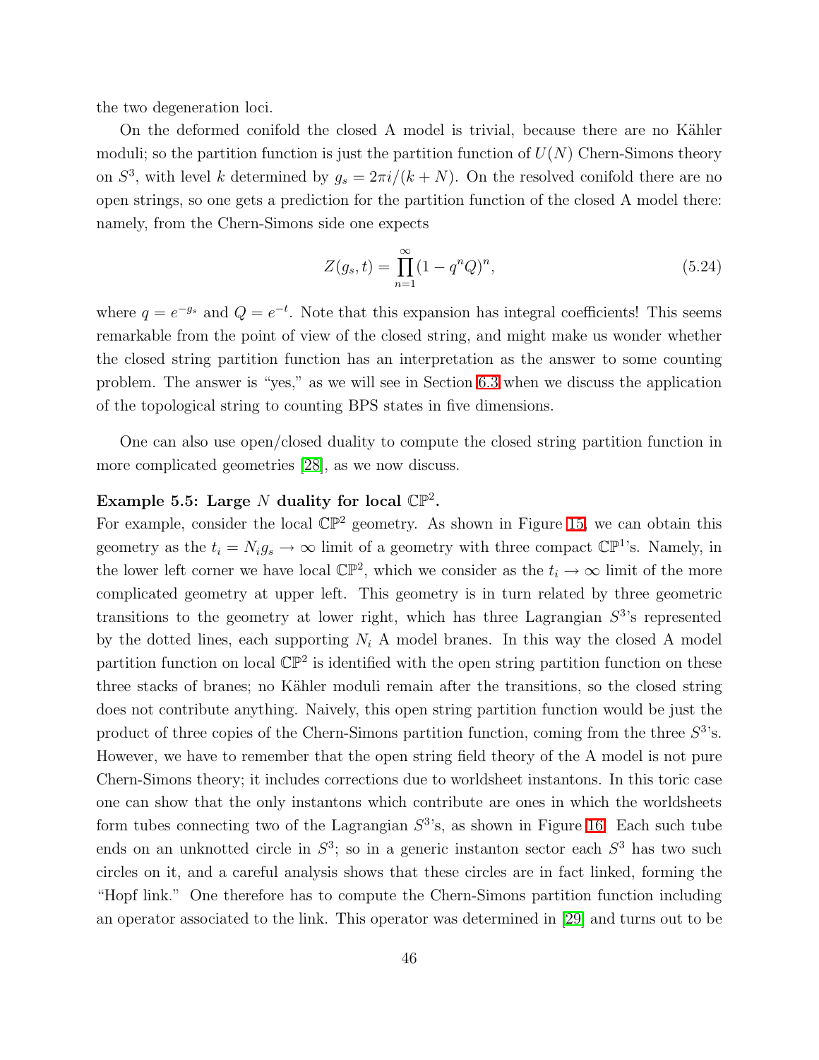the two degeneration loci.

On the deformed conifold the closed A model is trivial, because there are no Kähler moduli; so the partition function is just the partition function of $U(N)$ Chern-Simons theory on $S^3$, with level $k$ determined by $g_s = 2\pi i/(k+N)$. On the resolved conifold there are no open strings, so one gets a prediction for the partition function of the closed A model there: namely, from the Chern-Simons side one expects

$$Z(g_s, t) = \prod_{n=1}^{\infty} (1 - q^n Q)^n, \tag{5.24}$$

where $q = e^{-g_s}$ and $Q = e^{-t}$. Note that this expansion has integral coefficients! This seems remarkable from the point of view of the closed string, and might make us wonder whether the closed string partition function has an interpretation as the answer to some counting problem. The answer is "yes," as we will see in Section 6.3 when we discuss the application of the topological string to counting BPS states in five dimensions.

One can also use open/closed duality to compute the closed string partition function in more complicated geometries [28], as we now discuss.

**Example 5.5: Large $N$ duality for local $\mathbb{CP}^2$.**
For example, consider the local $\mathbb{CP}^2$ geometry. As shown in Figure 15, we can obtain this geometry as the $t_i = N_i g_s \to \infty$ limit of a geometry with three compact $\mathbb{CP}^1$'s. Namely, in the lower left corner we have local $\mathbb{CP}^2$, which we consider as the $t_i \to \infty$ limit of the more complicated geometry at upper left. This geometry is in turn related by three geometric transitions to the geometry at lower right, which has three Lagrangian $S^3$'s represented by the dotted lines, each supporting $N_i$ A model branes. In this way the closed A model partition function on local $\mathbb{CP}^2$ is identified with the open string partition function on these three stacks of branes; no Kähler moduli remain after the transitions, so the closed string does not contribute anything. Naively, this open string partition function would be just the product of three copies of the Chern-Simons partition function, coming from the three $S^3$'s. However, we have to remember that the open string field theory of the A model is not pure Chern-Simons theory; it includes corrections due to worldsheet instantons. In this toric case one can show that the only instantons which contribute are ones in which the worldsheets form tubes connecting two of the Lagrangian $S^3$'s, as shown in Figure 16. Each such tube ends on an unknotted circle in $S^3$; so in a generic instanton sector each $S^3$ has two such circles on it, and a careful analysis shows that these circles are in fact linked, forming the "Hopf link." One therefore has to compute the Chern-Simons partition function including an operator associated to the link. This operator was determined in [29] and turns out to be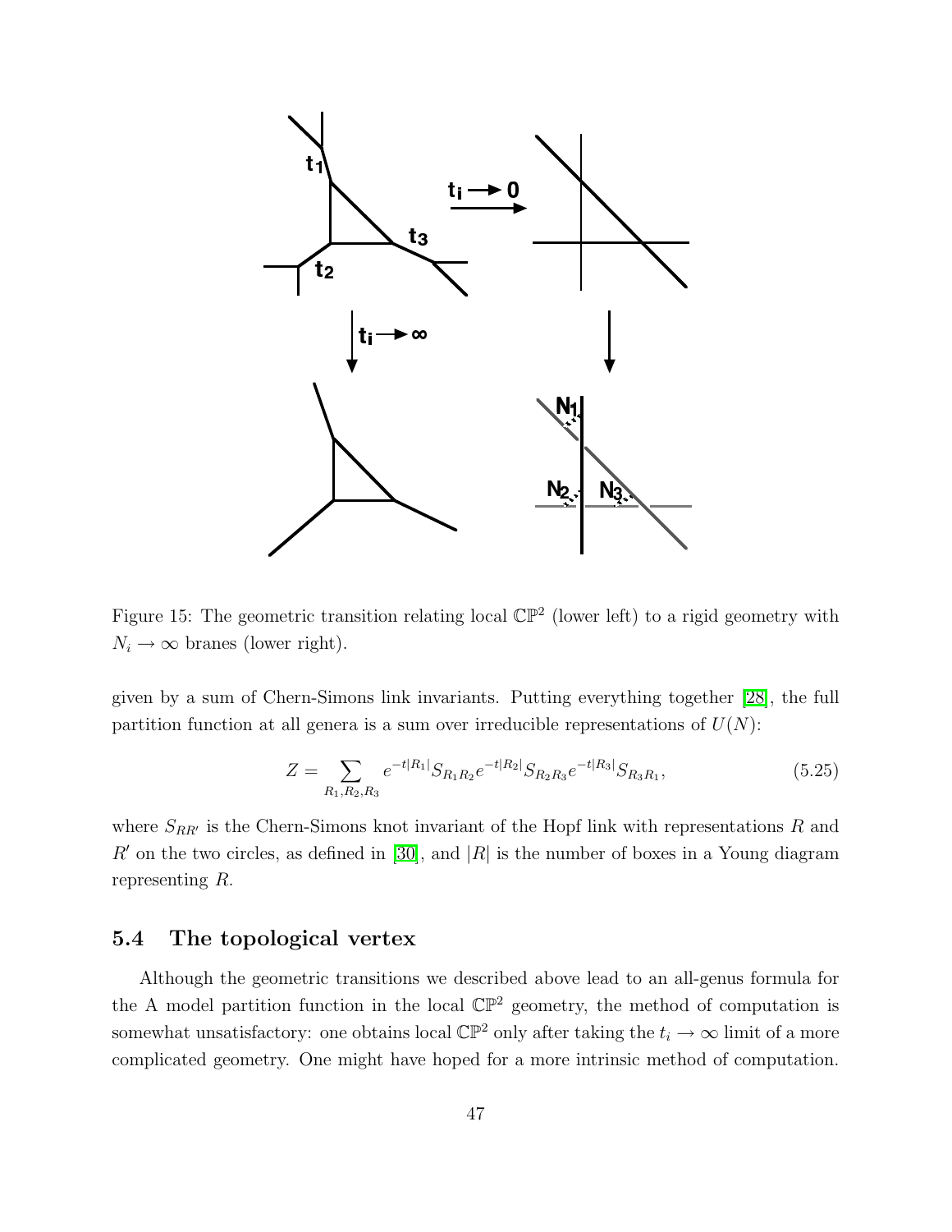Figure 15: The geometric transition relating local $\mathbb{CP}^2$ (lower left) to a rigid geometry with $N_i \to \infty$ branes (lower right).

given by a sum of Chern-Simons link invariants. Putting everything together [28], the full partition function at all genera is a sum over irreducible representations of $U(N)$:

$$Z = \sum_{R_1,R_2,R_3} e^{-t|R_1|} S_{R_1 R_2} e^{-t|R_2|} S_{R_2 R_3} e^{-t|R_3|} S_{R_3 R_1}, \tag{5.25}$$

where $S_{RR'}$ is the Chern-Simons knot invariant of the Hopf link with representations $R$ and $R'$ on the two circles, as defined in [30], and $|R|$ is the number of boxes in a Young diagram representing $R$.

### 5.4 The topological vertex

Although the geometric transitions we described above lead to an all-genus formula for the A model partition function in the local $\mathbb{CP}^2$ geometry, the method of computation is somewhat unsatisfactory: one obtains local $\mathbb{CP}^2$ only after taking the $t_i \to \infty$ limit of a more complicated geometry. One might have hoped for a more intrinsic method of computation.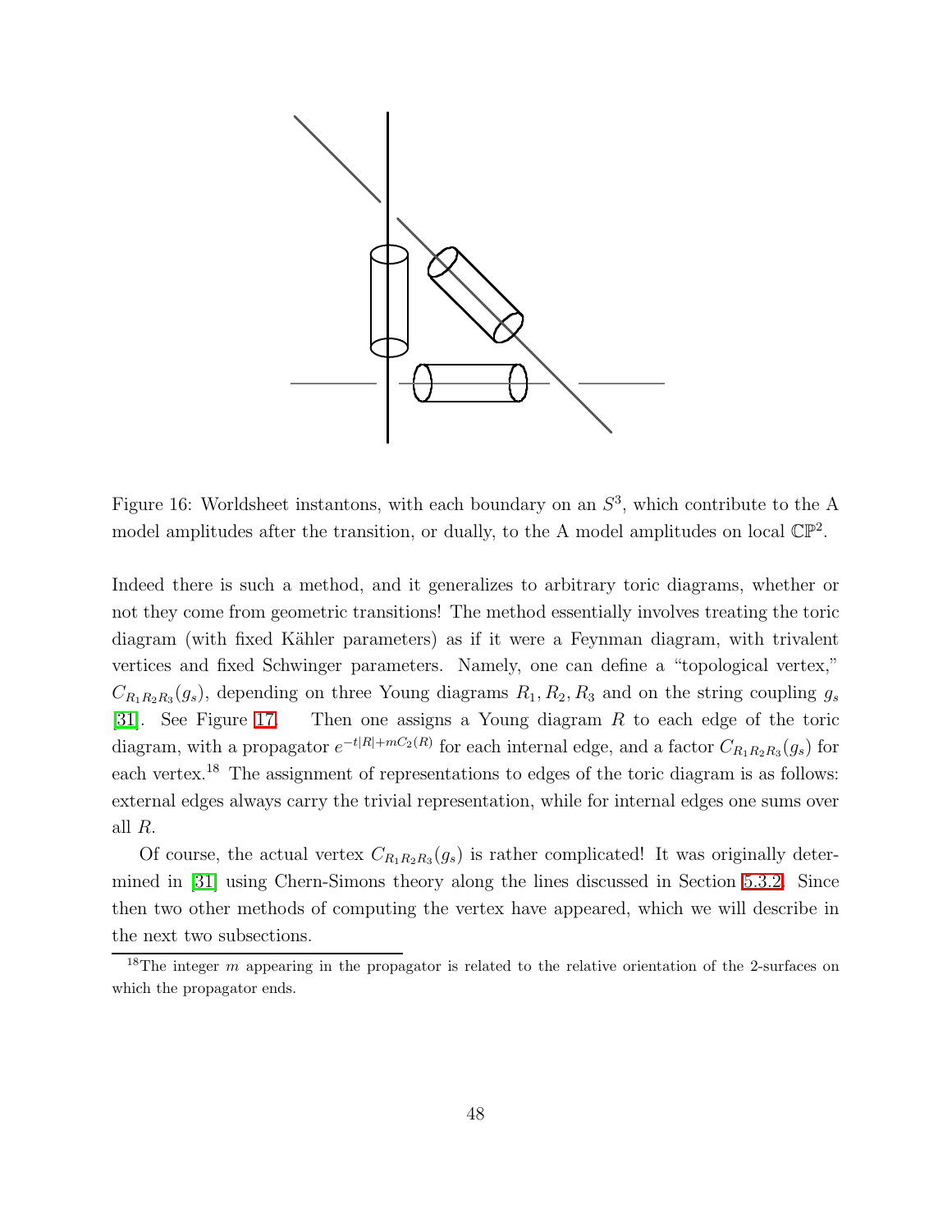Figure 16: Worldsheet instantons, with each boundary on an $S^3$, which contribute to the A model amplitudes after the transition, or dually, to the A model amplitudes on local $\mathbb{CP}^2$.

Indeed there is such a method, and it generalizes to arbitrary toric diagrams, whether or not they come from geometric transitions! The method essentially involves treating the toric diagram (with fixed Kähler parameters) as if it were a Feynman diagram, with trivalent vertices and fixed Schwinger parameters. Namely, one can define a "topological vertex," $C_{R_1 R_2 R_3}(g_s)$, depending on three Young diagrams $R_1, R_2, R_3$ and on the string coupling $g_s$ [31]. See Figure 17. Then one assigns a Young diagram $R$ to each edge of the toric diagram, with a propagator $e^{-t|R|+mC_2(R)}$ for each internal edge, and a factor $C_{R_1 R_2 R_3}(g_s)$ for each vertex.[18] The assignment of representations to edges of the toric diagram is as follows: external edges always carry the trivial representation, while for internal edges one sums over all $R$.

Of course, the actual vertex $C_{R_1 R_2 R_3}(g_s)$ is rather complicated! It was originally determined in [31] using Chern-Simons theory along the lines discussed in Section 5.3.2. Since then two other methods of computing the vertex have appeared, which we will describe in the next two subsections.

[18] The integer $m$ appearing in the propagator is related to the relative orientation of the 2-surfaces on which the propagator ends.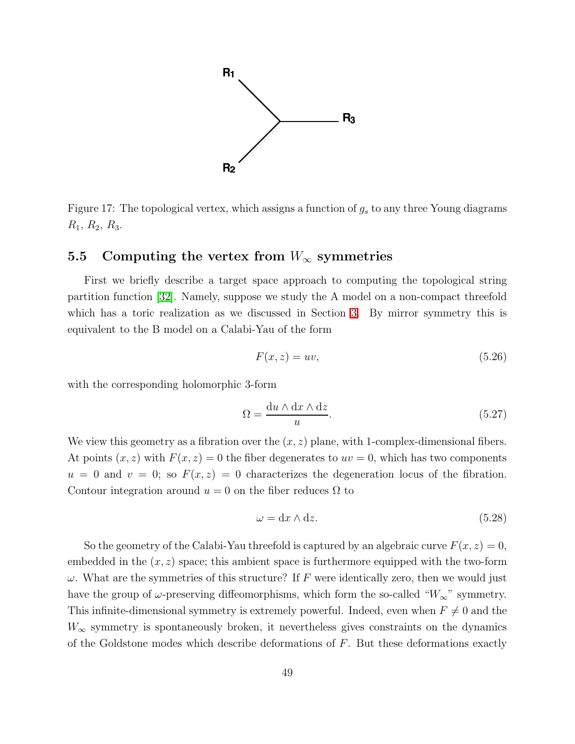Figure 17: The topological vertex, which assigns a function of $g_s$ to any three Young diagrams $R_1$, $R_2$, $R_3$.

### 5.5 Computing the vertex from $W_\infty$ symmetries

First we briefly describe a target space approach to computing the topological string partition function [32]. Namely, suppose we study the A model on a non-compact threefold which has a toric realization as we discussed in Section 3. By mirror symmetry this is equivalent to the B model on a Calabi-Yau of the form

$$F(x,z) = uv, \tag{5.26}$$

with the corresponding holomorphic 3-form

$$\Omega = \frac{\mathrm{d}u \wedge \mathrm{d}x \wedge \mathrm{d}z}{u}. \tag{5.27}$$

We view this geometry as a fibration over the $(x,z)$ plane, with 1-complex-dimensional fibers. At points $(x,z)$ with $F(x,z) = 0$ the fiber degenerates to $uv = 0$, which has two components $u = 0$ and $v = 0$; so $F(x,z) = 0$ characterizes the degeneration locus of the fibration. Contour integration around $u = 0$ on the fiber reduces $\Omega$ to

$$\omega = \mathrm{d}x \wedge \mathrm{d}z. \tag{5.28}$$

So the geometry of the Calabi-Yau threefold is captured by an algebraic curve $F(x,z) = 0$, embedded in the $(x,z)$ space; this ambient space is furthermore equipped with the two-form $\omega$. What are the symmetries of this structure? If $F$ were identically zero, then we would just have the group of $\omega$-preserving diffeomorphisms, which form the so-called "$W_\infty$" symmetry. This infinite-dimensional symmetry is extremely powerful. Indeed, even when $F \neq 0$ and the $W_\infty$ symmetry is spontaneously broken, it nevertheless gives constraints on the dynamics of the Goldstone modes which describe deformations of $F$. But these deformations exactly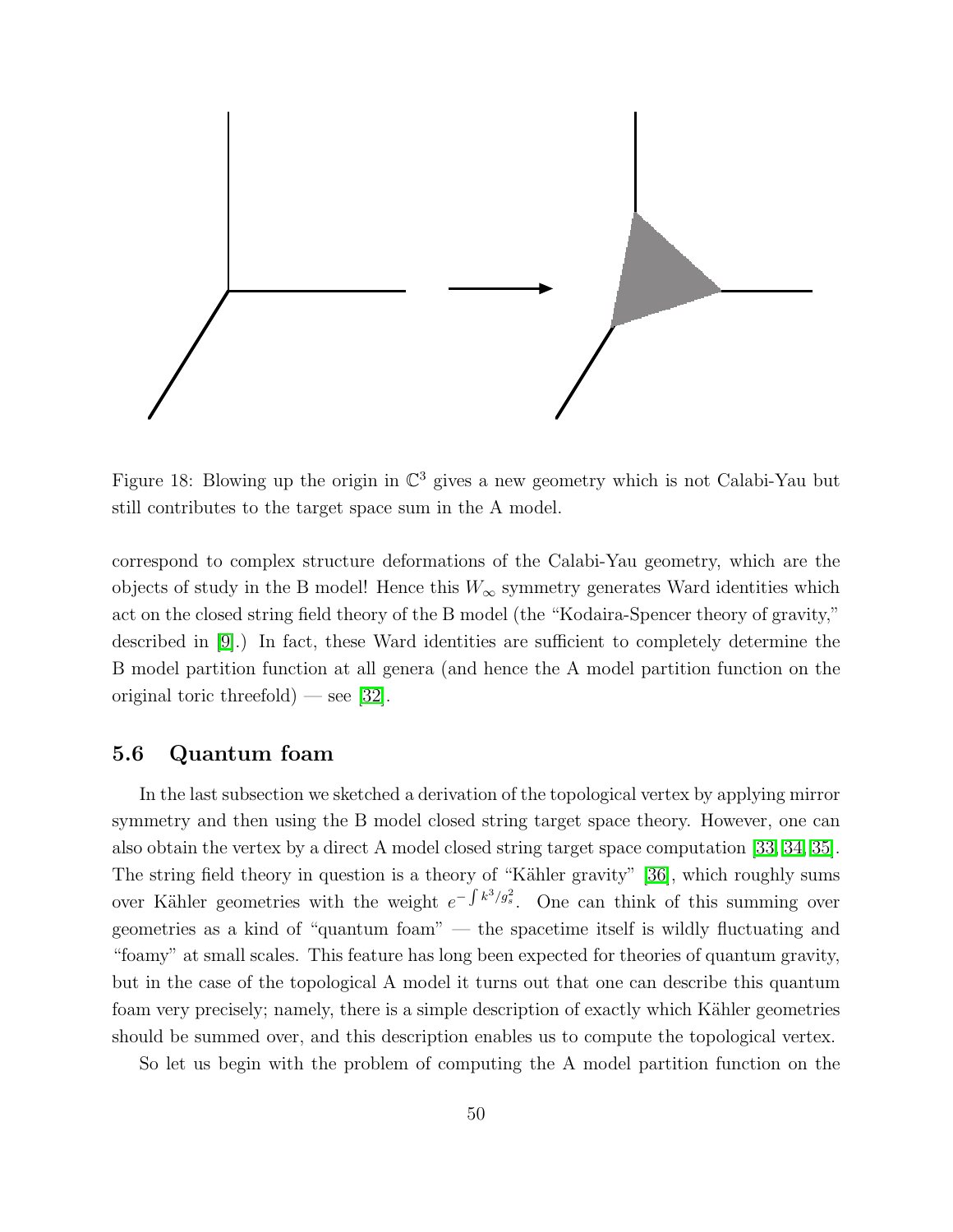Figure 18: Blowing up the origin in $\mathbb{C}^3$ gives a new geometry which is not Calabi-Yau but still contributes to the target space sum in the A model.

correspond to complex structure deformations of the Calabi-Yau geometry, which are the objects of study in the B model! Hence this $W_\infty$ symmetry generates Ward identities which act on the closed string field theory of the B model (the "Kodaira-Spencer theory of gravity," described in [9].) In fact, these Ward identities are sufficient to completely determine the B model partition function at all genera (and hence the A model partition function on the original toric threefold) — see [32].

### 5.6 Quantum foam

In the last subsection we sketched a derivation of the topological vertex by applying mirror symmetry and then using the B model closed string target space theory. However, one can also obtain the vertex by a direct A model closed string target space computation [33, 34, 35]. The string field theory in question is a theory of "Kähler gravity" [36], which roughly sums over Kähler geometries with the weight $e^{-\int k^3/g_s^2}$. One can think of this summing over geometries as a kind of "quantum foam" — the spacetime itself is wildly fluctuating and "foamy" at small scales. This feature has long been expected for theories of quantum gravity, but in the case of the topological A model it turns out that one can describe this quantum foam very precisely; namely, there is a simple description of exactly which Kähler geometries should be summed over, and this description enables us to compute the topological vertex.

So let us begin with the problem of computing the A model partition function on the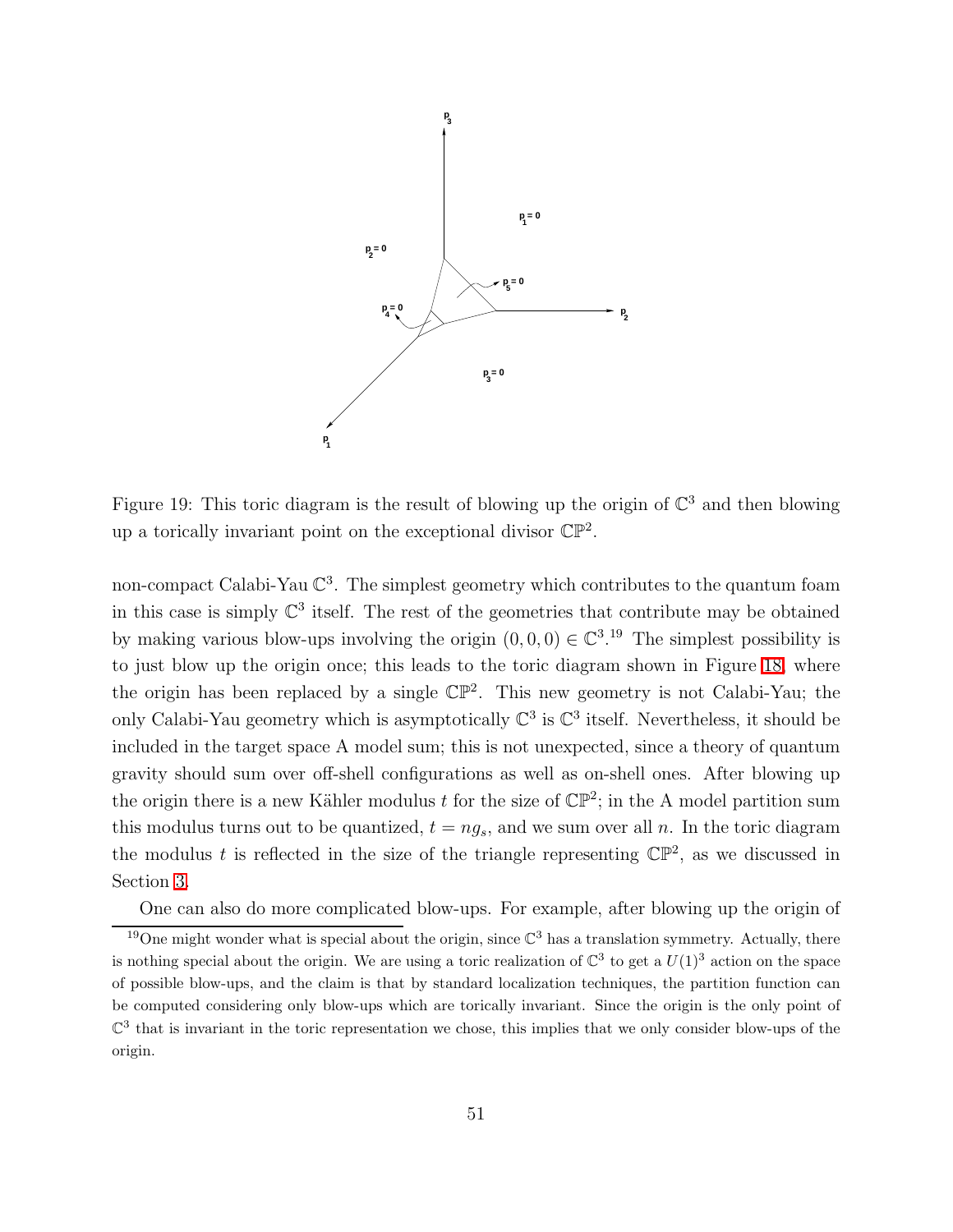Figure 19: This toric diagram is the result of blowing up the origin of $\mathbb{C}^3$ and then blowing up a torically invariant point on the exceptional divisor $\mathbb{CP}^2$.

non-compact Calabi-Yau $\mathbb{C}^3$. The simplest geometry which contributes to the quantum foam in this case is simply $\mathbb{C}^3$ itself. The rest of the geometries that contribute may be obtained by making various blow-ups involving the origin $(0, 0, 0) \in \mathbb{C}^3$.[19] The simplest possibility is to just blow up the origin once; this leads to the toric diagram shown in Figure 18, where the origin has been replaced by a single $\mathbb{CP}^2$. This new geometry is not Calabi-Yau; the only Calabi-Yau geometry which is asymptotically $\mathbb{C}^3$ is $\mathbb{C}^3$ itself. Nevertheless, it should be included in the target space A model sum; this is not unexpected, since a theory of quantum gravity should sum over off-shell configurations as well as on-shell ones. After blowing up the origin there is a new Kähler modulus $t$ for the size of $\mathbb{CP}^2$; in the A model partition sum this modulus turns out to be quantized, $t = ng_s$, and we sum over all $n$. In the toric diagram the modulus $t$ is reflected in the size of the triangle representing $\mathbb{CP}^2$, as we discussed in Section 3.

One can also do more complicated blow-ups. For example, after blowing up the origin of

[19] One might wonder what is special about the origin, since $\mathbb{C}^3$ has a translation symmetry. Actually, there is nothing special about the origin. We are using a toric realization of $\mathbb{C}^3$ to get a $U(1)^3$ action on the space of possible blow-ups, and the claim is that by standard localization techniques, the partition function can be computed considering only blow-ups which are torically invariant. Since the origin is the only point of $\mathbb{C}^3$ that is invariant in the toric representation we chose, this implies that we only consider blow-ups of the origin.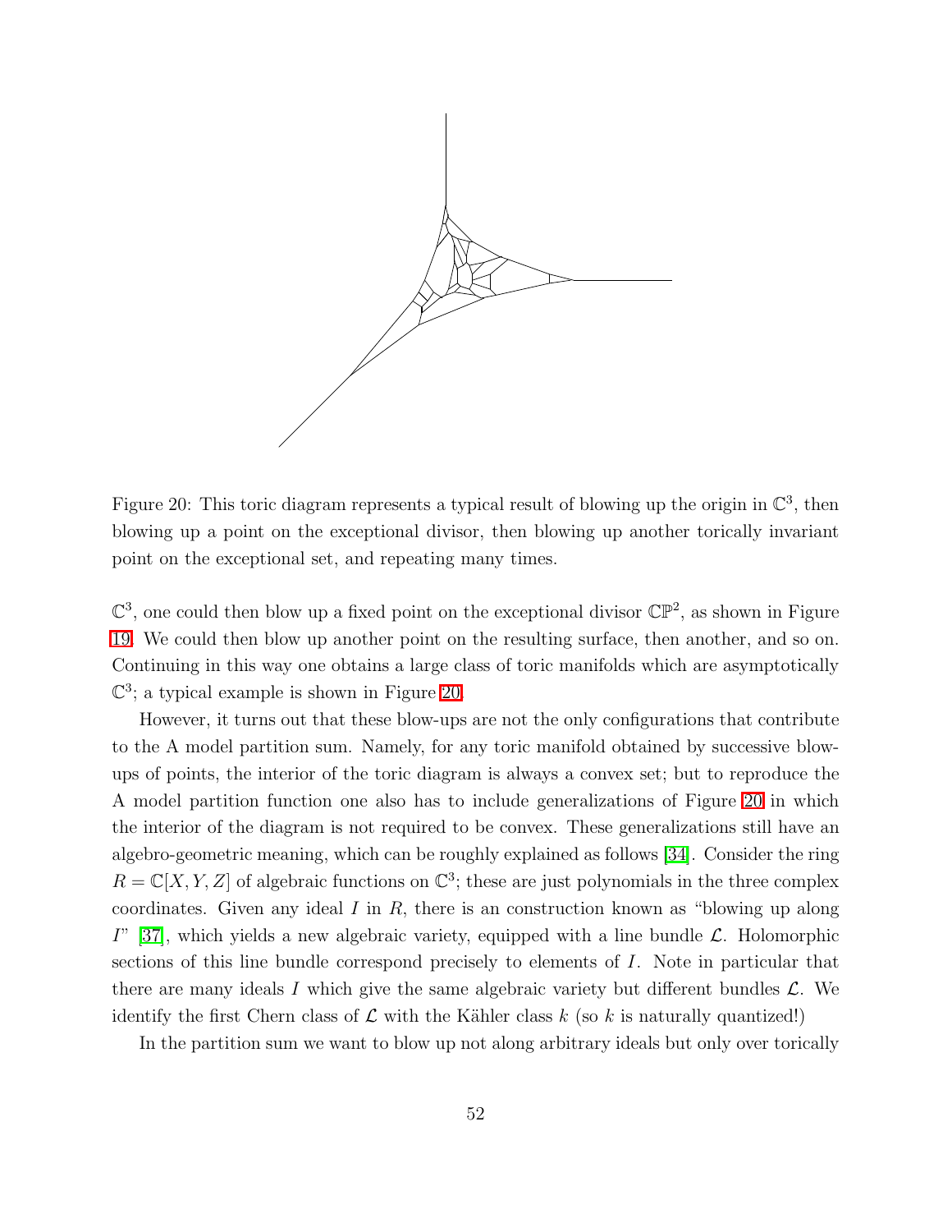Figure 20: This toric diagram represents a typical result of blowing up the origin in $\mathbb{C}^3$, then blowing up a point on the exceptional divisor, then blowing up another torically invariant point on the exceptional set, and repeating many times.

$\mathbb{C}^3$, one could then blow up a fixed point on the exceptional divisor $\mathbb{CP}^2$, as shown in Figure 19. We could then blow up another point on the resulting surface, then another, and so on. Continuing in this way one obtains a large class of toric manifolds which are asymptotically $\mathbb{C}^3$; a typical example is shown in Figure 20.

However, it turns out that these blow-ups are not the only configurations that contribute to the A model partition sum. Namely, for any toric manifold obtained by successive blow-ups of points, the interior of the toric diagram is always a convex set; but to reproduce the A model partition function one also has to include generalizations of Figure 20 in which the interior of the diagram is not required to be convex. These generalizations still have an algebro-geometric meaning, which can be roughly explained as follows [34]. Consider the ring $R = \mathbb{C}[X, Y, Z]$ of algebraic functions on $\mathbb{C}^3$; these are just polynomials in the three complex coordinates. Given any ideal $I$ in $R$, there is an construction known as "blowing up along $I$" [37], which yields a new algebraic variety, equipped with a line bundle $\mathcal{L}$. Holomorphic sections of this line bundle correspond precisely to elements of $I$. Note in particular that there are many ideals $I$ which give the same algebraic variety but different bundles $\mathcal{L}$. We identify the first Chern class of $\mathcal{L}$ with the Kähler class $k$ (so $k$ is naturally quantized!)

In the partition sum we want to blow up not along arbitrary ideals but only over torically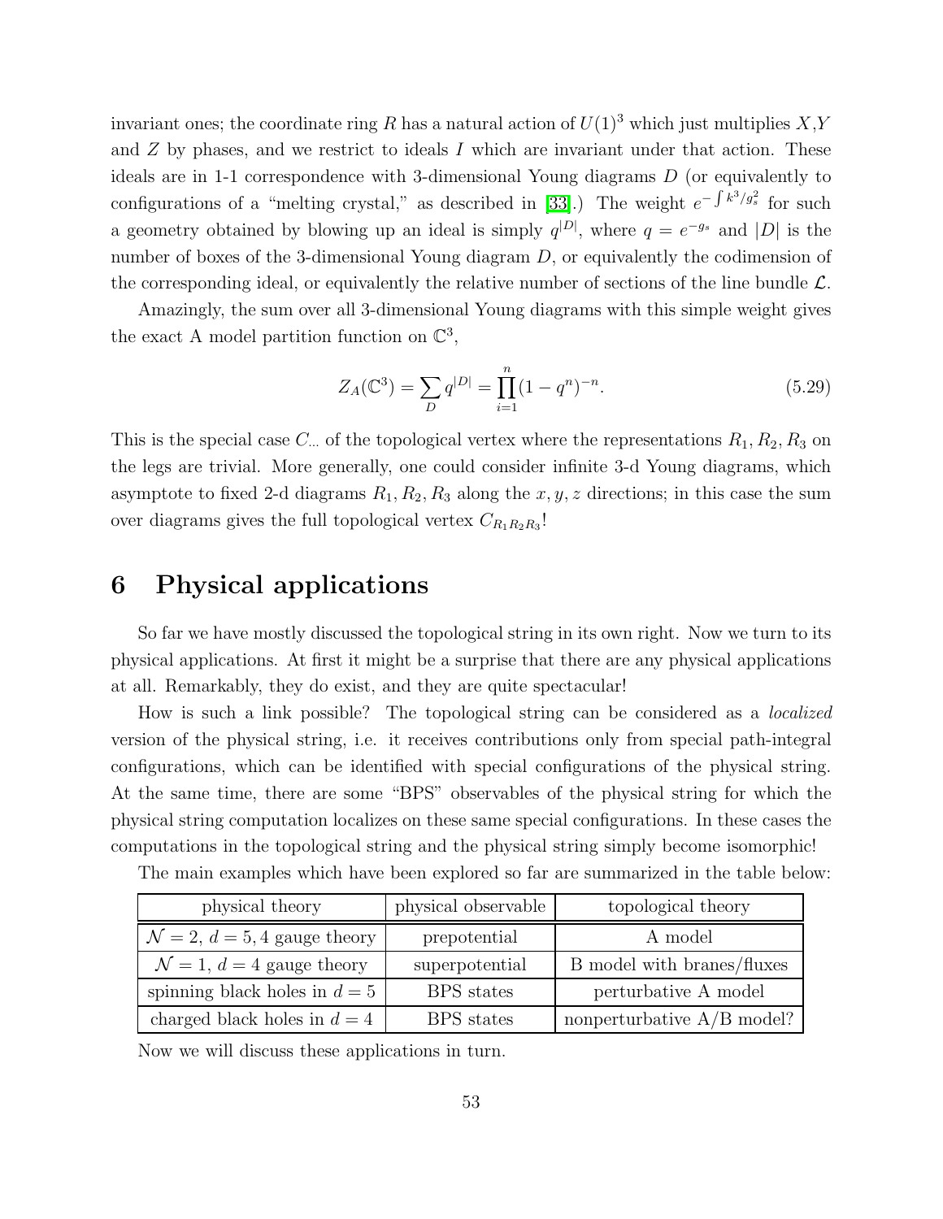invariant ones; the coordinate ring $R$ has a natural action of $U(1)^3$ which just multiplies $X$,$Y$ and $Z$ by phases, and we restrict to ideals $I$ which are invariant under that action. These ideals are in 1-1 correspondence with 3-dimensional Young diagrams $D$ (or equivalently to configurations of a "melting crystal," as described in [33].) The weight $e^{-\int k^3/g_s^2}$ for such a geometry obtained by blowing up an ideal is simply $q^{|D|}$, where $q = e^{-g_s}$ and $|D|$ is the number of boxes of the 3-dimensional Young diagram $D$, or equivalently the codimension of the corresponding ideal, or equivalently the relative number of sections of the line bundle $\mathcal{L}$.

Amazingly, the sum over all 3-dimensional Young diagrams with this simple weight gives the exact A model partition function on $\mathbb{C}^3$,

$$Z_A(\mathbb{C}^3) = \sum_D q^{|D|} = \prod_{i=1}^{n} (1-q^n)^{-n}. \tag{5.29}$$

This is the special case $C_{\cdots}$ of the topological vertex where the representations $R_1, R_2, R_3$ on the legs are trivial. More generally, one could consider infinite 3-d Young diagrams, which asymptote to fixed 2-d diagrams $R_1, R_2, R_3$ along the $x, y, z$ directions; in this case the sum over diagrams gives the full topological vertex $C_{R_1 R_2 R_3}$!

# 6 Physical applications

So far we have mostly discussed the topological string in its own right. Now we turn to its physical applications. At first it might be a surprise that there are any physical applications at all. Remarkably, they do exist, and they are quite spectacular!

How is such a link possible? The topological string can be considered as a *localized* version of the physical string, i.e. it receives contributions only from special path-integral configurations, which can be identified with special configurations of the physical string. At the same time, there are some "BPS" observables of the physical string for which the physical string computation localizes on these same special configurations. In these cases the computations in the topological string and the physical string simply become isomorphic!

The main examples which have been explored so far are summarized in the table below:

| physical theory | physical observable | topological theory |
|---|---|---|
| $\mathcal{N}=2$, $d=5,4$ gauge theory | prepotential | A model |
| $\mathcal{N}=1$, $d=4$ gauge theory | superpotential | B model with branes/fluxes |
| spinning black holes in $d=5$ | BPS states | perturbative A model |
| charged black holes in $d=4$ | BPS states | nonperturbative A/B model? |

Now we will discuss these applications in turn.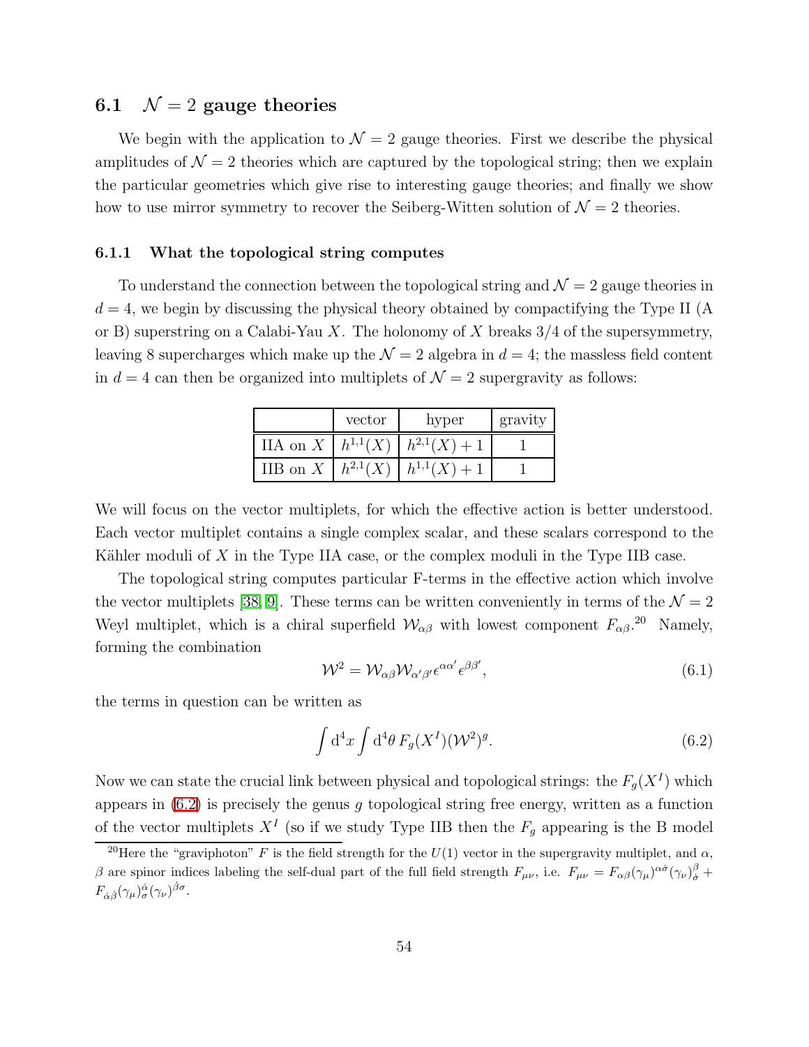## 6.1 $\mathcal{N}=2$ gauge theories

We begin with the application to $\mathcal{N}=2$ gauge theories. First we describe the physical amplitudes of $\mathcal{N}=2$ theories which are captured by the topological string; then we explain the particular geometries which give rise to interesting gauge theories; and finally we show how to use mirror symmetry to recover the Seiberg-Witten solution of $\mathcal{N}=2$ theories.

### 6.1.1 What the topological string computes

To understand the connection between the topological string and $\mathcal{N}=2$ gauge theories in $d=4$, we begin by discussing the physical theory obtained by compactifying the Type II (A or B) superstring on a Calabi-Yau $X$. The holonomy of $X$ breaks 3/4 of the supersymmetry, leaving 8 supercharges which make up the $\mathcal{N}=2$ algebra in $d=4$; the massless field content in $d=4$ can then be organized into multiplets of $\mathcal{N}=2$ supergravity as follows:

| | vector | hyper | gravity |
|---|---|---|---|
| IIA on $X$ | $h^{1,1}(X)$ | $h^{2,1}(X)+1$ | 1 |
| IIB on $X$ | $h^{2,1}(X)$ | $h^{1,1}(X)+1$ | 1 |

We will focus on the vector multiplets, for which the effective action is better understood. Each vector multiplet contains a single complex scalar, and these scalars correspond to the Kähler moduli of $X$ in the Type IIA case, or the complex moduli in the Type IIB case.

The topological string computes particular F-terms in the effective action which involve the vector multiplets [38, 9]. These terms can be written conveniently in terms of the $\mathcal{N}=2$ Weyl multiplet, which is a chiral superfield $\mathcal{W}_{\alpha\beta}$ with lowest component $F_{\alpha\beta}$.[20] Namely, forming the combination

$$\mathcal{W}^2 = \mathcal{W}_{\alpha\beta}\mathcal{W}_{\alpha'\beta'}\epsilon^{\alpha\alpha'}\epsilon^{\beta\beta'}, \tag{6.1}$$

the terms in question can be written as

$$\int \mathrm{d}^4x \int \mathrm{d}^4\theta \, F_g(X^I)(\mathcal{W}^2)^g. \tag{6.2}$$

Now we can state the crucial link between physical and topological strings: the $F_g(X^I)$ which appears in (6.2) is precisely the genus $g$ topological string free energy, written as a function of the vector multiplets $X^I$ (so if we study Type IIB then the $F_g$ appearing is the B model

[20] Here the "graviphoton" $F$ is the field strength for the $U(1)$ vector in the supergravity multiplet, and $\alpha$, $\beta$ are spinor indices labeling the self-dual part of the full field strength $F_{\mu\nu}$, i.e. $F_{\mu\nu} = F_{\alpha\beta}(\gamma_\mu)^{\alpha\dot{\sigma}}(\gamma_\nu)^{\beta}_{\dot{\sigma}} + F_{\dot{\alpha}\dot{\beta}}(\gamma_\mu)^{\dot{\alpha}}_{\sigma}(\gamma_\nu)^{\dot{\beta}\sigma}$.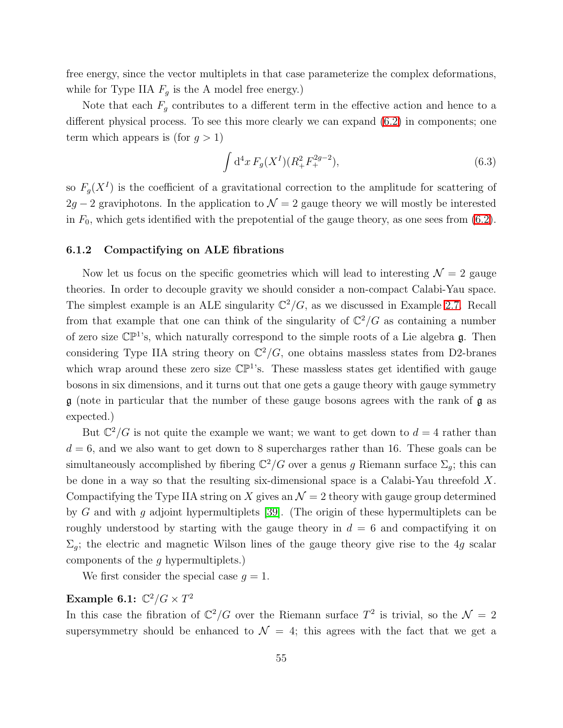free energy, since the vector multiplets in that case parameterize the complex deformations, while for Type IIA $F_g$ is the A model free energy.)

Note that each $F_g$ contributes to a different term in the effective action and hence to a different physical process. To see this more clearly we can expand (6.2) in components; one term which appears is (for $g > 1$)

$$\int \mathrm{d}^4x\, F_g(X^I)(R_+^2 F_+^{2g-2}), \tag{6.3}$$

so $F_g(X^I)$ is the coefficient of a gravitational correction to the amplitude for scattering of $2g-2$ graviphotons. In the application to $\mathcal{N}=2$ gauge theory we will mostly be interested in $F_0$, which gets identified with the prepotential of the gauge theory, as one sees from (6.2).

### 6.1.2 Compactifying on ALE fibrations

Now let us focus on the specific geometries which will lead to interesting $\mathcal{N}=2$ gauge theories. In order to decouple gravity we should consider a non-compact Calabi-Yau space. The simplest example is an ALE singularity $\mathbb{C}^2/G$, as we discussed in Example 2.7. Recall from that example that one can think of the singularity of $\mathbb{C}^2/G$ as containing a number of zero size $\mathbb{CP}^1$'s, which naturally correspond to the simple roots of a Lie algebra $\mathfrak{g}$. Then considering Type IIA string theory on $\mathbb{C}^2/G$, one obtains massless states from D2-branes which wrap around these zero size $\mathbb{CP}^1$'s. These massless states get identified with gauge bosons in six dimensions, and it turns out that one gets a gauge theory with gauge symmetry $\mathfrak{g}$ (note in particular that the number of these gauge bosons agrees with the rank of $\mathfrak{g}$ as expected.)

But $\mathbb{C}^2/G$ is not quite the example we want; we want to get down to $d=4$ rather than $d=6$, and we also want to get down to 8 supercharges rather than 16. These goals can be simultaneously accomplished by fibering $\mathbb{C}^2/G$ over a genus $g$ Riemann surface $\Sigma_g$; this can be done in a way so that the resulting six-dimensional space is a Calabi-Yau threefold $X$. Compactifying the Type IIA string on $X$ gives an $\mathcal{N}=2$ theory with gauge group determined by $G$ and with $g$ adjoint hypermultiplets [39]. (The origin of these hypermultiplets can be roughly understood by starting with the gauge theory in $d=6$ and compactifying it on $\Sigma_g$; the electric and magnetic Wilson lines of the gauge theory give rise to the $4g$ scalar components of the $g$ hypermultiplets.)

We first consider the special case $g=1$.

**Example 6.1:** $\mathbb{C}^2/G \times T^2$

In this case the fibration of $\mathbb{C}^2/G$ over the Riemann surface $T^2$ is trivial, so the $\mathcal{N}=2$ supersymmetry should be enhanced to $\mathcal{N}=4$; this agrees with the fact that we get a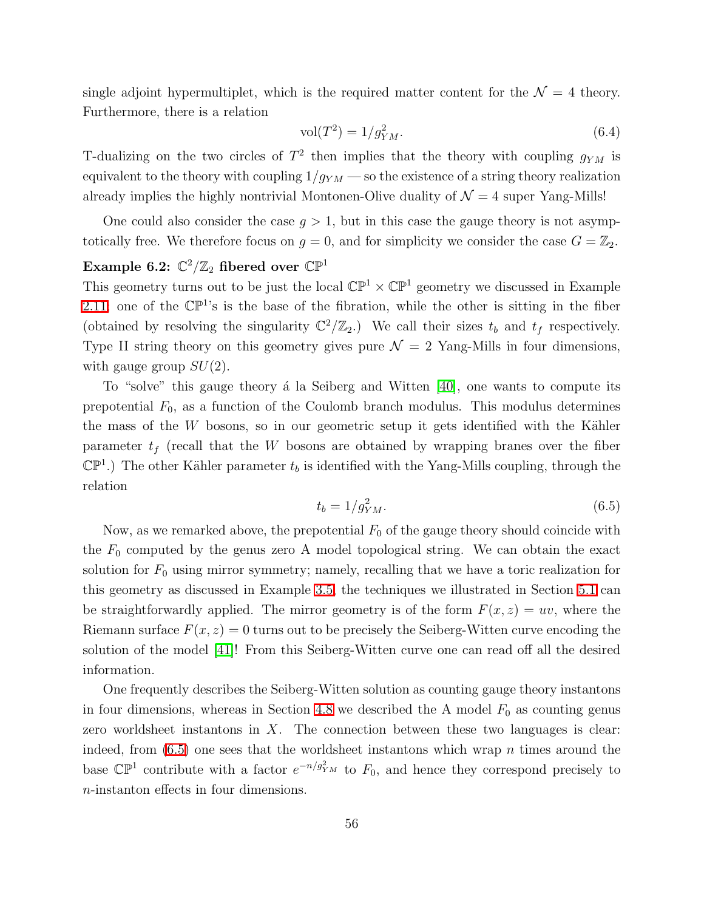single adjoint hypermultiplet, which is the required matter content for the $\mathcal{N} = 4$ theory. Furthermore, there is a relation

$$\mathrm{vol}(T^2) = 1/g_{YM}^2. \tag{6.4}$$

T-dualizing on the two circles of $T^2$ then implies that the theory with coupling $g_{YM}$ is equivalent to the theory with coupling $1/g_{YM}$ — so the existence of a string theory realization already implies the highly nontrivial Montonen-Olive duality of $\mathcal{N} = 4$ super Yang-Mills!

One could also consider the case $g > 1$, but in this case the gauge theory is not asymptotically free. We therefore focus on $g = 0$, and for simplicity we consider the case $G = \mathbb{Z}_2$.

**Example 6.2: $\mathbb{C}^2/\mathbb{Z}_2$ fibered over $\mathbb{CP}^1$**

This geometry turns out to be just the local $\mathbb{CP}^1 \times \mathbb{CP}^1$ geometry we discussed in Example 2.11: one of the $\mathbb{CP}^1$'s is the base of the fibration, while the other is sitting in the fiber (obtained by resolving the singularity $\mathbb{C}^2/\mathbb{Z}_2$.) We call their sizes $t_b$ and $t_f$ respectively. Type II string theory on this geometry gives pure $\mathcal{N} = 2$ Yang-Mills in four dimensions, with gauge group $SU(2)$.

To "solve" this gauge theory á la Seiberg and Witten [40], one wants to compute its prepotential $F_0$, as a function of the Coulomb branch modulus. This modulus determines the mass of the $W$ bosons, so in our geometric setup it gets identified with the Kähler parameter $t_f$ (recall that the $W$ bosons are obtained by wrapping branes over the fiber $\mathbb{CP}^1$.) The other Kähler parameter $t_b$ is identified with the Yang-Mills coupling, through the relation

$$t_b = 1/g_{YM}^2. \tag{6.5}$$

Now, as we remarked above, the prepotential $F_0$ of the gauge theory should coincide with the $F_0$ computed by the genus zero A model topological string. We can obtain the exact solution for $F_0$ using mirror symmetry; namely, recalling that we have a toric realization for this geometry as discussed in Example 3.5, the techniques we illustrated in Section 5.1 can be straightforwardly applied. The mirror geometry is of the form $F(x, z) = uv$, where the Riemann surface $F(x, z) = 0$ turns out to be precisely the Seiberg-Witten curve encoding the solution of the model [41]! From this Seiberg-Witten curve one can read off all the desired information.

One frequently describes the Seiberg-Witten solution as counting gauge theory instantons in four dimensions, whereas in Section 4.8 we described the A model $F_0$ as counting genus zero worldsheet instantons in $X$. The connection between these two languages is clear: indeed, from (6.5) one sees that the worldsheet instantons which wrap $n$ times around the base $\mathbb{CP}^1$ contribute with a factor $e^{-n/g_{YM}^2}$ to $F_0$, and hence they correspond precisely to $n$-instanton effects in four dimensions.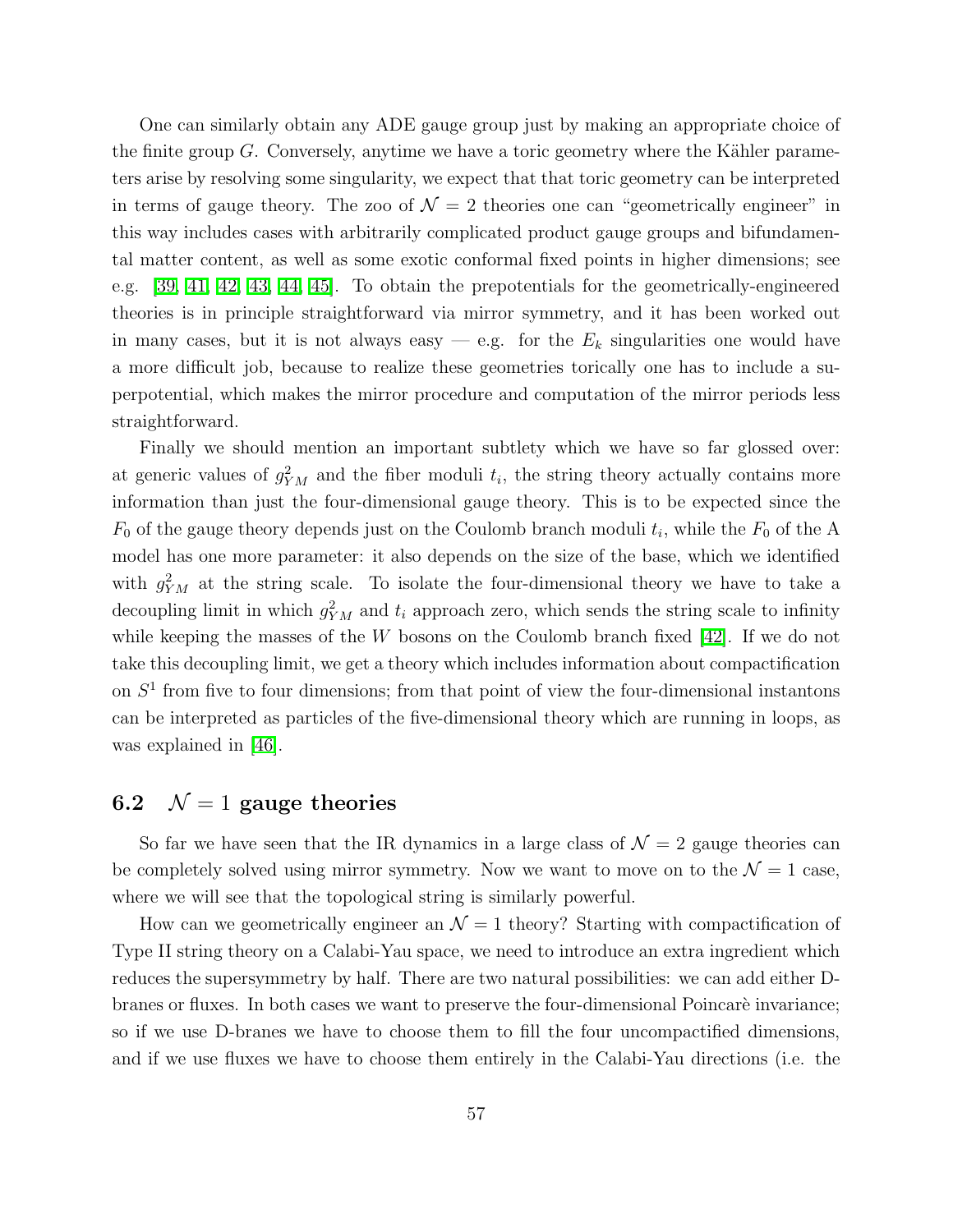One can similarly obtain any ADE gauge group just by making an appropriate choice of the finite group $G$. Conversely, anytime we have a toric geometry where the Kähler parameters arise by resolving some singularity, we expect that that toric geometry can be interpreted in terms of gauge theory. The zoo of $\mathcal{N} = 2$ theories one can "geometrically engineer" in this way includes cases with arbitrarily complicated product gauge groups and bifundamental matter content, as well as some exotic conformal fixed points in higher dimensions; see e.g. [39, 41, 42, 43, 44, 45]. To obtain the prepotentials for the geometrically-engineered theories is in principle straightforward via mirror symmetry, and it has been worked out in many cases, but it is not always easy — e.g. for the $E_k$ singularities one would have a more difficult job, because to realize these geometries torically one has to include a superpotential, which makes the mirror procedure and computation of the mirror periods less straightforward.

Finally we should mention an important subtlety which we have so far glossed over: at generic values of $g_{YM}^2$ and the fiber moduli $t_i$, the string theory actually contains more information than just the four-dimensional gauge theory. This is to be expected since the $F_0$ of the gauge theory depends just on the Coulomb branch moduli $t_i$, while the $F_0$ of the A model has one more parameter: it also depends on the size of the base, which we identified with $g_{YM}^2$ at the string scale. To isolate the four-dimensional theory we have to take a decoupling limit in which $g_{YM}^2$ and $t_i$ approach zero, which sends the string scale to infinity while keeping the masses of the $W$ bosons on the Coulomb branch fixed [42]. If we do not take this decoupling limit, we get a theory which includes information about compactification on $S^1$ from five to four dimensions; from that point of view the four-dimensional instantons can be interpreted as particles of the five-dimensional theory which are running in loops, as was explained in [46].

## 6.2 $\mathcal{N} = 1$ gauge theories

So far we have seen that the IR dynamics in a large class of $\mathcal{N} = 2$ gauge theories can be completely solved using mirror symmetry. Now we want to move on to the $\mathcal{N} = 1$ case, where we will see that the topological string is similarly powerful.

How can we geometrically engineer an $\mathcal{N} = 1$ theory? Starting with compactification of Type II string theory on a Calabi-Yau space, we need to introduce an extra ingredient which reduces the supersymmetry by half. There are two natural possibilities: we can add either D-branes or fluxes. In both cases we want to preserve the four-dimensional Poincarè invariance; so if we use D-branes we have to choose them to fill the four uncompactified dimensions, and if we use fluxes we have to choose them entirely in the Calabi-Yau directions (i.e. the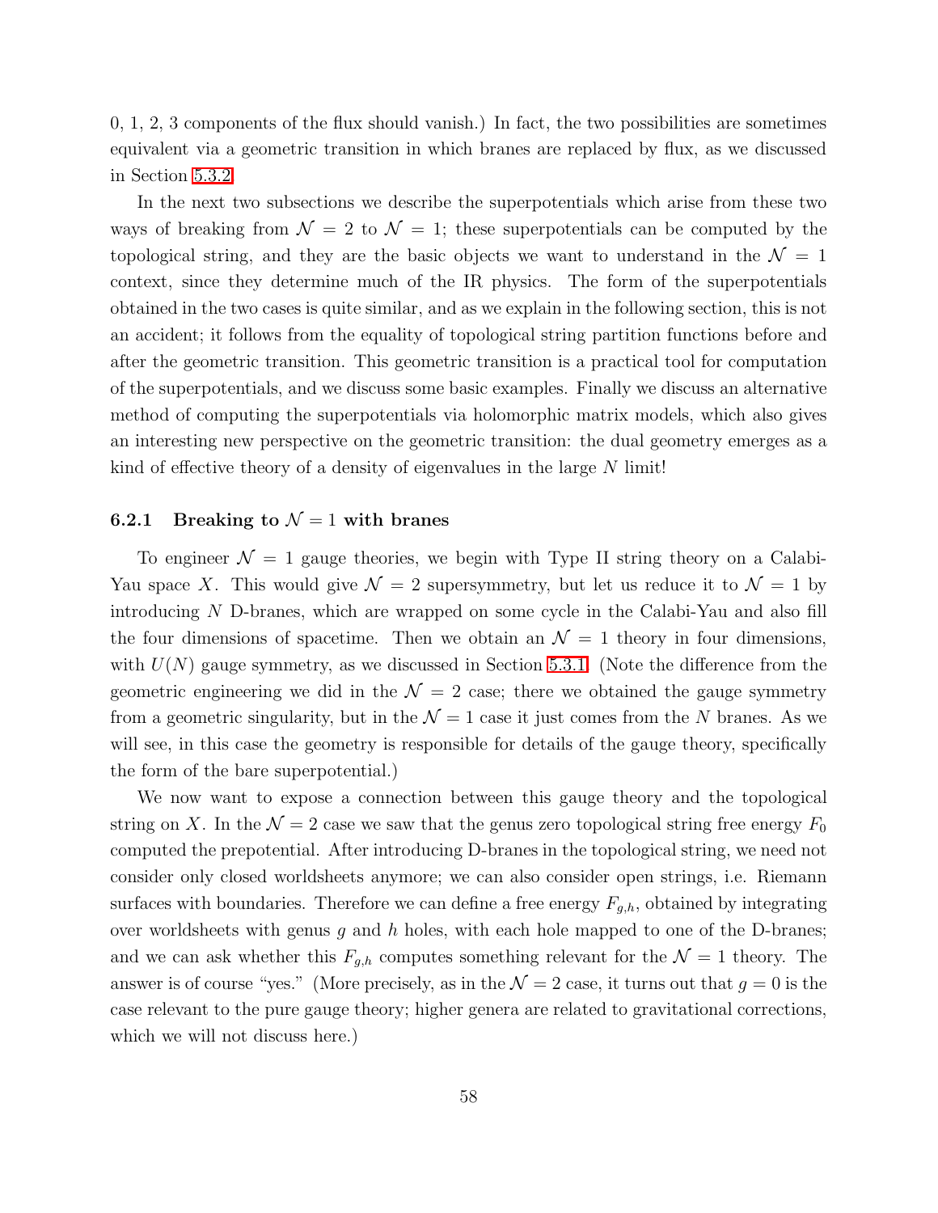0, 1, 2, 3 components of the flux should vanish.) In fact, the two possibilities are sometimes equivalent via a geometric transition in which branes are replaced by flux, as we discussed in Section 5.3.2.

In the next two subsections we describe the superpotentials which arise from these two ways of breaking from $\mathcal{N} = 2$ to $\mathcal{N} = 1$; these superpotentials can be computed by the topological string, and they are the basic objects we want to understand in the $\mathcal{N} = 1$ context, since they determine much of the IR physics. The form of the superpotentials obtained in the two cases is quite similar, and as we explain in the following section, this is not an accident; it follows from the equality of topological string partition functions before and after the geometric transition. This geometric transition is a practical tool for computation of the superpotentials, and we discuss some basic examples. Finally we discuss an alternative method of computing the superpotentials via holomorphic matrix models, which also gives an interesting new perspective on the geometric transition: the dual geometry emerges as a kind of effective theory of a density of eigenvalues in the large $N$ limit!

### 6.2.1 Breaking to $\mathcal{N} = 1$ with branes

To engineer $\mathcal{N} = 1$ gauge theories, we begin with Type II string theory on a Calabi-Yau space $X$. This would give $\mathcal{N} = 2$ supersymmetry, but let us reduce it to $\mathcal{N} = 1$ by introducing $N$ D-branes, which are wrapped on some cycle in the Calabi-Yau and also fill the four dimensions of spacetime. Then we obtain an $\mathcal{N} = 1$ theory in four dimensions, with $U(N)$ gauge symmetry, as we discussed in Section 5.3.1. (Note the difference from the geometric engineering we did in the $\mathcal{N} = 2$ case; there we obtained the gauge symmetry from a geometric singularity, but in the $\mathcal{N} = 1$ case it just comes from the $N$ branes. As we will see, in this case the geometry is responsible for details of the gauge theory, specifically the form of the bare superpotential.)

We now want to expose a connection between this gauge theory and the topological string on $X$. In the $\mathcal{N} = 2$ case we saw that the genus zero topological string free energy $F_0$ computed the prepotential. After introducing D-branes in the topological string, we need not consider only closed worldsheets anymore; we can also consider open strings, i.e. Riemann surfaces with boundaries. Therefore we can define a free energy $F_{g,h}$, obtained by integrating over worldsheets with genus $g$ and $h$ holes, with each hole mapped to one of the D-branes; and we can ask whether this $F_{g,h}$ computes something relevant for the $\mathcal{N} = 1$ theory. The answer is of course "yes." (More precisely, as in the $\mathcal{N} = 2$ case, it turns out that $g = 0$ is the case relevant to the pure gauge theory; higher genera are related to gravitational corrections, which we will not discuss here.)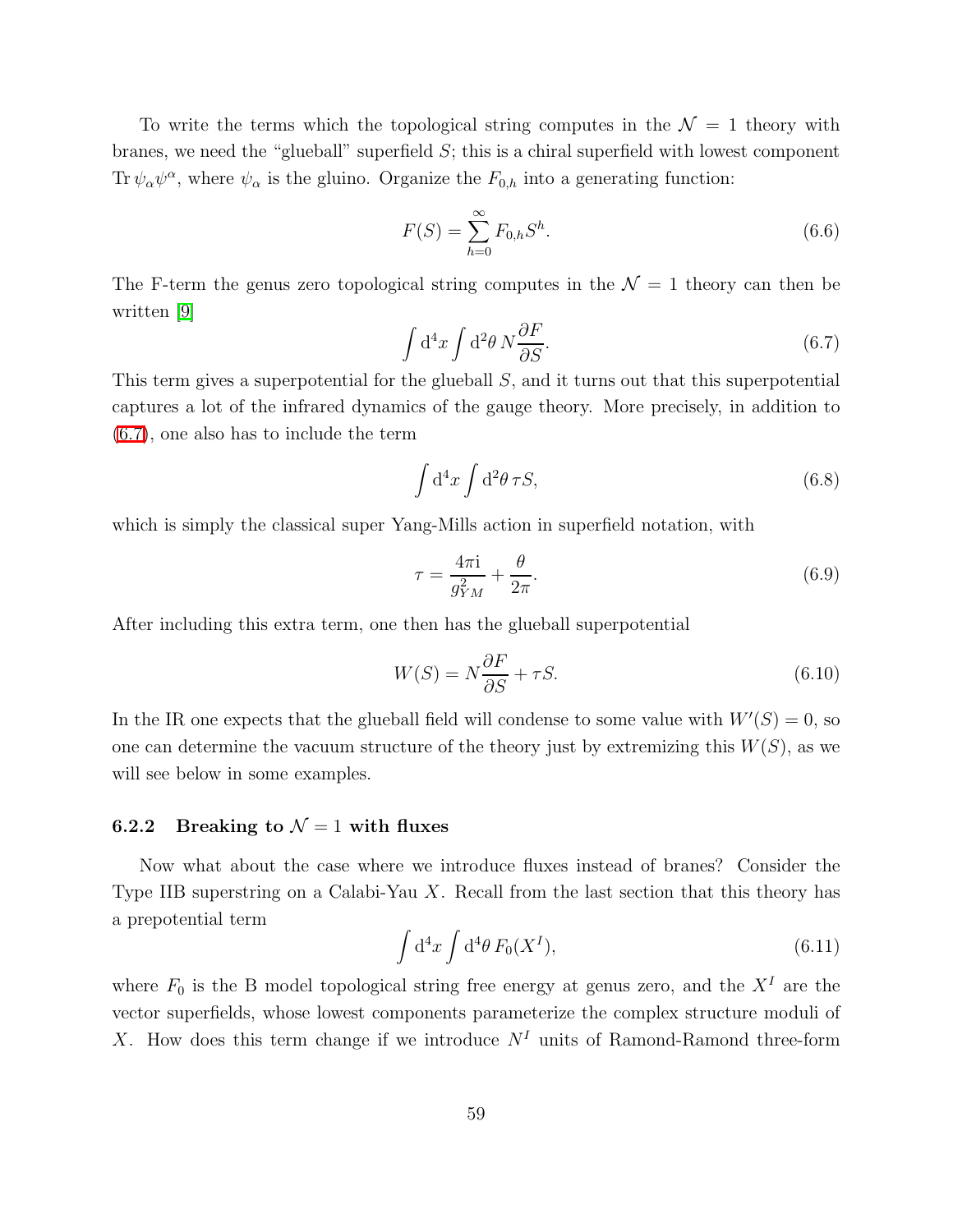To write the terms which the topological string computes in the $\mathcal{N} = 1$ theory with branes, we need the "glueball" superfield $S$; this is a chiral superfield with lowest component $\operatorname{Tr} \psi_\alpha \psi^\alpha$, where $\psi_\alpha$ is the gluino. Organize the $F_{0,h}$ into a generating function:

$$F(S) = \sum_{h=0}^{\infty} F_{0,h} S^h. \tag{6.6}$$

The F-term the genus zero topological string computes in the $\mathcal{N} = 1$ theory can then be written [9]

$$\int \mathrm{d}^4x \int \mathrm{d}^2\theta \, N \frac{\partial F}{\partial S}. \tag{6.7}$$

This term gives a superpotential for the glueball $S$, and it turns out that this superpotential captures a lot of the infrared dynamics of the gauge theory. More precisely, in addition to (6.7), one also has to include the term

$$\int \mathrm{d}^4x \int \mathrm{d}^2\theta \, \tau S, \tag{6.8}$$

which is simply the classical super Yang-Mills action in superfield notation, with

$$\tau = \frac{4\pi \mathrm{i}}{g_{YM}^2} + \frac{\theta}{2\pi}. \tag{6.9}$$

After including this extra term, one then has the glueball superpotential

$$W(S) = N \frac{\partial F}{\partial S} + \tau S. \tag{6.10}$$

In the IR one expects that the glueball field will condense to some value with $W'(S) = 0$, so one can determine the vacuum structure of the theory just by extremizing this $W(S)$, as we will see below in some examples.

### 6.2.2 Breaking to $\mathcal{N} = 1$ with fluxes

Now what about the case where we introduce fluxes instead of branes? Consider the Type IIB superstring on a Calabi-Yau $X$. Recall from the last section that this theory has a prepotential term

$$\int \mathrm{d}^4x \int \mathrm{d}^4\theta \, F_0(X^I), \tag{6.11}$$

where $F_0$ is the B model topological string free energy at genus zero, and the $X^I$ are the vector superfields, whose lowest components parameterize the complex structure moduli of $X$. How does this term change if we introduce $N^I$ units of Ramond-Ramond three-form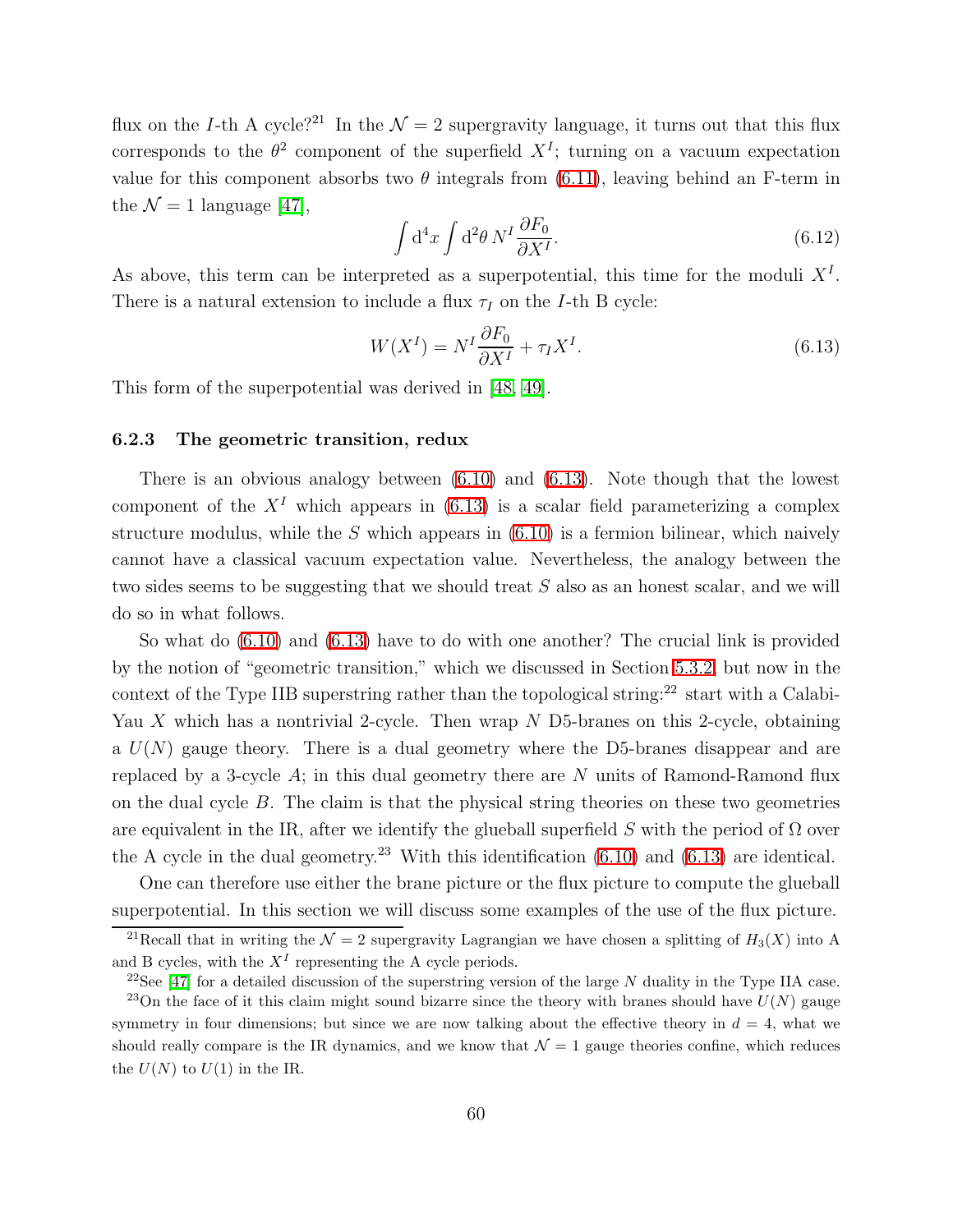flux on the $I$-th A cycle?[21] In the $\mathcal{N}=2$ supergravity language, it turns out that this flux corresponds to the $\theta^2$ component of the superfield $X^I$; turning on a vacuum expectation value for this component absorbs two $\theta$ integrals from (6.11), leaving behind an F-term in the $\mathcal{N}=1$ language [47],

$$\int \mathrm{d}^4x \int \mathrm{d}^2\theta \, N^I \frac{\partial F_0}{\partial X^I}. \tag{6.12}$$

As above, this term can be interpreted as a superpotential, this time for the moduli $X^I$. There is a natural extension to include a flux $\tau_I$ on the $I$-th B cycle:

$$W(X^I) = N^I \frac{\partial F_0}{\partial X^I} + \tau_I X^I. \tag{6.13}$$

This form of the superpotential was derived in [48, 49].

### 6.2.3 The geometric transition, redux

There is an obvious analogy between (6.10) and (6.13). Note though that the lowest component of the $X^I$ which appears in (6.13) is a scalar field parameterizing a complex structure modulus, while the $S$ which appears in (6.10) is a fermion bilinear, which naively cannot have a classical vacuum expectation value. Nevertheless, the analogy between the two sides seems to be suggesting that we should treat $S$ also as an honest scalar, and we will do so in what follows.

So what do (6.10) and (6.13) have to do with one another? The crucial link is provided by the notion of "geometric transition," which we discussed in Section 5.3.2, but now in the context of the Type IIB superstring rather than the topological string:[22] start with a Calabi-Yau $X$ which has a nontrivial 2-cycle. Then wrap $N$ D5-branes on this 2-cycle, obtaining a $U(N)$ gauge theory. There is a dual geometry where the D5-branes disappear and are replaced by a 3-cycle $A$; in this dual geometry there are $N$ units of Ramond-Ramond flux on the dual cycle $B$. The claim is that the physical string theories on these two geometries are equivalent in the IR, after we identify the glueball superfield $S$ with the period of $\Omega$ over the A cycle in the dual geometry.[23] With this identification (6.10) and (6.13) are identical.

One can therefore use either the brane picture or the flux picture to compute the glueball superpotential. In this section we will discuss some examples of the use of the flux picture.

---

[21] Recall that in writing the $\mathcal{N}=2$ supergravity Lagrangian we have chosen a splitting of $H_3(X)$ into A and B cycles, with the $X^I$ representing the A cycle periods.

[22] See [47] for a detailed discussion of the superstring version of the large $N$ duality in the Type IIA case.

[23] On the face of it this claim might sound bizarre since the theory with branes should have $U(N)$ gauge symmetry in four dimensions; but since we are now talking about the effective theory in $d=4$, what we should really compare is the IR dynamics, and we know that $\mathcal{N}=1$ gauge theories confine, which reduces the $U(N)$ to $U(1)$ in the IR.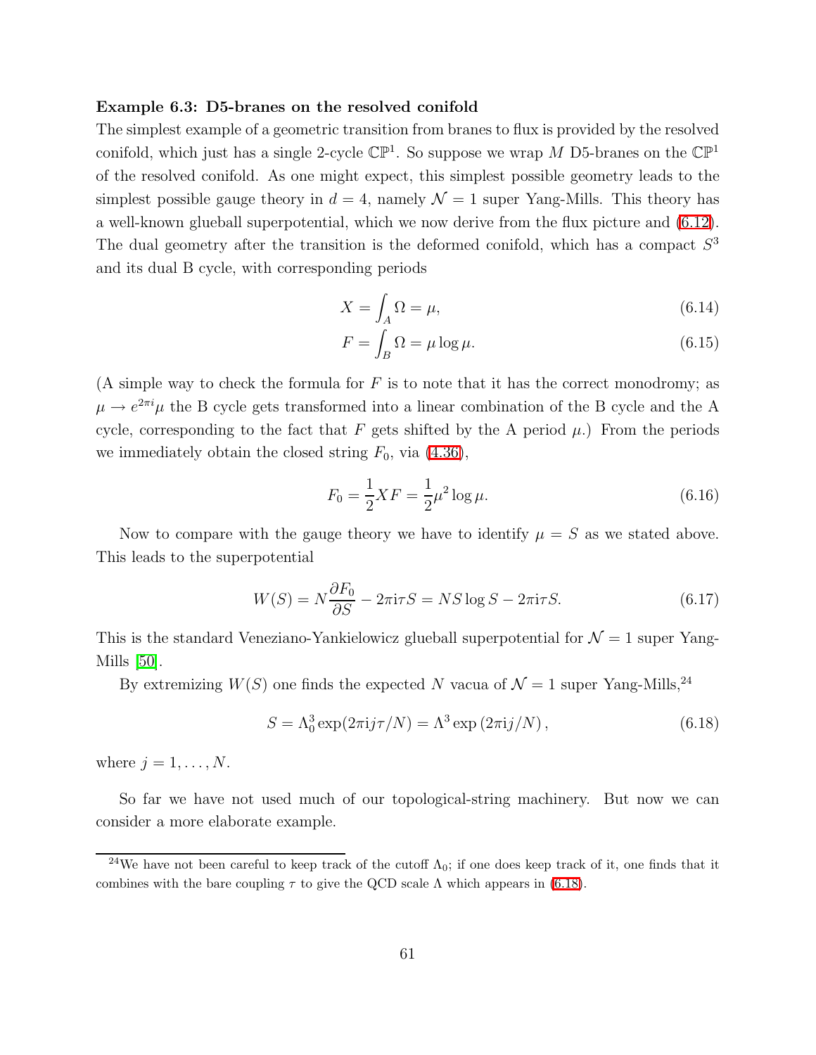**Example 6.3: D5-branes on the resolved conifold**

The simplest example of a geometric transition from branes to flux is provided by the resolved conifold, which just has a single 2-cycle $\mathbb{CP}^1$. So suppose we wrap $M$ D5-branes on the $\mathbb{CP}^1$ of the resolved conifold. As one might expect, this simplest possible geometry leads to the simplest possible gauge theory in $d = 4$, namely $\mathcal{N} = 1$ super Yang-Mills. This theory has a well-known glueball superpotential, which we now derive from the flux picture and (6.12). The dual geometry after the transition is the deformed conifold, which has a compact $S^3$ and its dual B cycle, with corresponding periods

$$X = \int_A \Omega = \mu, \tag{6.14}$$

$$F = \int_B \Omega = \mu \log \mu. \tag{6.15}$$

(A simple way to check the formula for $F$ is to note that it has the correct monodromy; as $\mu \to e^{2\pi i}\mu$ the B cycle gets transformed into a linear combination of the B cycle and the A cycle, corresponding to the fact that $F$ gets shifted by the A period $\mu$.) From the periods we immediately obtain the closed string $F_0$, via (4.36),

$$F_0 = \frac{1}{2} X F = \frac{1}{2} \mu^2 \log \mu. \tag{6.16}$$

Now to compare with the gauge theory we have to identify $\mu = S$ as we stated above. This leads to the superpotential

$$W(S) = N \frac{\partial F_0}{\partial S} - 2\pi \mathrm{i} \tau S = N S \log S - 2\pi \mathrm{i} \tau S. \tag{6.17}$$

This is the standard Veneziano-Yankielowicz glueball superpotential for $\mathcal{N} = 1$ super Yang-Mills [50].

By extremizing $W(S)$ one finds the expected $N$ vacua of $\mathcal{N} = 1$ super Yang-Mills,[24]

$$S = \Lambda_0^3 \exp(2\pi \mathrm{i} j \tau / N) = \Lambda^3 \exp\left(2\pi \mathrm{i} j / N\right), \tag{6.18}$$

where $j = 1, \ldots, N$.

So far we have not used much of our topological-string machinery. But now we can consider a more elaborate example.

---

[24] We have not been careful to keep track of the cutoff $\Lambda_0$; if one does keep track of it, one finds that it combines with the bare coupling $\tau$ to give the QCD scale $\Lambda$ which appears in (6.18).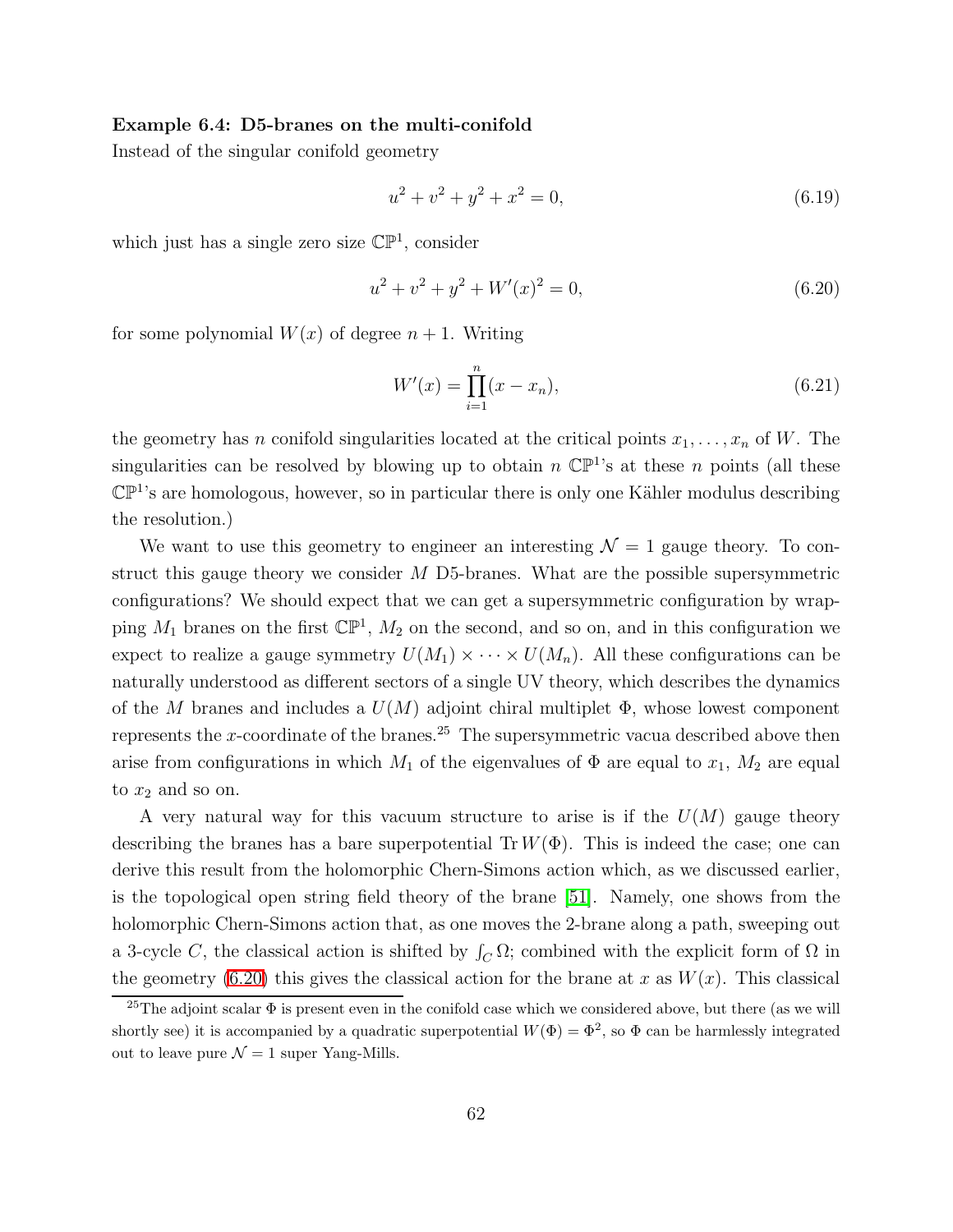**Example 6.4: D5-branes on the multi-conifold**

Instead of the singular conifold geometry

$$u^2 + v^2 + y^2 + x^2 = 0, \tag{6.19}$$

which just has a single zero size $\mathbb{CP}^1$, consider

$$u^2 + v^2 + y^2 + W'(x)^2 = 0, \tag{6.20}$$

for some polynomial $W(x)$ of degree $n+1$. Writing

$$W'(x) = \prod_{i=1}^{n}(x - x_n), \tag{6.21}$$

the geometry has $n$ conifold singularities located at the critical points $x_1, \ldots, x_n$ of $W$. The singularities can be resolved by blowing up to obtain $n$ $\mathbb{CP}^1$'s at these $n$ points (all these $\mathbb{CP}^1$'s are homologous, however, so in particular there is only one Kähler modulus describing the resolution.)

We want to use this geometry to engineer an interesting $\mathcal{N} = 1$ gauge theory. To construct this gauge theory we consider $M$ D5-branes. What are the possible supersymmetric configurations? We should expect that we can get a supersymmetric configuration by wrapping $M_1$ branes on the first $\mathbb{CP}^1$, $M_2$ on the second, and so on, and in this configuration we expect to realize a gauge symmetry $U(M_1) \times \cdots \times U(M_n)$. All these configurations can be naturally understood as different sectors of a single UV theory, which describes the dynamics of the $M$ branes and includes a $U(M)$ adjoint chiral multiplet $\Phi$, whose lowest component represents the $x$-coordinate of the branes.[25] The supersymmetric vacua described above then arise from configurations in which $M_1$ of the eigenvalues of $\Phi$ are equal to $x_1$, $M_2$ are equal to $x_2$ and so on.

A very natural way for this vacuum structure to arise is if the $U(M)$ gauge theory describing the branes has a bare superpotential $\operatorname{Tr} W(\Phi)$. This is indeed the case; one can derive this result from the holomorphic Chern-Simons action which, as we discussed earlier, is the topological open string field theory of the brane [51]. Namely, one shows from the holomorphic Chern-Simons action that, as one moves the 2-brane along a path, sweeping out a 3-cycle $C$, the classical action is shifted by $\int_C \Omega$; combined with the explicit form of $\Omega$ in the geometry (6.20) this gives the classical action for the brane at $x$ as $W(x)$. This classical

[25] The adjoint scalar $\Phi$ is present even in the conifold case which we considered above, but there (as we will shortly see) it is accompanied by a quadratic superpotential $W(\Phi) = \Phi^2$, so $\Phi$ can be harmlessly integrated out to leave pure $\mathcal{N} = 1$ super Yang-Mills.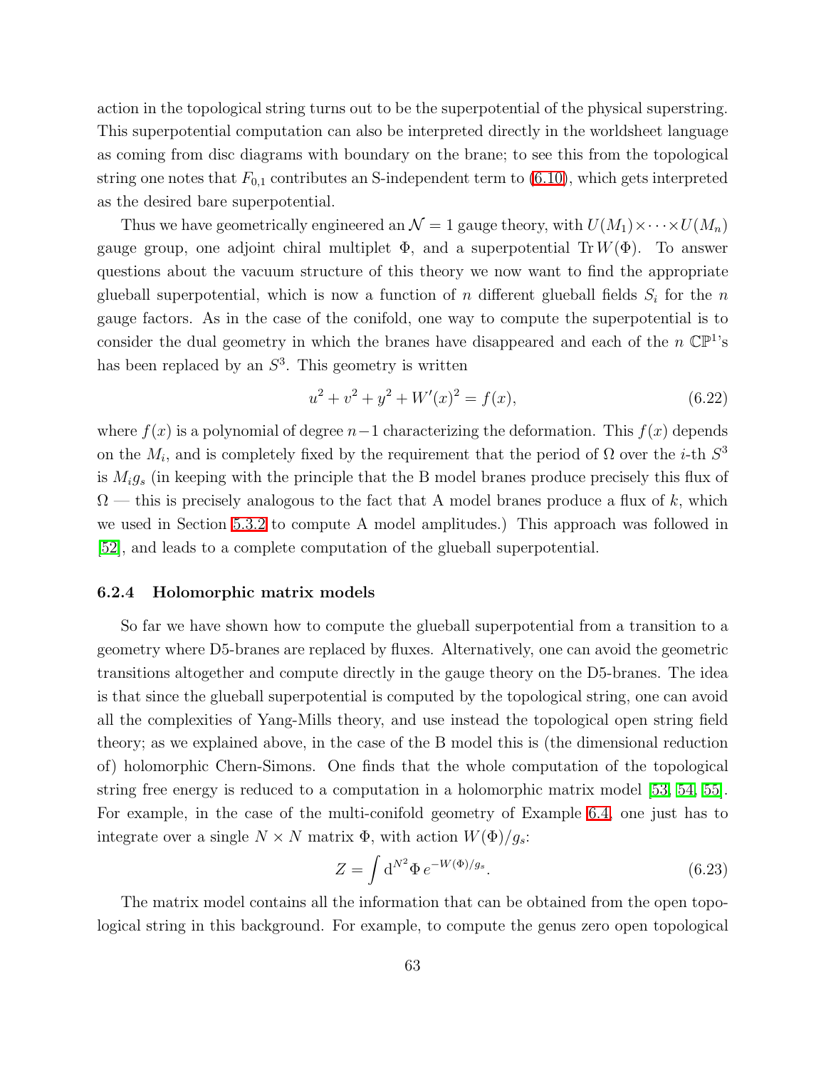action in the topological string turns out to be the superpotential of the physical superstring. This superpotential computation can also be interpreted directly in the worldsheet language as coming from disc diagrams with boundary on the brane; to see this from the topological string one notes that $F_{0,1}$ contributes an S-independent term to (6.10), which gets interpreted as the desired bare superpotential.

Thus we have geometrically engineered an $\mathcal{N} = 1$ gauge theory, with $U(M_1) \times \cdots \times U(M_n)$ gauge group, one adjoint chiral multiplet $\Phi$, and a superpotential $\operatorname{Tr} W(\Phi)$. To answer questions about the vacuum structure of this theory we now want to find the appropriate glueball superpotential, which is now a function of $n$ different glueball fields $S_i$ for the $n$ gauge factors. As in the case of the conifold, one way to compute the superpotential is to consider the dual geometry in which the branes have disappeared and each of the $n$ $\mathbb{CP}^1$'s has been replaced by an $S^3$. This geometry is written

$$u^2 + v^2 + y^2 + W'(x)^2 = f(x), \tag{6.22}$$

where $f(x)$ is a polynomial of degree $n-1$ characterizing the deformation. This $f(x)$ depends on the $M_i$, and is completely fixed by the requirement that the period of $\Omega$ over the $i$-th $S^3$ is $M_i g_s$ (in keeping with the principle that the B model branes produce precisely this flux of $\Omega$ — this is precisely analogous to the fact that A model branes produce a flux of $k$, which we used in Section 5.3.2 to compute A model amplitudes.) This approach was followed in [52], and leads to a complete computation of the glueball superpotential.

### 6.2.4 Holomorphic matrix models

So far we have shown how to compute the glueball superpotential from a transition to a geometry where D5-branes are replaced by fluxes. Alternatively, one can avoid the geometric transitions altogether and compute directly in the gauge theory on the D5-branes. The idea is that since the glueball superpotential is computed by the topological string, one can avoid all the complexities of Yang-Mills theory, and use instead the topological open string field theory; as we explained above, in the case of the B model this is (the dimensional reduction of) holomorphic Chern-Simons. One finds that the whole computation of the topological string free energy is reduced to a computation in a holomorphic matrix model [53, 54, 55]. For example, in the case of the multi-conifold geometry of Example 6.4, one just has to integrate over a single $N \times N$ matrix $\Phi$, with action $W(\Phi)/g_s$:

$$Z = \int \mathrm{d}^{N^2}\Phi \, e^{-W(\Phi)/g_s}. \tag{6.23}$$

The matrix model contains all the information that can be obtained from the open topological string in this background. For example, to compute the genus zero open topological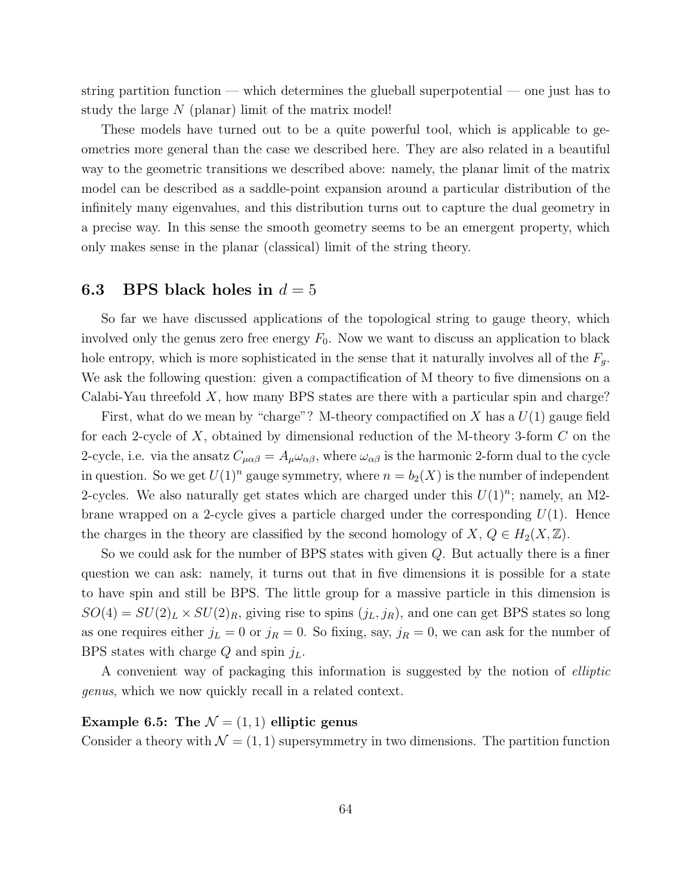string partition function — which determines the glueball superpotential — one just has to study the large $N$ (planar) limit of the matrix model!

These models have turned out to be a quite powerful tool, which is applicable to geometries more general than the case we described here. They are also related in a beautiful way to the geometric transitions we described above: namely, the planar limit of the matrix model can be described as a saddle-point expansion around a particular distribution of the infinitely many eigenvalues, and this distribution turns out to capture the dual geometry in a precise way. In this sense the smooth geometry seems to be an emergent property, which only makes sense in the planar (classical) limit of the string theory.

### 6.3 BPS black holes in $d = 5$

So far we have discussed applications of the topological string to gauge theory, which involved only the genus zero free energy $F_0$. Now we want to discuss an application to black hole entropy, which is more sophisticated in the sense that it naturally involves all of the $F_g$. We ask the following question: given a compactification of M theory to five dimensions on a Calabi-Yau threefold $X$, how many BPS states are there with a particular spin and charge?

First, what do we mean by "charge"? M-theory compactified on $X$ has a $U(1)$ gauge field for each 2-cycle of $X$, obtained by dimensional reduction of the M-theory 3-form $C$ on the 2-cycle, i.e. via the ansatz $C_{\mu\alpha\beta} = A_\mu \omega_{\alpha\beta}$, where $\omega_{\alpha\beta}$ is the harmonic 2-form dual to the cycle in question. So we get $U(1)^n$ gauge symmetry, where $n = b_2(X)$ is the number of independent 2-cycles. We also naturally get states which are charged under this $U(1)^n$; namely, an M2-brane wrapped on a 2-cycle gives a particle charged under the corresponding $U(1)$. Hence the charges in the theory are classified by the second homology of $X$, $Q \in H_2(X, \mathbb{Z})$.

So we could ask for the number of BPS states with given $Q$. But actually there is a finer question we can ask: namely, it turns out that in five dimensions it is possible for a state to have spin and still be BPS. The little group for a massive particle in this dimension is $SO(4) = SU(2)_L \times SU(2)_R$, giving rise to spins $(j_L, j_R)$, and one can get BPS states so long as one requires either $j_L = 0$ or $j_R = 0$. So fixing, say, $j_R = 0$, we can ask for the number of BPS states with charge $Q$ and spin $j_L$.

A convenient way of packaging this information is suggested by the notion of *elliptic genus*, which we now quickly recall in a related context.

**Example 6.5: The $\mathcal{N} = (1, 1)$ elliptic genus**
Consider a theory with $\mathcal{N} = (1, 1)$ supersymmetry in two dimensions. The partition function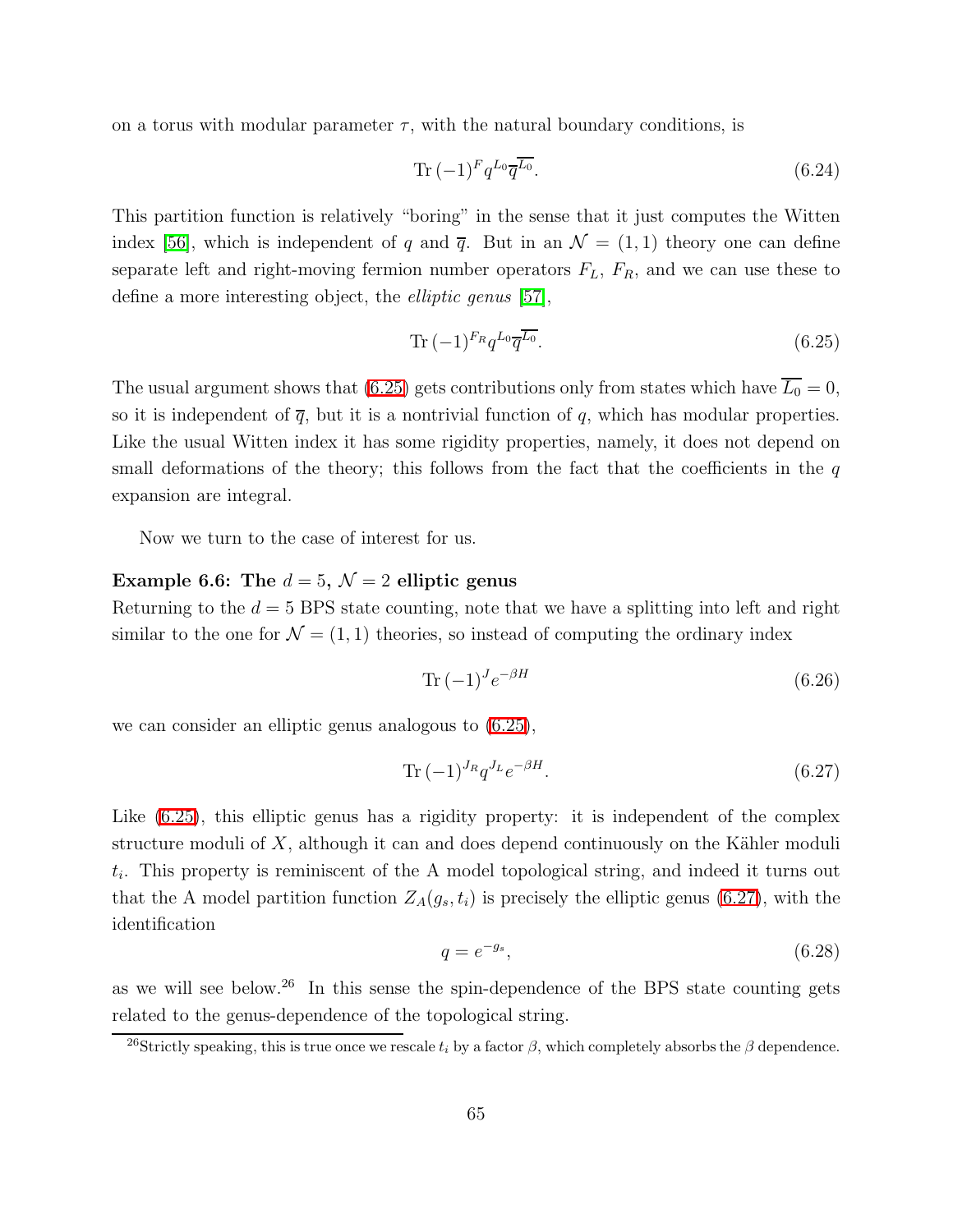on a torus with modular parameter $\tau$, with the natural boundary conditions, is

$$\mathrm{Tr}\,(-1)^F q^{L_0} \overline{q}^{\overline{L_0}}. \tag{6.24}$$

This partition function is relatively "boring" in the sense that it just computes the Witten index [56], which is independent of $q$ and $\overline{q}$. But in an $\mathcal{N} = (1,1)$ theory one can define separate left and right-moving fermion number operators $F_L$, $F_R$, and we can use these to define a more interesting object, the *elliptic genus* [57],

$$\mathrm{Tr}\,(-1)^{F_R} q^{L_0} \overline{q}^{\overline{L_0}}. \tag{6.25}$$

The usual argument shows that (6.25) gets contributions only from states which have $\overline{L_0} = 0$, so it is independent of $\overline{q}$, but it is a nontrivial function of $q$, which has modular properties. Like the usual Witten index it has some rigidity properties, namely, it does not depend on small deformations of the theory; this follows from the fact that the coefficients in the $q$ expansion are integral.

Now we turn to the case of interest for us.

**Example 6.6: The $d = 5$, $\mathcal{N} = 2$ elliptic genus**
Returning to the $d = 5$ BPS state counting, note that we have a splitting into left and right similar to the one for $\mathcal{N} = (1,1)$ theories, so instead of computing the ordinary index

$$\mathrm{Tr}\,(-1)^J e^{-\beta H} \tag{6.26}$$

we can consider an elliptic genus analogous to (6.25),

$$\mathrm{Tr}\,(-1)^{J_R} q^{J_L} e^{-\beta H}. \tag{6.27}$$

Like (6.25), this elliptic genus has a rigidity property: it is independent of the complex structure moduli of $X$, although it can and does depend continuously on the Kähler moduli $t_i$. This property is reminiscent of the A model topological string, and indeed it turns out that the A model partition function $Z_A(g_s, t_i)$ is precisely the elliptic genus (6.27), with the identification

$$q = e^{-g_s}, \tag{6.28}$$

as we will see below.[26] In this sense the spin-dependence of the BPS state counting gets related to the genus-dependence of the topological string.

[26] Strictly speaking, this is true once we rescale $t_i$ by a factor $\beta$, which completely absorbs the $\beta$ dependence.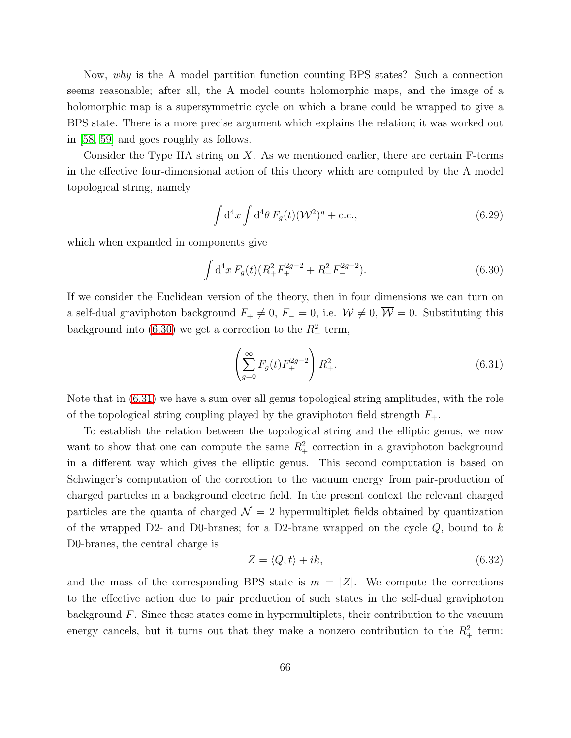Now, *why* is the A model partition function counting BPS states? Such a connection seems reasonable; after all, the A model counts holomorphic maps, and the image of a holomorphic map is a supersymmetric cycle on which a brane could be wrapped to give a BPS state. There is a more precise argument which explains the relation; it was worked out in [58, 59] and goes roughly as follows.

Consider the Type IIA string on $X$. As we mentioned earlier, there are certain F-terms in the effective four-dimensional action of this theory which are computed by the A model topological string, namely

$$\int \mathrm{d}^4 x \int \mathrm{d}^4\theta \, F_g(t)(\mathcal{W}^2)^g + \text{c.c.}, \tag{6.29}$$

which when expanded in components give

$$\int \mathrm{d}^4 x \, F_g(t)(R_+^2 F_+^{2g-2} + R_-^2 F_-^{2g-2}). \tag{6.30}$$

If we consider the Euclidean version of the theory, then in four dimensions we can turn on a self-dual graviphoton background $F_+ \neq 0$, $F_- = 0$, i.e. $\mathcal{W} \neq 0$, $\overline{\mathcal{W}} = 0$. Substituting this background into (6.30) we get a correction to the $R_+^2$ term,

$$\left( \sum_{g=0}^{\infty} F_g(t) F_+^{2g-2} \right) R_+^2. \tag{6.31}$$

Note that in (6.31) we have a sum over all genus topological string amplitudes, with the role of the topological string coupling played by the graviphoton field strength $F_+$.

To establish the relation between the topological string and the elliptic genus, we now want to show that one can compute the same $R_+^2$ correction in a graviphoton background in a different way which gives the elliptic genus. This second computation is based on Schwinger's computation of the correction to the vacuum energy from pair-production of charged particles in a background electric field. In the present context the relevant charged particles are the quanta of charged $\mathcal{N} = 2$ hypermultiplet fields obtained by quantization of the wrapped D2- and D0-branes; for a D2-brane wrapped on the cycle $Q$, bound to $k$ D0-branes, the central charge is

$$Z = \langle Q, t \rangle + ik, \tag{6.32}$$

and the mass of the corresponding BPS state is $m = |Z|$. We compute the corrections to the effective action due to pair production of such states in the self-dual graviphoton background $F$. Since these states come in hypermultiplets, their contribution to the vacuum energy cancels, but it turns out that they make a nonzero contribution to the $R_+^2$ term: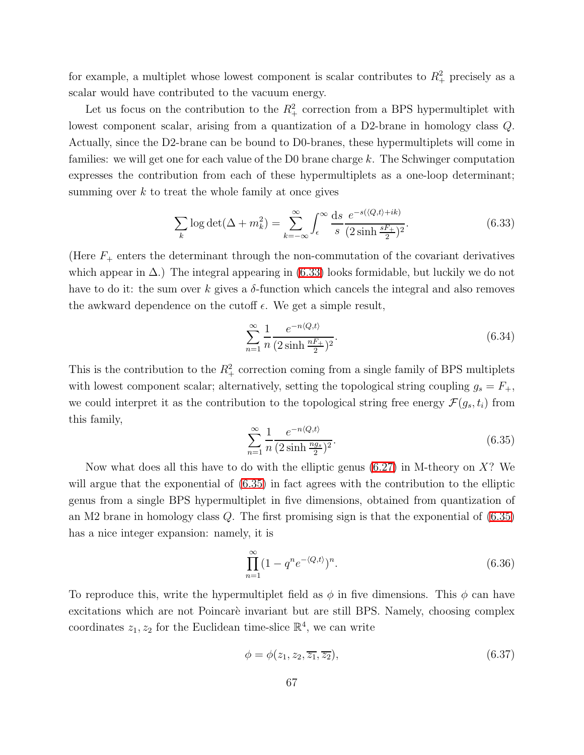for example, a multiplet whose lowest component is scalar contributes to $R_+^2$ precisely as a scalar would have contributed to the vacuum energy.

Let us focus on the contribution to the $R_+^2$ correction from a BPS hypermultiplet with lowest component scalar, arising from a quantization of a D2-brane in homology class $Q$. Actually, since the D2-brane can be bound to D0-branes, these hypermultiplets will come in families: we will get one for each value of the D0 brane charge $k$. The Schwinger computation expresses the contribution from each of these hypermultiplets as a one-loop determinant; summing over $k$ to treat the whole family at once gives

$$\sum_k \log\det(\Delta + m_k^2) = \sum_{k=-\infty}^{\infty} \int_\epsilon^\infty \frac{\mathrm{d}s}{s} \frac{e^{-s(\langle Q,t\rangle + ik)}}{(2\sinh\frac{sF_+}{2})^2}. \tag{6.33}$$

(Here $F_+$ enters the determinant through the non-commutation of the covariant derivatives which appear in $\Delta$.) The integral appearing in (6.33) looks formidable, but luckily we do not have to do it: the sum over $k$ gives a $\delta$-function which cancels the integral and also removes the awkward dependence on the cutoff $\epsilon$. We get a simple result,

$$\sum_{n=1}^{\infty} \frac{1}{n} \frac{e^{-n\langle Q,t\rangle}}{(2\sinh\frac{nF_+}{2})^2}. \tag{6.34}$$

This is the contribution to the $R_+^2$ correction coming from a single family of BPS multiplets with lowest component scalar; alternatively, setting the topological string coupling $g_s = F_+$, we could interpret it as the contribution to the topological string free energy $\mathcal{F}(g_s, t_i)$ from this family,

$$\sum_{n=1}^{\infty} \frac{1}{n} \frac{e^{-n\langle Q,t\rangle}}{(2\sinh\frac{ng_s}{2})^2}. \tag{6.35}$$

Now what does all this have to do with the elliptic genus (6.27) in M-theory on $X$? We will argue that the exponential of (6.35) in fact agrees with the contribution to the elliptic genus from a single BPS hypermultiplet in five dimensions, obtained from quantization of an M2 brane in homology class $Q$. The first promising sign is that the exponential of (6.35) has a nice integer expansion: namely, it is

$$\prod_{n=1}^{\infty} (1 - q^n e^{-\langle Q,t\rangle})^n. \tag{6.36}$$

To reproduce this, write the hypermultiplet field as $\phi$ in five dimensions. This $\phi$ can have excitations which are not Poincarè invariant but are still BPS. Namely, choosing complex coordinates $z_1, z_2$ for the Euclidean time-slice $\mathbb{R}^4$, we can write

$$\phi = \phi(z_1, z_2, \overline{z_1}, \overline{z_2}), \tag{6.37}$$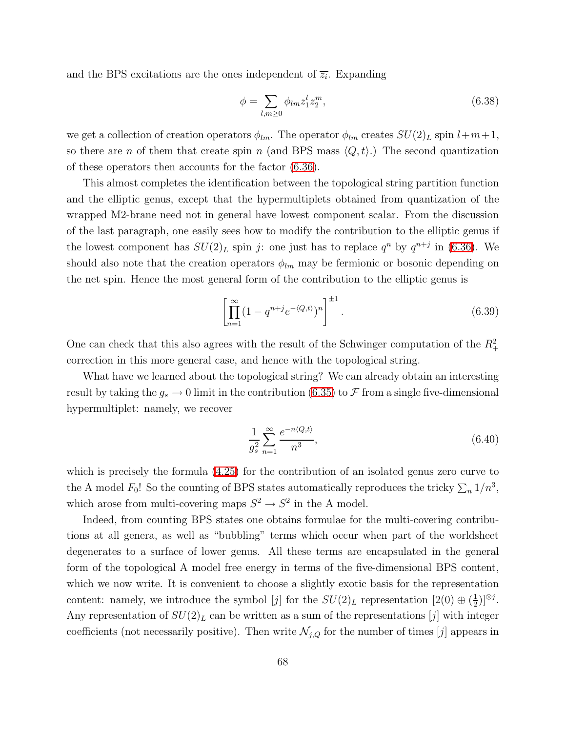and the BPS excitations are the ones independent of $\overline{z_i}$. Expanding

$$\phi = \sum_{l,m\geq 0} \phi_{lm} z_1^l z_2^m, \tag{6.38}$$

we get a collection of creation operators $\phi_{lm}$. The operator $\phi_{lm}$ creates $SU(2)_L$ spin $l+m+1$, so there are $n$ of them that create spin $n$ (and BPS mass $\langle Q, t\rangle$.) The second quantization of these operators then accounts for the factor (6.36).

This almost completes the identification between the topological string partition function and the elliptic genus, except that the hypermultiplets obtained from quantization of the wrapped M2-brane need not in general have lowest component scalar. From the discussion of the last paragraph, one easily sees how to modify the contribution to the elliptic genus if the lowest component has $SU(2)_L$ spin $j$: one just has to replace $q^n$ by $q^{n+j}$ in (6.36). We should also note that the creation operators $\phi_{lm}$ may be fermionic or bosonic depending on the net spin. Hence the most general form of the contribution to the elliptic genus is

$$\left[\prod_{n=1}^{\infty} (1 - q^{n+j} e^{-\langle Q,t\rangle})^n\right]^{\pm 1}. \tag{6.39}$$

One can check that this also agrees with the result of the Schwinger computation of the $R_+^2$ correction in this more general case, and hence with the topological string.

What have we learned about the topological string? We can already obtain an interesting result by taking the $g_s \to 0$ limit in the contribution (6.35) to $\mathcal{F}$ from a single five-dimensional hypermultiplet: namely, we recover

$$\frac{1}{g_s^2} \sum_{n=1}^{\infty} \frac{e^{-n\langle Q,t\rangle}}{n^3}, \tag{6.40}$$

which is precisely the formula (4.25) for the contribution of an isolated genus zero curve to the A model $F_0$! So the counting of BPS states automatically reproduces the tricky $\sum_n 1/n^3$, which arose from multi-covering maps $S^2 \to S^2$ in the A model.

Indeed, from counting BPS states one obtains formulae for the multi-covering contributions at all genera, as well as "bubbling" terms which occur when part of the worldsheet degenerates to a surface of lower genus. All these terms are encapsulated in the general form of the topological A model free energy in terms of the five-dimensional BPS content, which we now write. It is convenient to choose a slightly exotic basis for the representation content: namely, we introduce the symbol $[j]$ for the $SU(2)_L$ representation $[2(0) \oplus (\frac{1}{2})]^{\otimes j}$. Any representation of $SU(2)_L$ can be written as a sum of the representations $[j]$ with integer coefficients (not necessarily positive). Then write $\mathcal{N}_{j,Q}$ for the number of times $[j]$ appears in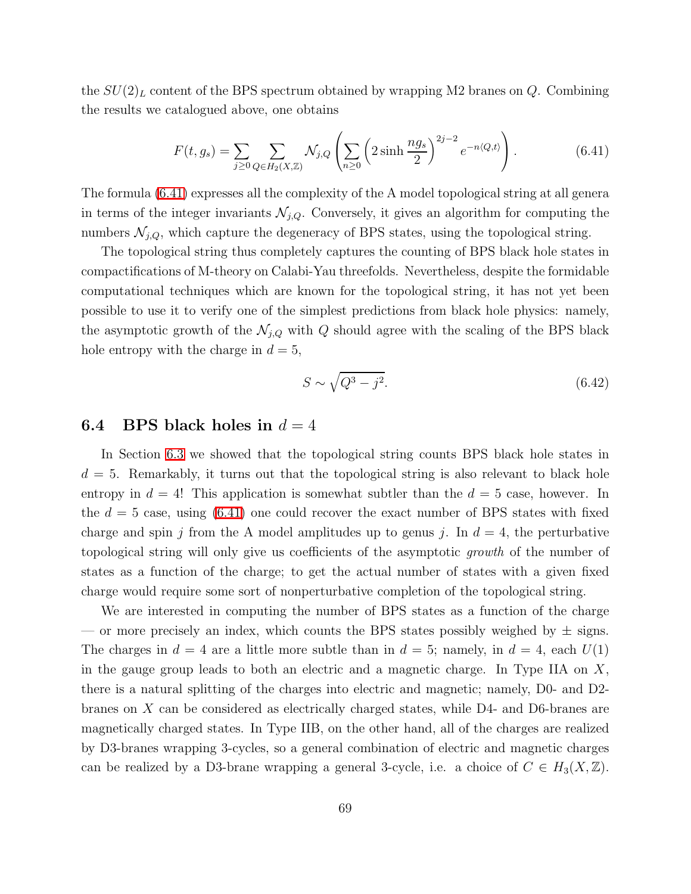the $SU(2)_L$ content of the BPS spectrum obtained by wrapping M2 branes on $Q$. Combining the results we catalogued above, one obtains

$$F(t, g_s) = \sum_{j\geq 0} \sum_{Q\in H_2(X,\mathbb{Z})} \mathcal{N}_{j,Q} \left( \sum_{n\geq 0} \left( 2 \sinh \frac{n g_s}{2} \right)^{2j-2} e^{-n\langle Q,t\rangle} \right). \tag{6.41}$$

The formula (6.41) expresses all the complexity of the A model topological string at all genera in terms of the integer invariants $\mathcal{N}_{j,Q}$. Conversely, it gives an algorithm for computing the numbers $\mathcal{N}_{j,Q}$, which capture the degeneracy of BPS states, using the topological string.

The topological string thus completely captures the counting of BPS black hole states in compactifications of M-theory on Calabi-Yau threefolds. Nevertheless, despite the formidable computational techniques which are known for the topological string, it has not yet been possible to use it to verify one of the simplest predictions from black hole physics: namely, the asymptotic growth of the $\mathcal{N}_{j,Q}$ with $Q$ should agree with the scaling of the BPS black hole entropy with the charge in $d = 5$,

$$S \sim \sqrt{Q^3 - j^2}. \tag{6.42}$$

## 6.4 BPS black holes in $d = 4$

In Section 6.3 we showed that the topological string counts BPS black hole states in $d = 5$. Remarkably, it turns out that the topological string is also relevant to black hole entropy in $d = 4$! This application is somewhat subtler than the $d = 5$ case, however. In the $d = 5$ case, using (6.41) one could recover the exact number of BPS states with fixed charge and spin $j$ from the A model amplitudes up to genus $j$. In $d = 4$, the perturbative topological string will only give us coefficients of the asymptotic *growth* of the number of states as a function of the charge; to get the actual number of states with a given fixed charge would require some sort of nonperturbative completion of the topological string.

We are interested in computing the number of BPS states as a function of the charge — or more precisely an index, which counts the BPS states possibly weighed by $\pm$ signs. The charges in $d = 4$ are a little more subtle than in $d = 5$; namely, in $d = 4$, each $U(1)$ in the gauge group leads to both an electric and a magnetic charge. In Type IIA on $X$, there is a natural splitting of the charges into electric and magnetic; namely, D0- and D2-branes on $X$ can be considered as electrically charged states, while D4- and D6-branes are magnetically charged states. In Type IIB, on the other hand, all of the charges are realized by D3-branes wrapping 3-cycles, so a general combination of electric and magnetic charges can be realized by a D3-brane wrapping a general 3-cycle, i.e. a choice of $C \in H_3(X, \mathbb{Z})$.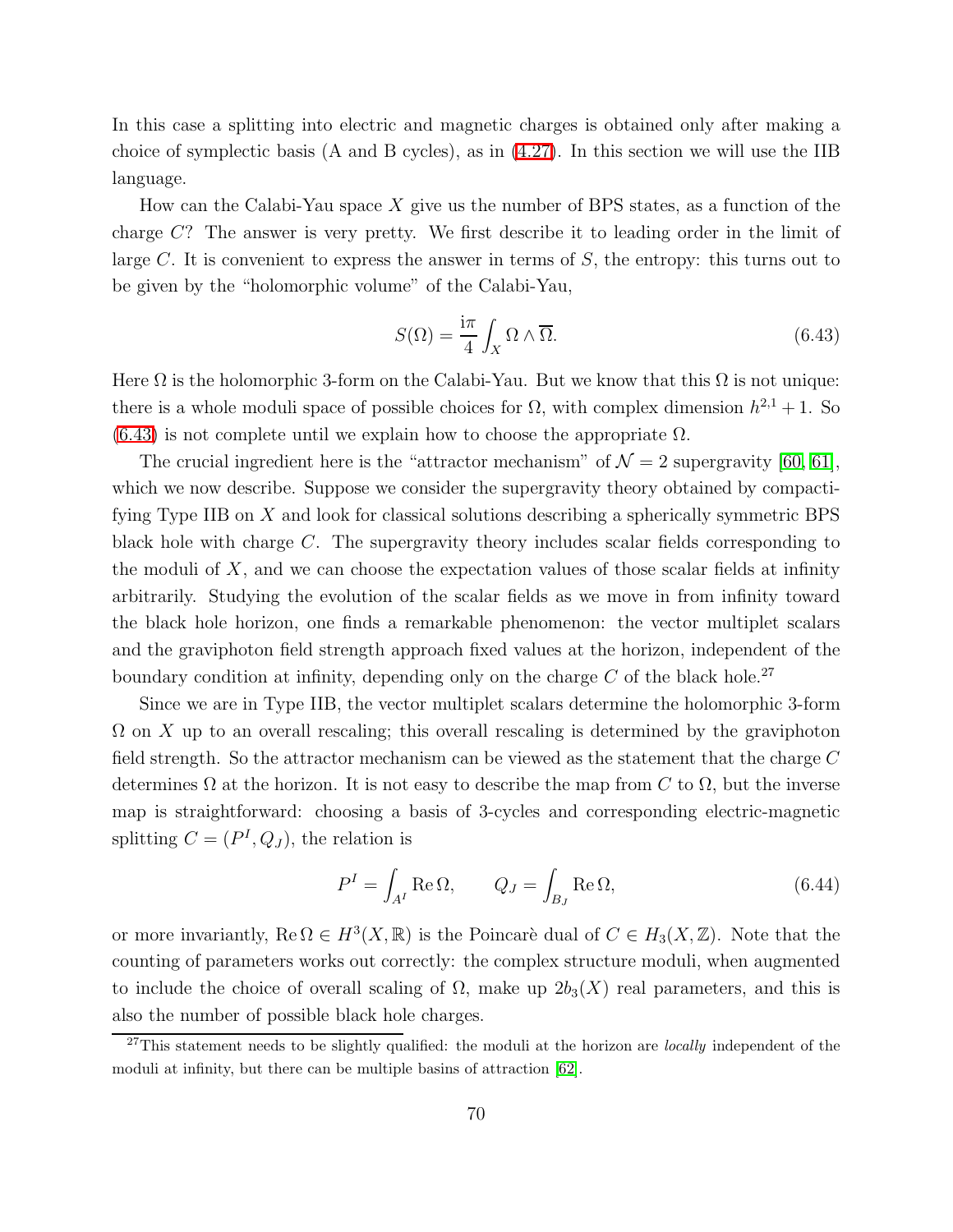In this case a splitting into electric and magnetic charges is obtained only after making a choice of symplectic basis (A and B cycles), as in (4.27). In this section we will use the IIB language.

How can the Calabi-Yau space $X$ give us the number of BPS states, as a function of the charge $C$? The answer is very pretty. We first describe it to leading order in the limit of large $C$. It is convenient to express the answer in terms of $S$, the entropy: this turns out to be given by the "holomorphic volume" of the Calabi-Yau,

$$S(\Omega) = \frac{\mathrm{i}\pi}{4} \int_X \Omega \wedge \overline{\Omega}. \tag{6.43}$$

Here $\Omega$ is the holomorphic 3-form on the Calabi-Yau. But we know that this $\Omega$ is not unique: there is a whole moduli space of possible choices for $\Omega$, with complex dimension $h^{2,1} + 1$. So (6.43) is not complete until we explain how to choose the appropriate $\Omega$.

The crucial ingredient here is the "attractor mechanism" of $\mathcal{N} = 2$ supergravity [60, 61], which we now describe. Suppose we consider the supergravity theory obtained by compactifying Type IIB on $X$ and look for classical solutions describing a spherically symmetric BPS black hole with charge $C$. The supergravity theory includes scalar fields corresponding to the moduli of $X$, and we can choose the expectation values of those scalar fields at infinity arbitrarily. Studying the evolution of the scalar fields as we move in from infinity toward the black hole horizon, one finds a remarkable phenomenon: the vector multiplet scalars and the graviphoton field strength approach fixed values at the horizon, independent of the boundary condition at infinity, depending only on the charge $C$ of the black hole.[27]

Since we are in Type IIB, the vector multiplet scalars determine the holomorphic 3-form $\Omega$ on $X$ up to an overall rescaling; this overall rescaling is determined by the graviphoton field strength. So the attractor mechanism can be viewed as the statement that the charge $C$ determines $\Omega$ at the horizon. It is not easy to describe the map from $C$ to $\Omega$, but the inverse map is straightforward: choosing a basis of 3-cycles and corresponding electric-magnetic splitting $C = (P^I, Q_J)$, the relation is

$$P^I = \int_{A^I} \mathrm{Re}\,\Omega, \qquad Q_J = \int_{B_J} \mathrm{Re}\,\Omega, \tag{6.44}$$

or more invariantly, $\mathrm{Re}\,\Omega \in H^3(X, \mathbb{R})$ is the Poincarè dual of $C \in H_3(X, \mathbb{Z})$. Note that the counting of parameters works out correctly: the complex structure moduli, when augmented to include the choice of overall scaling of $\Omega$, make up $2b_3(X)$ real parameters, and this is also the number of possible black hole charges.

[27] This statement needs to be slightly qualified: the moduli at the horizon are *locally* independent of the moduli at infinity, but there can be multiple basins of attraction [62].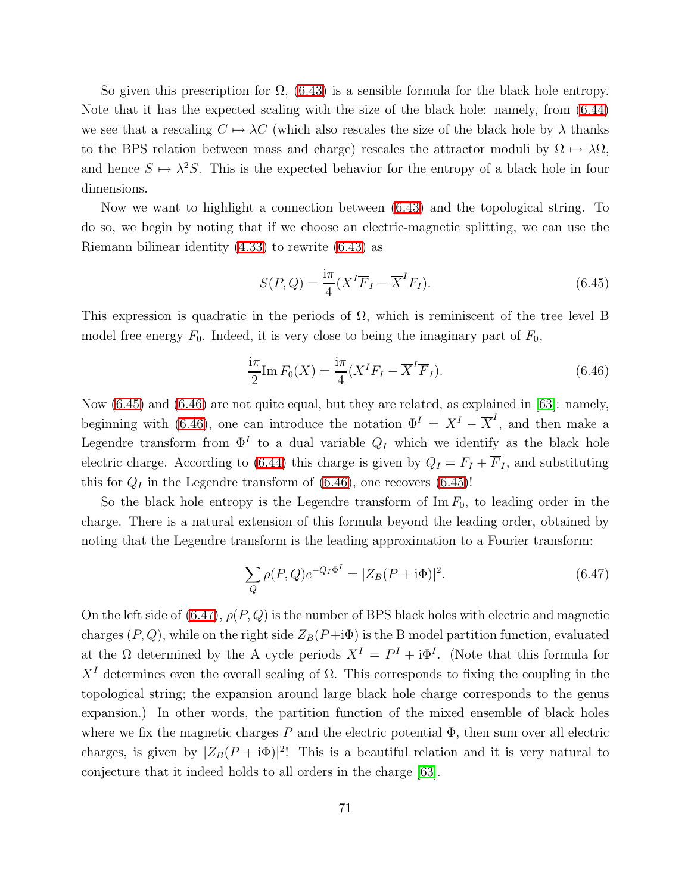So given this prescription for $\Omega$, (6.43) is a sensible formula for the black hole entropy. Note that it has the expected scaling with the size of the black hole: namely, from (6.44) we see that a rescaling $C \mapsto \lambda C$ (which also rescales the size of the black hole by $\lambda$ thanks to the BPS relation between mass and charge) rescales the attractor moduli by $\Omega \mapsto \lambda \Omega$, and hence $S \mapsto \lambda^2 S$. This is the expected behavior for the entropy of a black hole in four dimensions.

Now we want to highlight a connection between (6.43) and the topological string. To do so, we begin by noting that if we choose an electric-magnetic splitting, we can use the Riemann bilinear identity (4.33) to rewrite (6.43) as

$$S(P, Q) = \frac{\mathrm{i}\pi}{4}(X^I \overline{F}_I - \overline{X}^I F_I). \tag{6.45}$$

This expression is quadratic in the periods of $\Omega$, which is reminiscent of the tree level B model free energy $F_0$. Indeed, it is very close to being the imaginary part of $F_0$,

$$\frac{\mathrm{i}\pi}{2}\mathrm{Im}\, F_0(X) = \frac{\mathrm{i}\pi}{4}(X^I F_I - \overline{X}^I \overline{F}_I). \tag{6.46}$$

Now (6.45) and (6.46) are not quite equal, but they are related, as explained in [63]: namely, beginning with (6.46), one can introduce the notation $\Phi^I = X^I - \overline{X}^I$, and then make a Legendre transform from $\Phi^I$ to a dual variable $Q_I$ which we identify as the black hole electric charge. According to (6.44) this charge is given by $Q_I = F_I + \overline{F}_I$, and substituting this for $Q_I$ in the Legendre transform of (6.46), one recovers (6.45)!

So the black hole entropy is the Legendre transform of $\mathrm{Im}\, F_0$, to leading order in the charge. There is a natural extension of this formula beyond the leading order, obtained by noting that the Legendre transform is the leading approximation to a Fourier transform:

$$\sum_Q \rho(P, Q) e^{-Q_I \Phi^I} = |Z_B(P + \mathrm{i}\Phi)|^2. \tag{6.47}$$

On the left side of (6.47), $\rho(P, Q)$ is the number of BPS black holes with electric and magnetic charges $(P, Q)$, while on the right side $Z_B(P + \mathrm{i}\Phi)$ is the B model partition function, evaluated at the $\Omega$ determined by the A cycle periods $X^I = P^I + \mathrm{i}\Phi^I$. (Note that this formula for $X^I$ determines even the overall scaling of $\Omega$. This corresponds to fixing the coupling in the topological string; the expansion around large black hole charge corresponds to the genus expansion.) In other words, the partition function of the mixed ensemble of black holes where we fix the magnetic charges $P$ and the electric potential $\Phi$, then sum over all electric charges, is given by $|Z_B(P + \mathrm{i}\Phi)|^2$! This is a beautiful relation and it is very natural to conjecture that it indeed holds to all orders in the charge [63].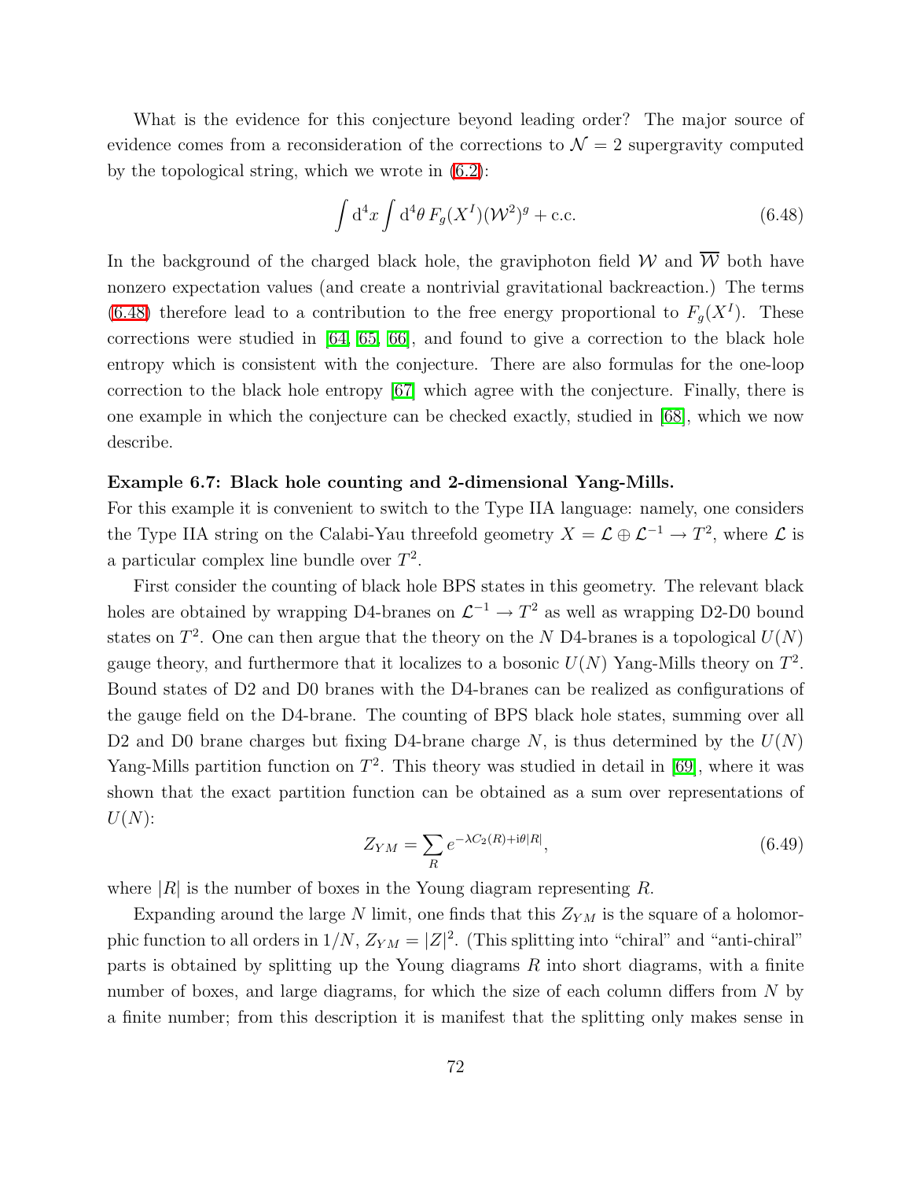What is the evidence for this conjecture beyond leading order? The major source of evidence comes from a reconsideration of the corrections to $\mathcal{N}=2$ supergravity computed by the topological string, which we wrote in (6.2):

$$\int \mathrm{d}^4x \int \mathrm{d}^4\theta \, F_g(X^I)(\mathcal{W}^2)^g + \text{c.c.} \tag{6.48}$$

In the background of the charged black hole, the graviphoton field $\mathcal{W}$ and $\overline{\mathcal{W}}$ both have nonzero expectation values (and create a nontrivial gravitational backreaction.) The terms (6.48) therefore lead to a contribution to the free energy proportional to $F_g(X^I)$. These corrections were studied in [64, 65, 66], and found to give a correction to the black hole entropy which is consistent with the conjecture. There are also formulas for the one-loop correction to the black hole entropy [67] which agree with the conjecture. Finally, there is one example in which the conjecture can be checked exactly, studied in [68], which we now describe.

**Example 6.7: Black hole counting and 2-dimensional Yang-Mills.**
For this example it is convenient to switch to the Type IIA language: namely, one considers the Type IIA string on the Calabi-Yau threefold geometry $X = \mathcal{L} \oplus \mathcal{L}^{-1} \to T^2$, where $\mathcal{L}$ is a particular complex line bundle over $T^2$.

First consider the counting of black hole BPS states in this geometry. The relevant black holes are obtained by wrapping D4-branes on $\mathcal{L}^{-1} \to T^2$ as well as wrapping D2-D0 bound states on $T^2$. One can then argue that the theory on the $N$ D4-branes is a topological $U(N)$ gauge theory, and furthermore that it localizes to a bosonic $U(N)$ Yang-Mills theory on $T^2$. Bound states of D2 and D0 branes with the D4-branes can be realized as configurations of the gauge field on the D4-brane. The counting of BPS black hole states, summing over all D2 and D0 brane charges but fixing D4-brane charge $N$, is thus determined by the $U(N)$ Yang-Mills partition function on $T^2$. This theory was studied in detail in [69], where it was shown that the exact partition function can be obtained as a sum over representations of $U(N)$:

$$Z_{YM} = \sum_R e^{-\lambda C_2(R) + \mathrm{i}\theta |R|}, \tag{6.49}$$

where $|R|$ is the number of boxes in the Young diagram representing $R$.

Expanding around the large $N$ limit, one finds that this $Z_{YM}$ is the square of a holomorphic function to all orders in $1/N$, $Z_{YM} = |Z|^2$. (This splitting into "chiral" and "anti-chiral" parts is obtained by splitting up the Young diagrams $R$ into short diagrams, with a finite number of boxes, and large diagrams, for which the size of each column differs from $N$ by a finite number; from this description it is manifest that the splitting only makes sense in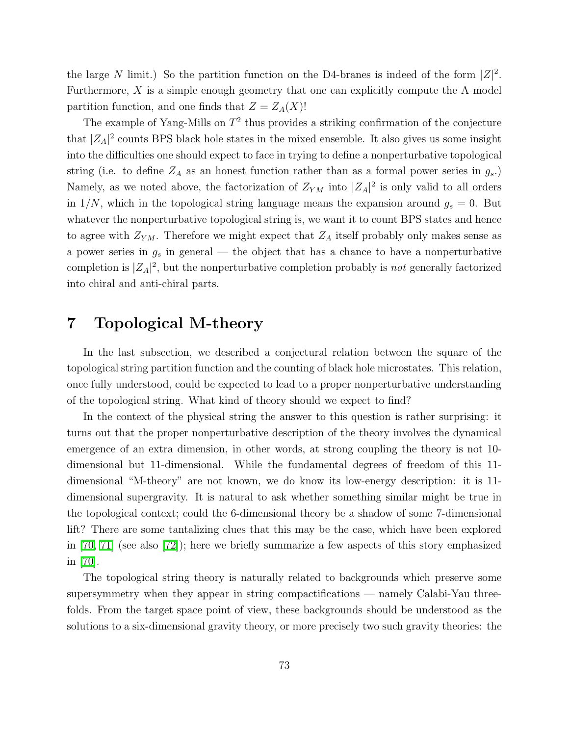the large $N$ limit.) So the partition function on the D4-branes is indeed of the form $|Z|^2$. Furthermore, $X$ is a simple enough geometry that one can explicitly compute the A model partition function, and one finds that $Z = Z_A(X)$!

The example of Yang-Mills on $T^2$ thus provides a striking confirmation of the conjecture that $|Z_A|^2$ counts BPS black hole states in the mixed ensemble. It also gives us some insight into the difficulties one should expect to face in trying to define a nonperturbative topological string (i.e. to define $Z_A$ as an honest function rather than as a formal power series in $g_s$.) Namely, as we noted above, the factorization of $Z_{YM}$ into $|Z_A|^2$ is only valid to all orders in $1/N$, which in the topological string language means the expansion around $g_s = 0$. But whatever the nonperturbative topological string is, we want it to count BPS states and hence to agree with $Z_{YM}$. Therefore we might expect that $Z_A$ itself probably only makes sense as a power series in $g_s$ in general — the object that has a chance to have a nonperturbative completion is $|Z_A|^2$, but the nonperturbative completion probably is *not* generally factorized into chiral and anti-chiral parts.

# 7 Topological M-theory

In the last subsection, we described a conjectural relation between the square of the topological string partition function and the counting of black hole microstates. This relation, once fully understood, could be expected to lead to a proper nonperturbative understanding of the topological string. What kind of theory should we expect to find?

In the context of the physical string the answer to this question is rather surprising: it turns out that the proper nonperturbative description of the theory involves the dynamical emergence of an extra dimension, in other words, at strong coupling the theory is not 10-dimensional but 11-dimensional. While the fundamental degrees of freedom of this 11-dimensional "M-theory" are not known, we do know its low-energy description: it is 11-dimensional supergravity. It is natural to ask whether something similar might be true in the topological context; could the 6-dimensional theory be a shadow of some 7-dimensional lift? There are some tantalizing clues that this may be the case, which have been explored in [70, 71] (see also [72]); here we briefly summarize a few aspects of this story emphasized in [70].

The topological string theory is naturally related to backgrounds which preserve some supersymmetry when they appear in string compactifications — namely Calabi-Yau threefolds. From the target space point of view, these backgrounds should be understood as the solutions to a six-dimensional gravity theory, or more precisely two such gravity theories: the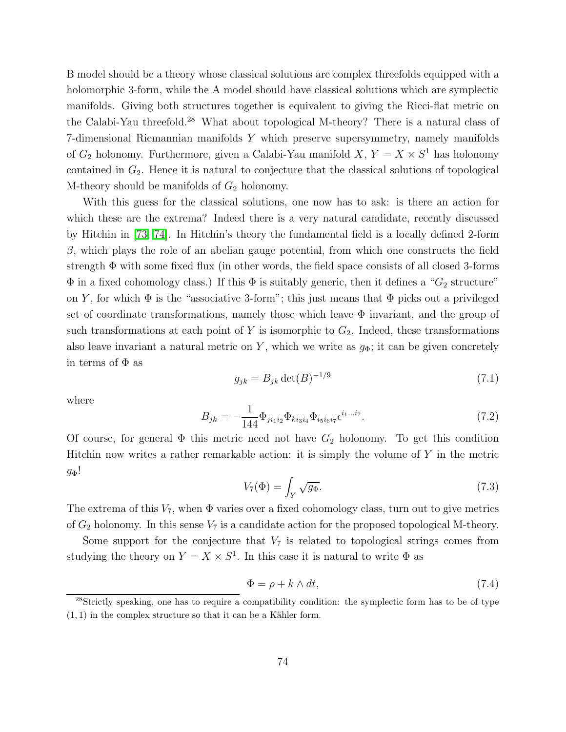B model should be a theory whose classical solutions are complex threefolds equipped with a holomorphic 3-form, while the A model should have classical solutions which are symplectic manifolds. Giving both structures together is equivalent to giving the Ricci-flat metric on the Calabi-Yau threefold.[28] What about topological M-theory? There is a natural class of 7-dimensional Riemannian manifolds $Y$ which preserve supersymmetry, namely manifolds of $G_2$ holonomy. Furthermore, given a Calabi-Yau manifold $X$, $Y = X \times S^1$ has holonomy contained in $G_2$. Hence it is natural to conjecture that the classical solutions of topological M-theory should be manifolds of $G_2$ holonomy.

With this guess for the classical solutions, one now has to ask: is there an action for which these are the extrema? Indeed there is a very natural candidate, recently discussed by Hitchin in [73, 74]. In Hitchin's theory the fundamental field is a locally defined 2-form $\beta$, which plays the role of an abelian gauge potential, from which one constructs the field strength $\Phi$ with some fixed flux (in other words, the field space consists of all closed 3-forms $\Phi$ in a fixed cohomology class.) If this $\Phi$ is suitably generic, then it defines a "$G_2$ structure" on $Y$, for which $\Phi$ is the "associative 3-form"; this just means that $\Phi$ picks out a privileged set of coordinate transformations, namely those which leave $\Phi$ invariant, and the group of such transformations at each point of $Y$ is isomorphic to $G_2$. Indeed, these transformations also leave invariant a natural metric on $Y$, which we write as $g_\Phi$; it can be given concretely in terms of $\Phi$ as

$$g_{jk} = B_{jk} \det(B)^{-1/9} \tag{7.1}$$

where

$$B_{jk} = -\frac{1}{144} \Phi_{j i_1 i_2} \Phi_{k i_3 i_4} \Phi_{i_5 i_6 i_7} \epsilon^{i_1 \dots i_7}. \tag{7.2}$$

Of course, for general $\Phi$ this metric need not have $G_2$ holonomy. To get this condition Hitchin now writes a rather remarkable action: it is simply the volume of $Y$ in the metric $g_\Phi$!

$$V_7(\Phi) = \int_Y \sqrt{g_\Phi}. \tag{7.3}$$

The extrema of this $V_7$, when $\Phi$ varies over a fixed cohomology class, turn out to give metrics of $G_2$ holonomy. In this sense $V_7$ is a candidate action for the proposed topological M-theory.

Some support for the conjecture that $V_7$ is related to topological strings comes from studying the theory on $Y = X \times S^1$. In this case it is natural to write $\Phi$ as

$$\Phi = \rho + k \wedge dt, \tag{7.4}$$

[28] Strictly speaking, one has to require a compatibility condition: the symplectic form has to be of type $(1,1)$ in the complex structure so that it can be a Kähler form.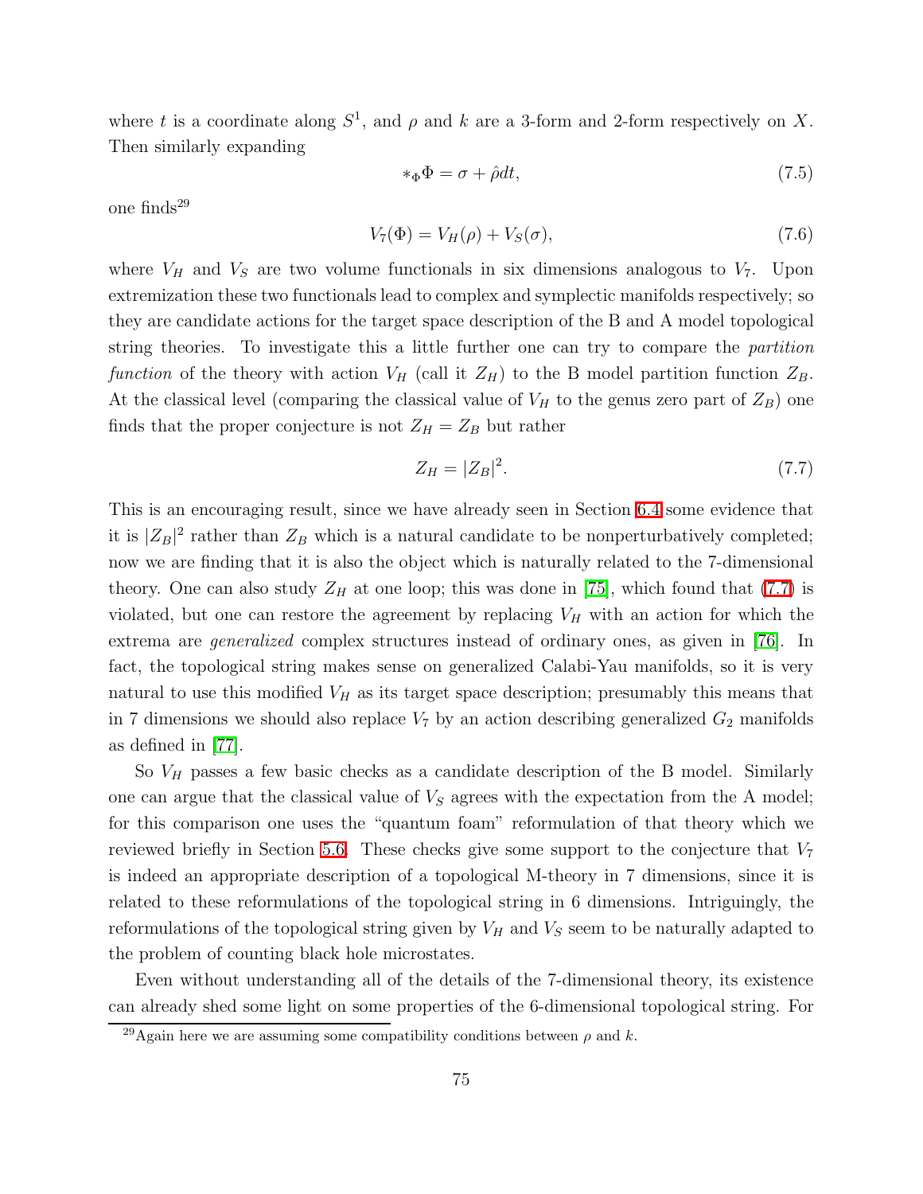where $t$ is a coordinate along $S^1$, and $\rho$ and $k$ are a 3-form and 2-form respectively on $X$. Then similarly expanding

$$*_\Phi \Phi = \sigma + \hat{\rho} dt, \tag{7.5}$$

one finds[29]

$$V_7(\Phi) = V_H(\rho) + V_S(\sigma), \tag{7.6}$$

where $V_H$ and $V_S$ are two volume functionals in six dimensions analogous to $V_7$. Upon extremization these two functionals lead to complex and symplectic manifolds respectively; so they are candidate actions for the target space description of the B and A model topological string theories. To investigate this a little further one can try to compare the *partition function* of the theory with action $V_H$ (call it $Z_H$) to the B model partition function $Z_B$. At the classical level (comparing the classical value of $V_H$ to the genus zero part of $Z_B$) one finds that the proper conjecture is not $Z_H = Z_B$ but rather

$$Z_H = |Z_B|^2. \tag{7.7}$$

This is an encouraging result, since we have already seen in Section 6.4 some evidence that it is $|Z_B|^2$ rather than $Z_B$ which is a natural candidate to be nonperturbatively completed; now we are finding that it is also the object which is naturally related to the 7-dimensional theory. One can also study $Z_H$ at one loop; this was done in [75], which found that (7.7) is violated, but one can restore the agreement by replacing $V_H$ with an action for which the extrema are *generalized* complex structures instead of ordinary ones, as given in [76]. In fact, the topological string makes sense on generalized Calabi-Yau manifolds, so it is very natural to use this modified $V_H$ as its target space description; presumably this means that in 7 dimensions we should also replace $V_7$ by an action describing generalized $G_2$ manifolds as defined in [77].

So $V_H$ passes a few basic checks as a candidate description of the B model. Similarly one can argue that the classical value of $V_S$ agrees with the expectation from the A model; for this comparison one uses the "quantum foam" reformulation of that theory which we reviewed briefly in Section 5.6. These checks give some support to the conjecture that $V_7$ is indeed an appropriate description of a topological M-theory in 7 dimensions, since it is related to these reformulations of the topological string in 6 dimensions. Intriguingly, the reformulations of the topological string given by $V_H$ and $V_S$ seem to be naturally adapted to the problem of counting black hole microstates.

Even without understanding all of the details of the 7-dimensional theory, its existence can already shed some light on some properties of the 6-dimensional topological string. For

[29] Again here we are assuming some compatibility conditions between $\rho$ and $k$.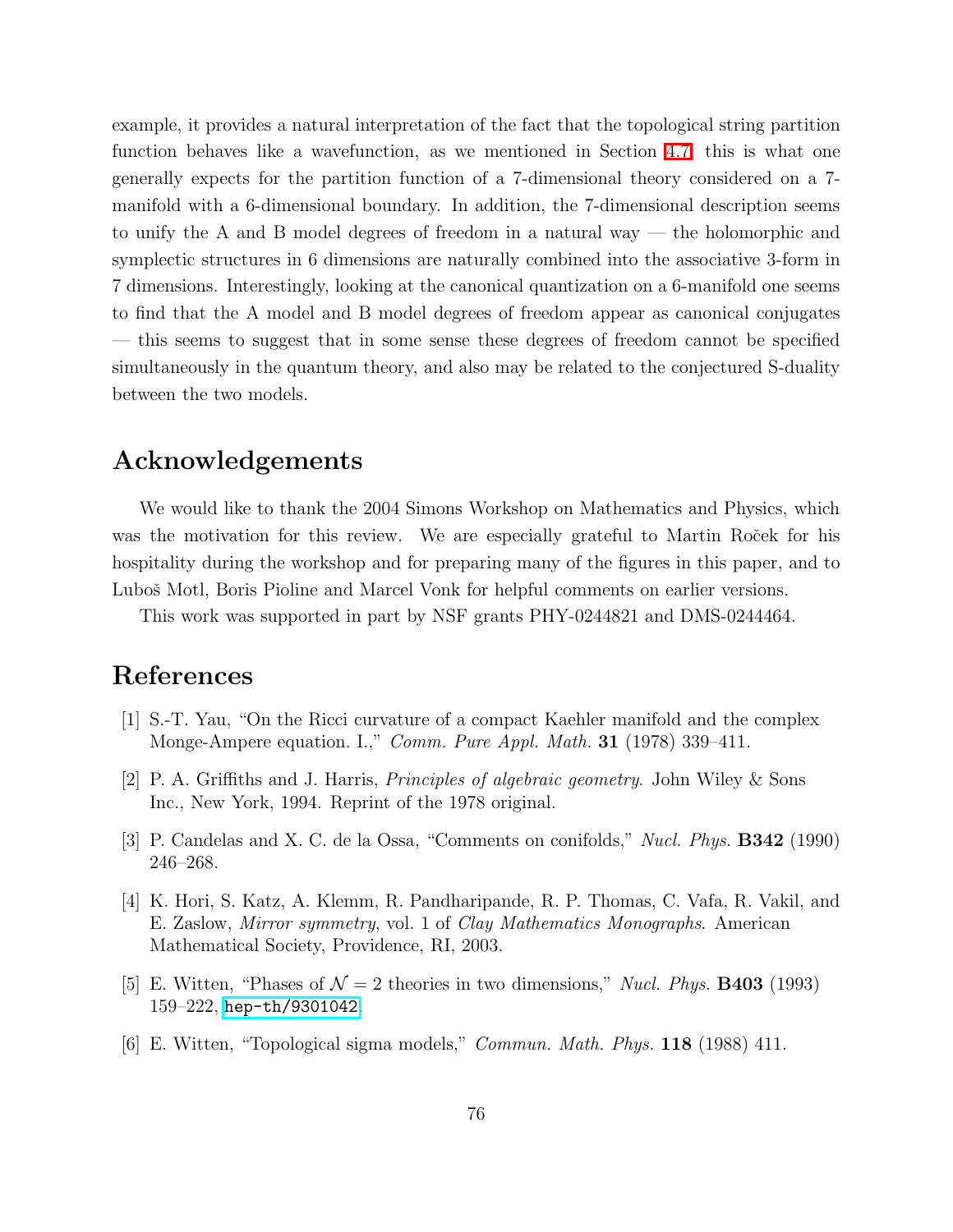example, it provides a natural interpretation of the fact that the topological string partition function behaves like a wavefunction, as we mentioned in Section 4.7; this is what one generally expects for the partition function of a 7-dimensional theory considered on a 7-manifold with a 6-dimensional boundary. In addition, the 7-dimensional description seems to unify the A and B model degrees of freedom in a natural way — the holomorphic and symplectic structures in 6 dimensions are naturally combined into the associative 3-form in 7 dimensions. Interestingly, looking at the canonical quantization on a 6-manifold one seems to find that the A model and B model degrees of freedom appear as canonical conjugates — this seems to suggest that in some sense these degrees of freedom cannot be specified simultaneously in the quantum theory, and also may be related to the conjectured S-duality between the two models.

## Acknowledgements

We would like to thank the 2004 Simons Workshop on Mathematics and Physics, which was the motivation for this review. We are especially grateful to Martin Roček for his hospitality during the workshop and for preparing many of the figures in this paper, and to Luboš Motl, Boris Pioline and Marcel Vonk for helpful comments on earlier versions.

This work was supported in part by NSF grants PHY-0244821 and DMS-0244464.

## References

[1] S.-T. Yau, "On the Ricci curvature of a compact Kaehler manifold and the complex Monge-Ampere equation. I.," *Comm. Pure Appl. Math.* **31** (1978) 339–411.

[2] P. A. Griffiths and J. Harris, *Principles of algebraic geometry*. John Wiley & Sons Inc., New York, 1994. Reprint of the 1978 original.

[3] P. Candelas and X. C. de la Ossa, "Comments on conifolds," *Nucl. Phys.* **B342** (1990) 246–268.

[4] K. Hori, S. Katz, A. Klemm, R. Pandharipande, R. P. Thomas, C. Vafa, R. Vakil, and E. Zaslow, *Mirror symmetry*, vol. 1 of *Clay Mathematics Monographs*. American Mathematical Society, Providence, RI, 2003.

[5] E. Witten, "Phases of $\mathcal{N} = 2$ theories in two dimensions," *Nucl. Phys.* **B403** (1993) 159–222, hep-th/9301042.

[6] E. Witten, "Topological sigma models," *Commun. Math. Phys.* **118** (1988) 411.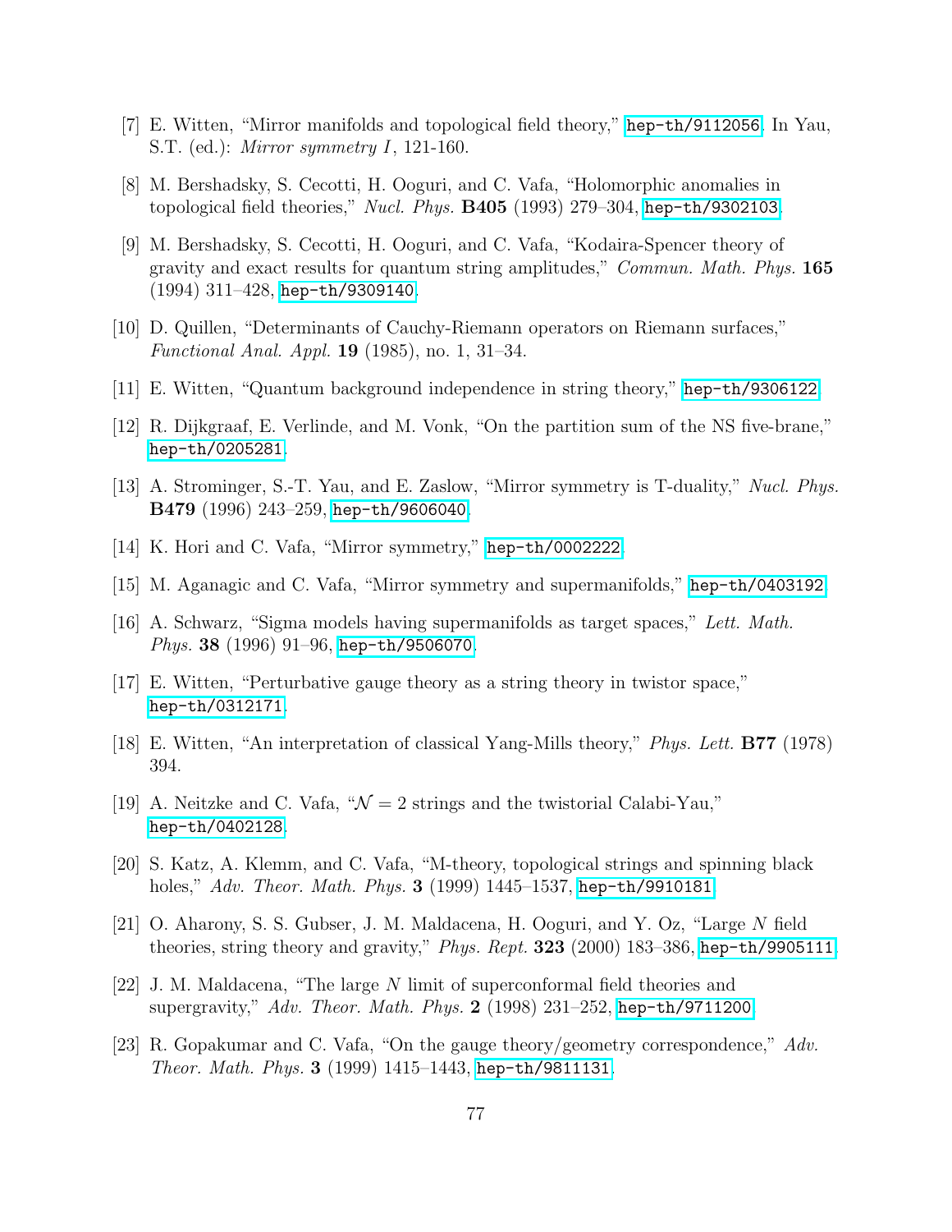[7] E. Witten, "Mirror manifolds and topological field theory," hep-th/9112056. In Yau, S.T. (ed.): *Mirror symmetry I*, 121-160.

[8] M. Bershadsky, S. Cecotti, H. Ooguri, and C. Vafa, "Holomorphic anomalies in topological field theories," *Nucl. Phys.* **B405** (1993) 279–304, hep-th/9302103.

[9] M. Bershadsky, S. Cecotti, H. Ooguri, and C. Vafa, "Kodaira-Spencer theory of gravity and exact results for quantum string amplitudes," *Commun. Math. Phys.* **165** (1994) 311–428, hep-th/9309140.

[10] D. Quillen, "Determinants of Cauchy-Riemann operators on Riemann surfaces," *Functional Anal. Appl.* **19** (1985), no. 1, 31–34.

[11] E. Witten, "Quantum background independence in string theory," hep-th/9306122.

[12] R. Dijkgraaf, E. Verlinde, and M. Vonk, "On the partition sum of the NS five-brane," hep-th/0205281.

[13] A. Strominger, S.-T. Yau, and E. Zaslow, "Mirror symmetry is T-duality," *Nucl. Phys.* **B479** (1996) 243–259, hep-th/9606040.

[14] K. Hori and C. Vafa, "Mirror symmetry," hep-th/0002222.

[15] M. Aganagic and C. Vafa, "Mirror symmetry and supermanifolds," hep-th/0403192.

[16] A. Schwarz, "Sigma models having supermanifolds as target spaces," *Lett. Math. Phys.* **38** (1996) 91–96, hep-th/9506070.

[17] E. Witten, "Perturbative gauge theory as a string theory in twistor space," hep-th/0312171.

[18] E. Witten, "An interpretation of classical Yang-Mills theory," *Phys. Lett.* **B77** (1978) 394.

[19] A. Neitzke and C. Vafa, "$\mathcal{N} = 2$ strings and the twistorial Calabi-Yau," hep-th/0402128.

[20] S. Katz, A. Klemm, and C. Vafa, "M-theory, topological strings and spinning black holes," *Adv. Theor. Math. Phys.* **3** (1999) 1445–1537, hep-th/9910181.

[21] O. Aharony, S. S. Gubser, J. M. Maldacena, H. Ooguri, and Y. Oz, "Large $N$ field theories, string theory and gravity," *Phys. Rept.* **323** (2000) 183–386, hep-th/9905111.

[22] J. M. Maldacena, "The large $N$ limit of superconformal field theories and supergravity," *Adv. Theor. Math. Phys.* **2** (1998) 231–252, hep-th/9711200.

[23] R. Gopakumar and C. Vafa, "On the gauge theory/geometry correspondence," *Adv. Theor. Math. Phys.* **3** (1999) 1415–1443, hep-th/9811131.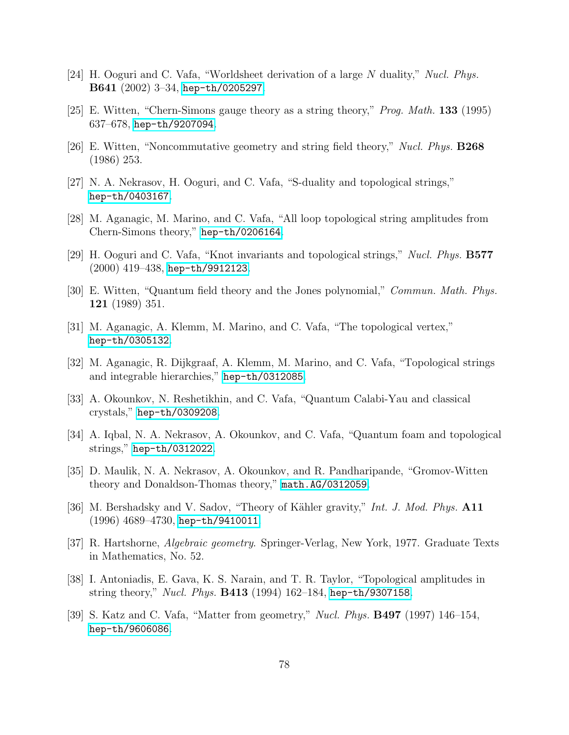[24] H. Ooguri and C. Vafa, "Worldsheet derivation of a large $N$ duality," *Nucl. Phys.* **B641** (2002) 3–34, hep-th/0205297.

[25] E. Witten, "Chern-Simons gauge theory as a string theory," *Prog. Math.* **133** (1995) 637–678, hep-th/9207094.

[26] E. Witten, "Noncommutative geometry and string field theory," *Nucl. Phys.* **B268** (1986) 253.

[27] N. A. Nekrasov, H. Ooguri, and C. Vafa, "S-duality and topological strings," hep-th/0403167.

[28] M. Aganagic, M. Marino, and C. Vafa, "All loop topological string amplitudes from Chern-Simons theory," hep-th/0206164.

[29] H. Ooguri and C. Vafa, "Knot invariants and topological strings," *Nucl. Phys.* **B577** (2000) 419–438, hep-th/9912123.

[30] E. Witten, "Quantum field theory and the Jones polynomial," *Commun. Math. Phys.* **121** (1989) 351.

[31] M. Aganagic, A. Klemm, M. Marino, and C. Vafa, "The topological vertex," hep-th/0305132.

[32] M. Aganagic, R. Dijkgraaf, A. Klemm, M. Marino, and C. Vafa, "Topological strings and integrable hierarchies," hep-th/0312085.

[33] A. Okounkov, N. Reshetikhin, and C. Vafa, "Quantum Calabi-Yau and classical crystals," hep-th/0309208.

[34] A. Iqbal, N. A. Nekrasov, A. Okounkov, and C. Vafa, "Quantum foam and topological strings," hep-th/0312022.

[35] D. Maulik, N. A. Nekrasov, A. Okounkov, and R. Pandharipande, "Gromov-Witten theory and Donaldson-Thomas theory," math.AG/0312059.

[36] M. Bershadsky and V. Sadov, "Theory of Kähler gravity," *Int. J. Mod. Phys.* **A11** (1996) 4689–4730, hep-th/9410011.

[37] R. Hartshorne, *Algebraic geometry*. Springer-Verlag, New York, 1977. Graduate Texts in Mathematics, No. 52.

[38] I. Antoniadis, E. Gava, K. S. Narain, and T. R. Taylor, "Topological amplitudes in string theory," *Nucl. Phys.* **B413** (1994) 162–184, hep-th/9307158.

[39] S. Katz and C. Vafa, "Matter from geometry," *Nucl. Phys.* **B497** (1997) 146–154, hep-th/9606086.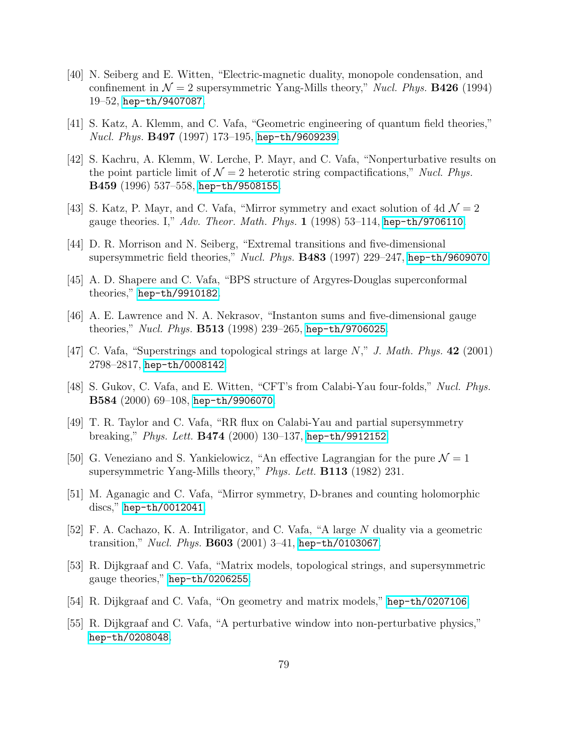[40] N. Seiberg and E. Witten, "Electric-magnetic duality, monopole condensation, and confinement in $\mathcal{N} = 2$ supersymmetric Yang-Mills theory," *Nucl. Phys.* **B426** (1994) 19–52, hep-th/9407087.

[41] S. Katz, A. Klemm, and C. Vafa, "Geometric engineering of quantum field theories," *Nucl. Phys.* **B497** (1997) 173–195, hep-th/9609239.

[42] S. Kachru, A. Klemm, W. Lerche, P. Mayr, and C. Vafa, "Nonperturbative results on the point particle limit of $\mathcal{N} = 2$ heterotic string compactifications," *Nucl. Phys.* **B459** (1996) 537–558, hep-th/9508155.

[43] S. Katz, P. Mayr, and C. Vafa, "Mirror symmetry and exact solution of 4d $\mathcal{N} = 2$ gauge theories. I," *Adv. Theor. Math. Phys.* **1** (1998) 53–114, hep-th/9706110.

[44] D. R. Morrison and N. Seiberg, "Extremal transitions and five-dimensional supersymmetric field theories," *Nucl. Phys.* **B483** (1997) 229–247, hep-th/9609070.

[45] A. D. Shapere and C. Vafa, "BPS structure of Argyres-Douglas superconformal theories," hep-th/9910182.

[46] A. E. Lawrence and N. A. Nekrasov, "Instanton sums and five-dimensional gauge theories," *Nucl. Phys.* **B513** (1998) 239–265, hep-th/9706025.

[47] C. Vafa, "Superstrings and topological strings at large $N$," *J. Math. Phys.* **42** (2001) 2798–2817, hep-th/0008142.

[48] S. Gukov, C. Vafa, and E. Witten, "CFT's from Calabi-Yau four-folds," *Nucl. Phys.* **B584** (2000) 69–108, hep-th/9906070.

[49] T. R. Taylor and C. Vafa, "RR flux on Calabi-Yau and partial supersymmetry breaking," *Phys. Lett.* **B474** (2000) 130–137, hep-th/9912152.

[50] G. Veneziano and S. Yankielowicz, "An effective Lagrangian for the pure $\mathcal{N} = 1$ supersymmetric Yang-Mills theory," *Phys. Lett.* **B113** (1982) 231.

[51] M. Aganagic and C. Vafa, "Mirror symmetry, D-branes and counting holomorphic discs," hep-th/0012041.

[52] F. A. Cachazo, K. A. Intriligator, and C. Vafa, "A large $N$ duality via a geometric transition," *Nucl. Phys.* **B603** (2001) 3–41, hep-th/0103067.

[53] R. Dijkgraaf and C. Vafa, "Matrix models, topological strings, and supersymmetric gauge theories," hep-th/0206255.

[54] R. Dijkgraaf and C. Vafa, "On geometry and matrix models," hep-th/0207106.

[55] R. Dijkgraaf and C. Vafa, "A perturbative window into non-perturbative physics," hep-th/0208048.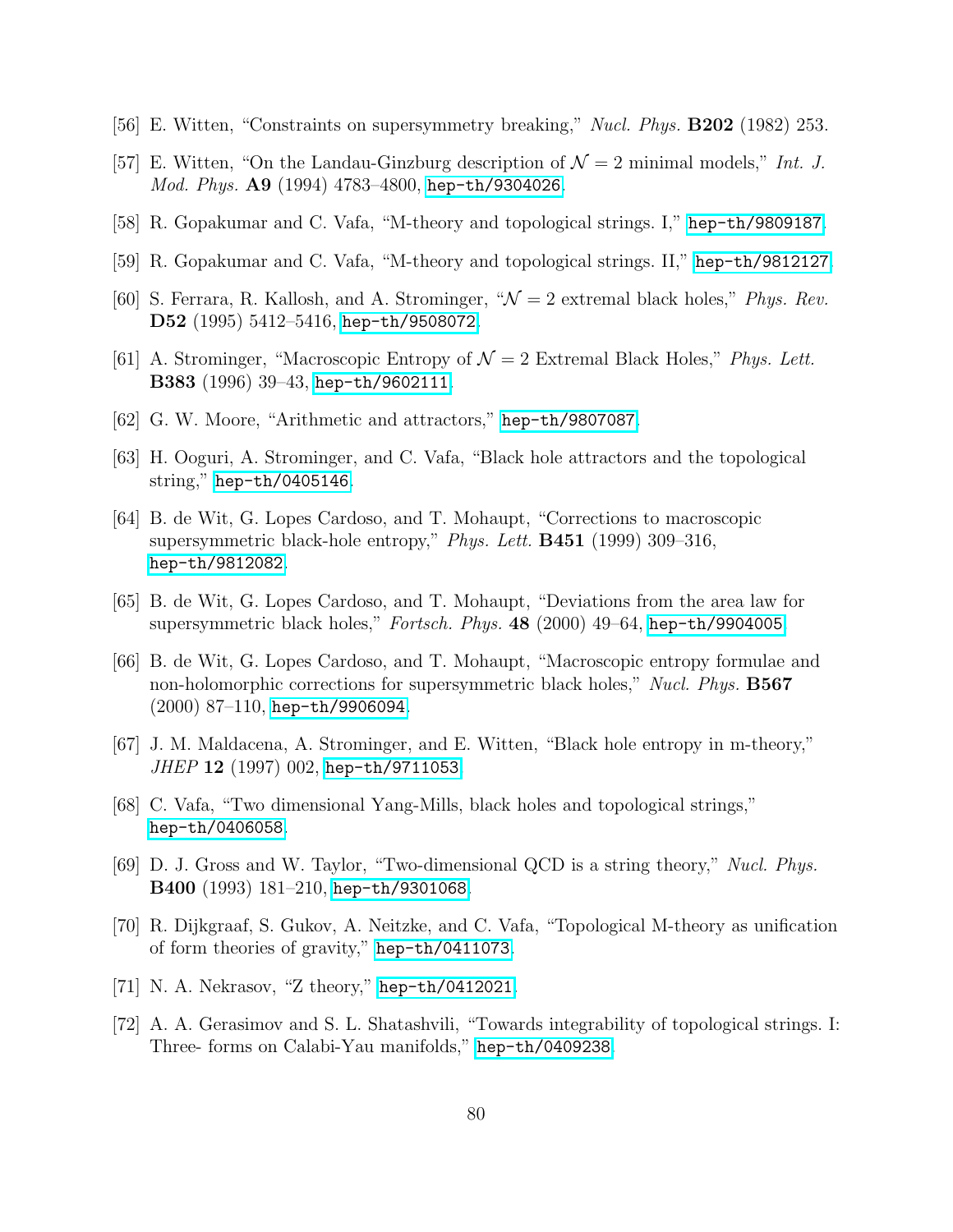[56] E. Witten, "Constraints on supersymmetry breaking," *Nucl. Phys.* **B202** (1982) 253.

[57] E. Witten, "On the Landau-Ginzburg description of $\mathcal{N} = 2$ minimal models," *Int. J. Mod. Phys.* **A9** (1994) 4783–4800, hep-th/9304026.

[58] R. Gopakumar and C. Vafa, "M-theory and topological strings. I," hep-th/9809187.

[59] R. Gopakumar and C. Vafa, "M-theory and topological strings. II," hep-th/9812127.

[60] S. Ferrara, R. Kallosh, and A. Strominger, "$\mathcal{N} = 2$ extremal black holes," *Phys. Rev.* **D52** (1995) 5412–5416, hep-th/9508072.

[61] A. Strominger, "Macroscopic Entropy of $\mathcal{N} = 2$ Extremal Black Holes," *Phys. Lett.* **B383** (1996) 39–43, hep-th/9602111.

[62] G. W. Moore, "Arithmetic and attractors," hep-th/9807087.

[63] H. Ooguri, A. Strominger, and C. Vafa, "Black hole attractors and the topological string," hep-th/0405146.

[64] B. de Wit, G. Lopes Cardoso, and T. Mohaupt, "Corrections to macroscopic supersymmetric black-hole entropy," *Phys. Lett.* **B451** (1999) 309–316, hep-th/9812082.

[65] B. de Wit, G. Lopes Cardoso, and T. Mohaupt, "Deviations from the area law for supersymmetric black holes," *Fortsch. Phys.* **48** (2000) 49–64, hep-th/9904005.

[66] B. de Wit, G. Lopes Cardoso, and T. Mohaupt, "Macroscopic entropy formulae and non-holomorphic corrections for supersymmetric black holes," *Nucl. Phys.* **B567** (2000) 87–110, hep-th/9906094.

[67] J. M. Maldacena, A. Strominger, and E. Witten, "Black hole entropy in m-theory," *JHEP* **12** (1997) 002, hep-th/9711053.

[68] C. Vafa, "Two dimensional Yang-Mills, black holes and topological strings," hep-th/0406058.

[69] D. J. Gross and W. Taylor, "Two-dimensional QCD is a string theory," *Nucl. Phys.* **B400** (1993) 181–210, hep-th/9301068.

[70] R. Dijkgraaf, S. Gukov, A. Neitzke, and C. Vafa, "Topological M-theory as unification of form theories of gravity," hep-th/0411073.

[71] N. A. Nekrasov, "Z theory," hep-th/0412021.

[72] A. A. Gerasimov and S. L. Shatashvili, "Towards integrability of topological strings. I: Three- forms on Calabi-Yau manifolds," hep-th/0409238.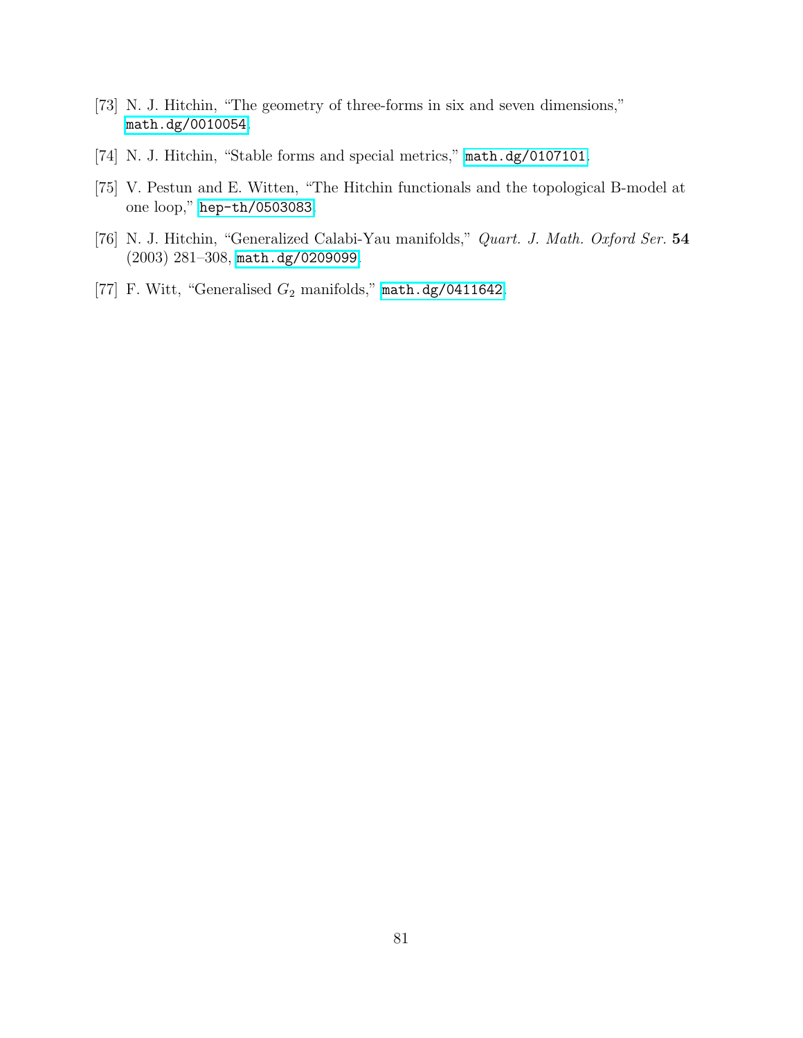[73] N. J. Hitchin, "The geometry of three-forms in six and seven dimensions," math.dg/0010054.

[74] N. J. Hitchin, "Stable forms and special metrics," math.dg/0107101.

[75] V. Pestun and E. Witten, "The Hitchin functionals and the topological B-model at one loop," hep-th/0503083.

[76] N. J. Hitchin, "Generalized Calabi-Yau manifolds," *Quart. J. Math. Oxford Ser.* **54** (2003) 281–308, math.dg/0209099.

[77] F. Witt, "Generalised $G_2$ manifolds," math.dg/0411642.